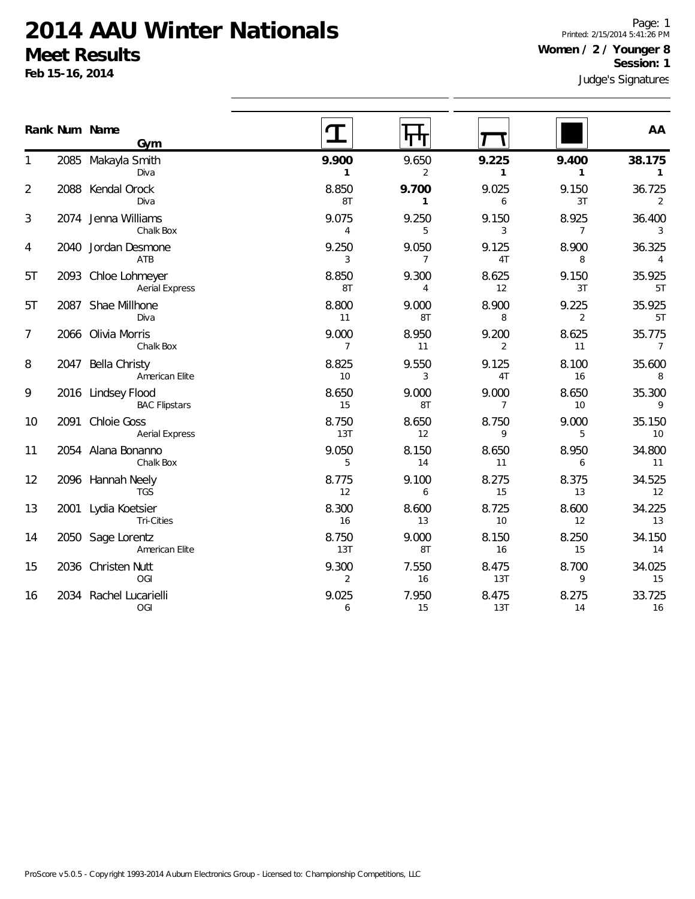# 2014 AAU Winter Nationals

## Meet Results

**Feb 15-16, 2014**

Printed: 2/15/2014 5:41:26 PM

**Women / 2 / Younger 8**

**Session: 1**

Judge's Signatures

| Rank | Num | Name / Gym | Vault | Bars | Beam | Floor | AA |
|---|---|---|---|---|---|---|---|
| 1 | 2085 | Makayla Smith<br>Diva | **9.900**<br>**1** | 9.650<br>2 | **9.225**<br>**1** | **9.400**<br>**1** | **38.175**<br>**1** |
| 2 | 2088 | Kendal Orock<br>Diva | 8.850<br>8T | **9.700**<br>**1** | 9.025<br>6 | 9.150<br>3T | 36.725<br>2 |
| 3 | 2074 | Jenna Williams<br>Chalk Box | 9.075<br>4 | 9.250<br>5 | 9.150<br>3 | 8.925<br>7 | 36.400<br>3 |
| 4 | 2040 | Jordan Desmone<br>ATB | 9.250<br>3 | 9.050<br>7 | 9.125<br>4T | 8.900<br>8 | 36.325<br>4 |
| 5T | 2093 | Chloe Lohmeyer<br>Aerial Express | 8.850<br>8T | 9.300<br>4 | 8.625<br>12 | 9.150<br>3T | 35.925<br>5T |
| 5T | 2087 | Shae Millhone<br>Diva | 8.800<br>11 | 9.000<br>8T | 8.900<br>8 | 9.225<br>2 | 35.925<br>5T |
| 7 | 2066 | Olivia Morris<br>Chalk Box | 9.000<br>7 | 8.950<br>11 | 9.200<br>2 | 8.625<br>11 | 35.775<br>7 |
| 8 | 2047 | Bella Christy<br>American Elite | 8.825<br>10 | 9.550<br>3 | 9.125<br>4T | 8.100<br>16 | 35.600<br>8 |
| 9 | 2016 | Lindsey Flood<br>BAC Flipstars | 8.650<br>15 | 9.000<br>8T | 9.000<br>7 | 8.650<br>10 | 35.300<br>9 |
| 10 | 2091 | Chloie Goss<br>Aerial Express | 8.750<br>13T | 8.650<br>12 | 8.750<br>9 | 9.000<br>5 | 35.150<br>10 |
| 11 | 2054 | Alana Bonanno<br>Chalk Box | 9.050<br>5 | 8.150<br>14 | 8.650<br>11 | 8.950<br>6 | 34.800<br>11 |
| 12 | 2096 | Hannah Neely<br>TGS | 8.775<br>12 | 9.100<br>6 | 8.275<br>15 | 8.375<br>13 | 34.525<br>12 |
| 13 | 2001 | Lydia Koetsier<br>Tri-Cities | 8.300<br>16 | 8.600<br>13 | 8.725<br>10 | 8.600<br>12 | 34.225<br>13 |
| 14 | 2050 | Sage Lorentz<br>American Elite | 8.750<br>13T | 9.000<br>8T | 8.150<br>16 | 8.250<br>15 | 34.150<br>14 |
| 15 | 2036 | Christen Nutt<br>OGI | 9.300<br>2 | 7.550<br>16 | 8.475<br>13T | 8.700<br>9 | 34.025<br>15 |
| 16 | 2034 | Rachel Lucarielli<br>OGI | 9.025<br>6 | 7.950<br>15 | 8.475<br>13T | 8.275<br>14 | 33.725<br>16 |

ProScore v5.0.5 - Copyright 1993-2014 Auburn Electronics Group - Licensed to: Championship Competitions, LLC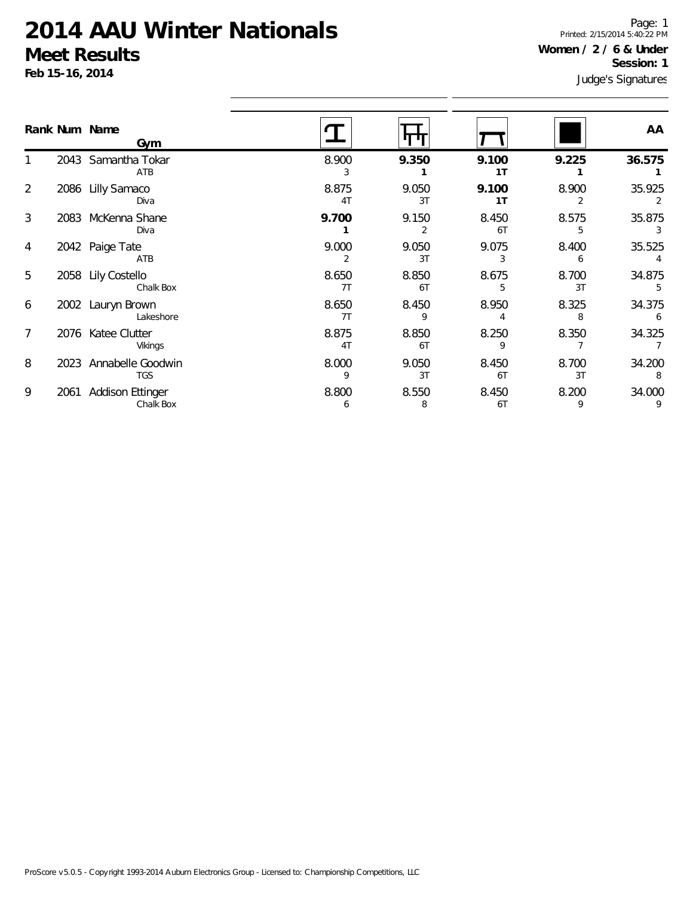# 2014 AAU Winter Nationals

## Meet Results

**Feb 15-16, 2014**

Printed: 2/15/2014 5:40:22 PM

**Women / 2 / 6 & Under**

**Session: 1**

Judge's Signatures

| Rank | Num | Name / Gym | Vault | Bars | Beam | Floor | AA |
|---|---|---|---|---|---|---|---|
| 1 | 2043 | Samantha Tokar<br>ATB | 8.900<br>3 | **9.350**<br>**1** | **9.100**<br>**1T** | **9.225**<br>**1** | **36.575**<br>**1** |
| 2 | 2086 | Lilly Samaco<br>Diva | 8.875<br>4T | 9.050<br>3T | **9.100**<br>**1T** | 8.900<br>2 | 35.925<br>2 |
| 3 | 2083 | McKenna Shane<br>Diva | **9.700**<br>**1** | 9.150<br>2 | 8.450<br>6T | 8.575<br>5 | 35.875<br>3 |
| 4 | 2042 | Paige Tate<br>ATB | 9.000<br>2 | 9.050<br>3T | 9.075<br>3 | 8.400<br>6 | 35.525<br>4 |
| 5 | 2058 | Lily Costello<br>Chalk Box | 8.650<br>7T | 8.850<br>6T | 8.675<br>5 | 8.700<br>3T | 34.875<br>5 |
| 6 | 2002 | Lauryn Brown<br>Lakeshore | 8.650<br>7T | 8.450<br>9 | 8.950<br>4 | 8.325<br>8 | 34.375<br>6 |
| 7 | 2076 | Katee Clutter<br>Vikings | 8.875<br>4T | 8.850<br>6T | 8.250<br>9 | 8.350<br>7 | 34.325<br>7 |
| 8 | 2023 | Annabelle Goodwin<br>TGS | 8.000<br>9 | 9.050<br>3T | 8.450<br>6T | 8.700<br>3T | 34.200<br>8 |
| 9 | 2061 | Addison Ettinger<br>Chalk Box | 8.800<br>6 | 8.550<br>8 | 8.450<br>6T | 8.200<br>9 | 34.000<br>9 |

ProScore v5.0.5 - Copyright 1993-2014 Auburn Electronics Group - Licensed to: Championship Competitions, LLC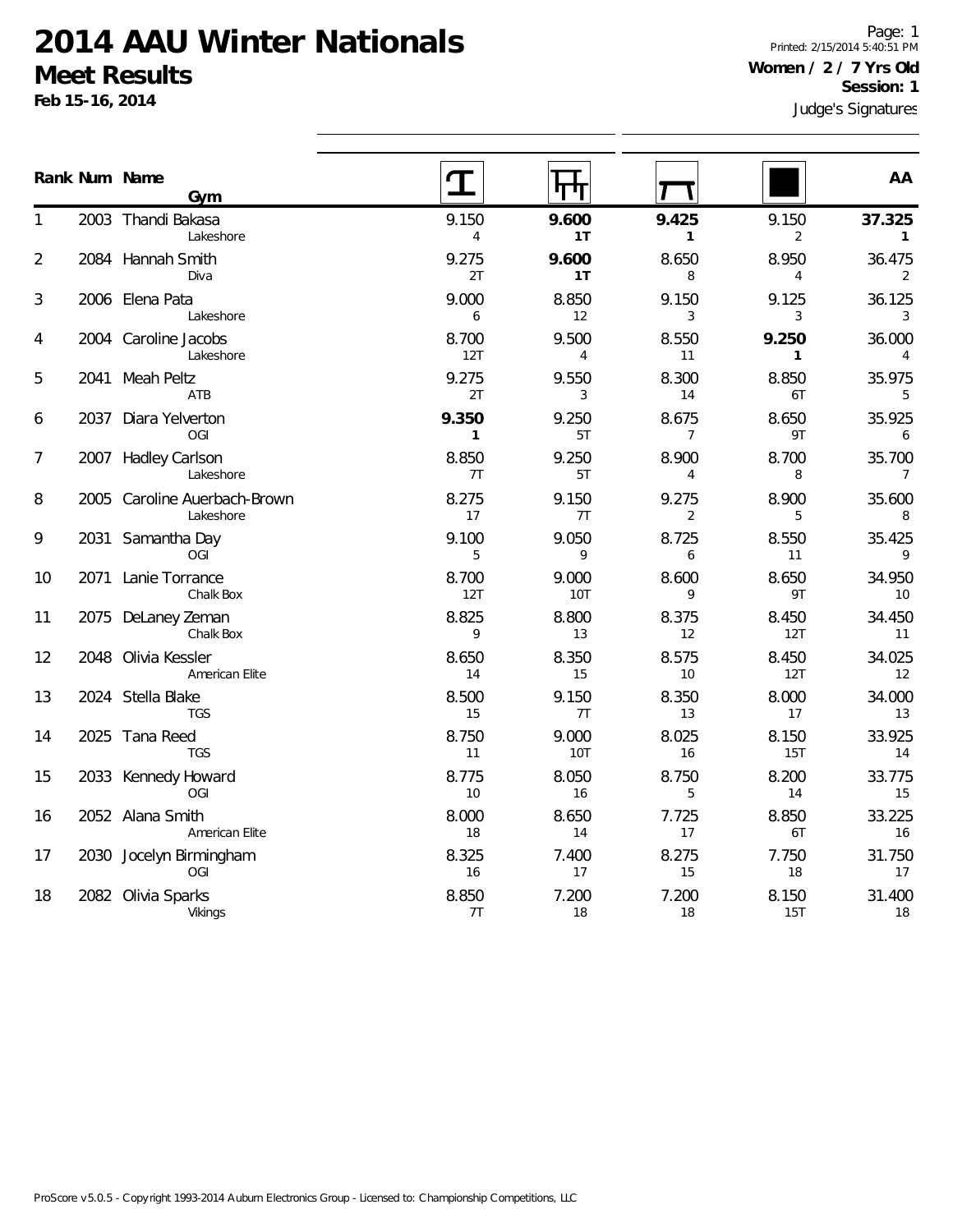# 2014 AAU Winter Nationals

## Meet Results

**Feb 15-16, 2014**

Page: 1
Printed: 2/15/2014 5:40:51 PM

**Women / 2 / 7 Yrs Old**
**Session: 1**
Judge's Signatures

| Rank | Num | Name / Gym | Vault | Bars | Beam | Floor | AA |
|---|---|---|---|---|---|---|---|
| 1 | 2003 | Thandi Bakasa<br>Lakeshore | 9.150<br>4 | **9.600**<br>**1T** | **9.425**<br>**1** | 9.150<br>2 | **37.325**<br>**1** |
| 2 | 2084 | Hannah Smith<br>Diva | 9.275<br>2T | **9.600**<br>**1T** | 8.650<br>8 | 8.950<br>4 | 36.475<br>2 |
| 3 | 2006 | Elena Pata<br>Lakeshore | 9.000<br>6 | 8.850<br>12 | 9.150<br>3 | 9.125<br>3 | 36.125<br>3 |
| 4 | 2004 | Caroline Jacobs<br>Lakeshore | 8.700<br>12T | 9.500<br>4 | 8.550<br>11 | **9.250**<br>**1** | 36.000<br>4 |
| 5 | 2041 | Meah Peltz<br>ATB | 9.275<br>2T | 9.550<br>3 | 8.300<br>14 | 8.850<br>6T | 35.975<br>5 |
| 6 | 2037 | Diara Yelverton<br>OGI | **9.350**<br>**1** | 9.250<br>5T | 8.675<br>7 | 8.650<br>9T | 35.925<br>6 |
| 7 | 2007 | Hadley Carlson<br>Lakeshore | 8.850<br>7T | 9.250<br>5T | 8.900<br>4 | 8.700<br>8 | 35.700<br>7 |
| 8 | 2005 | Caroline Auerbach-Brown<br>Lakeshore | 8.275<br>17 | 9.150<br>7T | 9.275<br>2 | 8.900<br>5 | 35.600<br>8 |
| 9 | 2031 | Samantha Day<br>OGI | 9.100<br>5 | 9.050<br>9 | 8.725<br>6 | 8.550<br>11 | 35.425<br>9 |
| 10 | 2071 | Lanie Torrance<br>Chalk Box | 8.700<br>12T | 9.000<br>10T | 8.600<br>9 | 8.650<br>9T | 34.950<br>10 |
| 11 | 2075 | DeLaney Zeman<br>Chalk Box | 8.825<br>9 | 8.800<br>13 | 8.375<br>12 | 8.450<br>12T | 34.450<br>11 |
| 12 | 2048 | Olivia Kessler<br>American Elite | 8.650<br>14 | 8.350<br>15 | 8.575<br>10 | 8.450<br>12T | 34.025<br>12 |
| 13 | 2024 | Stella Blake<br>TGS | 8.500<br>15 | 9.150<br>7T | 8.350<br>13 | 8.000<br>17 | 34.000<br>13 |
| 14 | 2025 | Tana Reed<br>TGS | 8.750<br>11 | 9.000<br>10T | 8.025<br>16 | 8.150<br>15T | 33.925<br>14 |
| 15 | 2033 | Kennedy Howard<br>OGI | 8.775<br>10 | 8.050<br>16 | 8.750<br>5 | 8.200<br>14 | 33.775<br>15 |
| 16 | 2052 | Alana Smith<br>American Elite | 8.000<br>18 | 8.650<br>14 | 7.725<br>17 | 8.850<br>6T | 33.225<br>16 |
| 17 | 2030 | Jocelyn Birmingham<br>OGI | 8.325<br>16 | 7.400<br>17 | 8.275<br>15 | 7.750<br>18 | 31.750<br>17 |
| 18 | 2082 | Olivia Sparks<br>Vikings | 8.850<br>7T | 7.200<br>18 | 7.200<br>18 | 8.150<br>15T | 31.400<br>18 |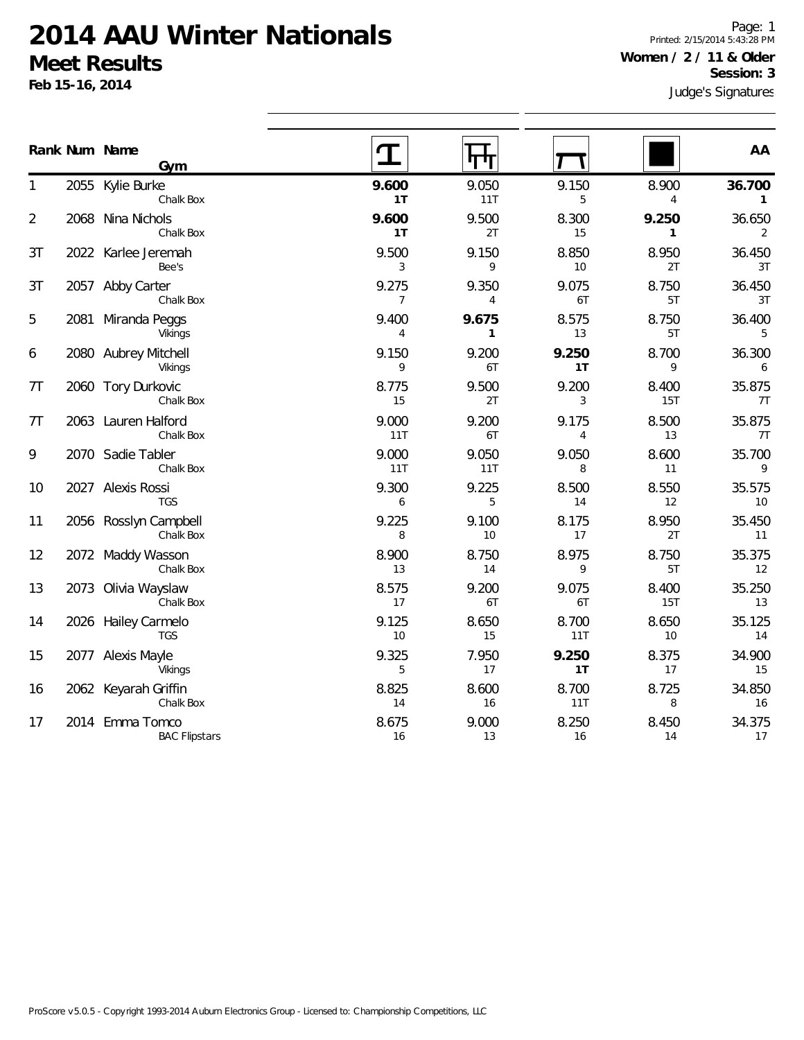# 2014 AAU Winter Nationals

## Meet Results

**Feb 15-16, 2014**

Printed: 2/15/2014 5:43:28 PM

**Women / 2 / 11 & Older**

**Session: 3**

Judge's Signatures

| Rank | Num | Name / Gym | Vault | Bars | Beam | Floor | AA |
|---|---|---|---|---|---|---|---|
| 1 | 2055 | Kylie Burke<br>Chalk Box | **9.600**<br>**1T** | 9.050<br>11T | 9.150<br>5 | 8.900<br>4 | **36.700**<br>**1** |
| 2 | 2068 | Nina Nichols<br>Chalk Box | **9.600**<br>**1T** | 9.500<br>2T | 8.300<br>15 | **9.250**<br>**1** | 36.650<br>2 |
| 3T | 2022 | Karlee Jeremah<br>Bee's | 9.500<br>3 | 9.150<br>9 | 8.850<br>10 | 8.950<br>2T | 36.450<br>3T |
| 3T | 2057 | Abby Carter<br>Chalk Box | 9.275<br>7 | 9.350<br>4 | 9.075<br>6T | 8.750<br>5T | 36.450<br>3T |
| 5 | 2081 | Miranda Peggs<br>Vikings | 9.400<br>4 | **9.675**<br>**1** | 8.575<br>13 | 8.750<br>5T | 36.400<br>5 |
| 6 | 2080 | Aubrey Mitchell<br>Vikings | 9.150<br>9 | 9.200<br>6T | **9.250**<br>**1T** | 8.700<br>9 | 36.300<br>6 |
| 7T | 2060 | Tory Durkovic<br>Chalk Box | 8.775<br>15 | 9.500<br>2T | 9.200<br>3 | 8.400<br>15T | 35.875<br>7T |
| 7T | 2063 | Lauren Halford<br>Chalk Box | 9.000<br>11T | 9.200<br>6T | 9.175<br>4 | 8.500<br>13 | 35.875<br>7T |
| 9 | 2070 | Sadie Tabler<br>Chalk Box | 9.000<br>11T | 9.050<br>11T | 9.050<br>8 | 8.600<br>11 | 35.700<br>9 |
| 10 | 2027 | Alexis Rossi<br>TGS | 9.300<br>6 | 9.225<br>5 | 8.500<br>14 | 8.550<br>12 | 35.575<br>10 |
| 11 | 2056 | Rosslyn Campbell<br>Chalk Box | 9.225<br>8 | 9.100<br>10 | 8.175<br>17 | 8.950<br>2T | 35.450<br>11 |
| 12 | 2072 | Maddy Wasson<br>Chalk Box | 8.900<br>13 | 8.750<br>14 | 8.975<br>9 | 8.750<br>5T | 35.375<br>12 |
| 13 | 2073 | Olivia Wayslaw<br>Chalk Box | 8.575<br>17 | 9.200<br>6T | 9.075<br>6T | 8.400<br>15T | 35.250<br>13 |
| 14 | 2026 | Hailey Carmelo<br>TGS | 9.125<br>10 | 8.650<br>15 | 8.700<br>11T | 8.650<br>10 | 35.125<br>14 |
| 15 | 2077 | Alexis Mayle<br>Vikings | 9.325<br>5 | 7.950<br>17 | **9.250**<br>**1T** | 8.375<br>17 | 34.900<br>15 |
| 16 | 2062 | Keyarah Griffin<br>Chalk Box | 8.825<br>14 | 8.600<br>16 | 8.700<br>11T | 8.725<br>8 | 34.850<br>16 |
| 17 | 2014 | Emma Tomco<br>BAC Flipstars | 8.675<br>16 | 9.000<br>13 | 8.250<br>16 | 8.450<br>14 | 34.375<br>17 |

ProScore v5.0.5 - Copyright 1993-2014 Auburn Electronics Group - Licensed to: Championship Competitions, LLC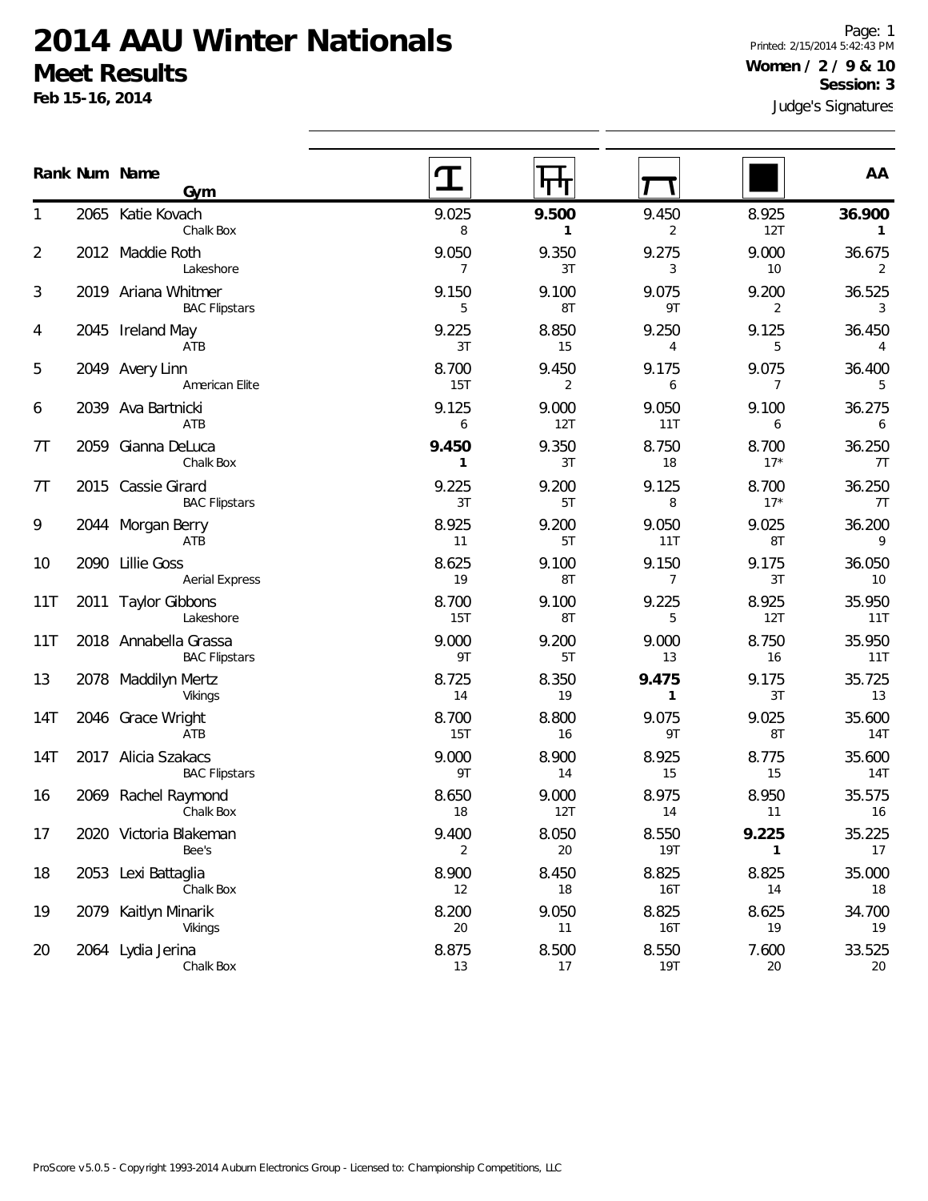# 2014 AAU Winter Nationals

## Meet Results

**Feb 15-16, 2014**

Printed: 2/15/2014 5:42:43 PM

**Women / 2 / 9 & 10**

**Session: 3**

Judge's Signatures

| Rank | Num | Name / Gym | Vault | Bars | Beam | Floor | AA |
|---|---|---|---|---|---|---|---|
| 1 | 2065 | Katie Kovach<br>Chalk Box | 9.025<br>8 | **9.500**<br>**1** | 9.450<br>2 | 8.925<br>12T | **36.900**<br>**1** |
| 2 | 2012 | Maddie Roth<br>Lakeshore | 9.050<br>7 | 9.350<br>3T | 9.275<br>3 | 9.000<br>10 | 36.675<br>2 |
| 3 | 2019 | Ariana Whitmer<br>BAC Flipstars | 9.150<br>5 | 9.100<br>8T | 9.075<br>9T | 9.200<br>2 | 36.525<br>3 |
| 4 | 2045 | Ireland May<br>ATB | 9.225<br>3T | 8.850<br>15 | 9.250<br>4 | 9.125<br>5 | 36.450<br>4 |
| 5 | 2049 | Avery Linn<br>American Elite | 8.700<br>15T | 9.450<br>2 | 9.175<br>6 | 9.075<br>7 | 36.400<br>5 |
| 6 | 2039 | Ava Bartnicki<br>ATB | 9.125<br>6 | 9.000<br>12T | 9.050<br>11T | 9.100<br>6 | 36.275<br>6 |
| 7T | 2059 | Gianna DeLuca<br>Chalk Box | **9.450**<br>**1** | 9.350<br>3T | 8.750<br>18 | 8.700<br>17* | 36.250<br>7T |
| 7T | 2015 | Cassie Girard<br>BAC Flipstars | 9.225<br>3T | 9.200<br>5T | 9.125<br>8 | 8.700<br>17* | 36.250<br>7T |
| 9 | 2044 | Morgan Berry<br>ATB | 8.925<br>11 | 9.200<br>5T | 9.050<br>11T | 9.025<br>8T | 36.200<br>9 |
| 10 | 2090 | Lillie Goss<br>Aerial Express | 8.625<br>19 | 9.100<br>8T | 9.150<br>7 | 9.175<br>3T | 36.050<br>10 |
| 11T | 2011 | Taylor Gibbons<br>Lakeshore | 8.700<br>15T | 9.100<br>8T | 9.225<br>5 | 8.925<br>12T | 35.950<br>11T |
| 11T | 2018 | Annabella Grassa<br>BAC Flipstars | 9.000<br>9T | 9.200<br>5T | 9.000<br>13 | 8.750<br>16 | 35.950<br>11T |
| 13 | 2078 | Maddilyn Mertz<br>Vikings | 8.725<br>14 | 8.350<br>19 | **9.475**<br>**1** | 9.175<br>3T | 35.725<br>13 |
| 14T | 2046 | Grace Wright<br>ATB | 8.700<br>15T | 8.800<br>16 | 9.075<br>9T | 9.025<br>8T | 35.600<br>14T |
| 14T | 2017 | Alicia Szakacs<br>BAC Flipstars | 9.000<br>9T | 8.900<br>14 | 8.925<br>15 | 8.775<br>15 | 35.600<br>14T |
| 16 | 2069 | Rachel Raymond<br>Chalk Box | 8.650<br>18 | 9.000<br>12T | 8.975<br>14 | 8.950<br>11 | 35.575<br>16 |
| 17 | 2020 | Victoria Blakeman<br>Bee's | 9.400<br>2 | 8.050<br>20 | 8.550<br>19T | **9.225**<br>**1** | 35.225<br>17 |
| 18 | 2053 | Lexi Battaglia<br>Chalk Box | 8.900<br>12 | 8.450<br>18 | 8.825<br>16T | 8.825<br>14 | 35.000<br>18 |
| 19 | 2079 | Kaitlyn Minarik<br>Vikings | 8.200<br>20 | 9.050<br>11 | 8.825<br>16T | 8.625<br>19 | 34.700<br>19 |
| 20 | 2064 | Lydia Jerina<br>Chalk Box | 8.875<br>13 | 8.500<br>17 | 8.550<br>19T | 7.600<br>20 | 33.525<br>20 |

ProScore v5.0.5 - Copyright 1993-2014 Auburn Electronics Group - Licensed to: Championship Competitions, LLC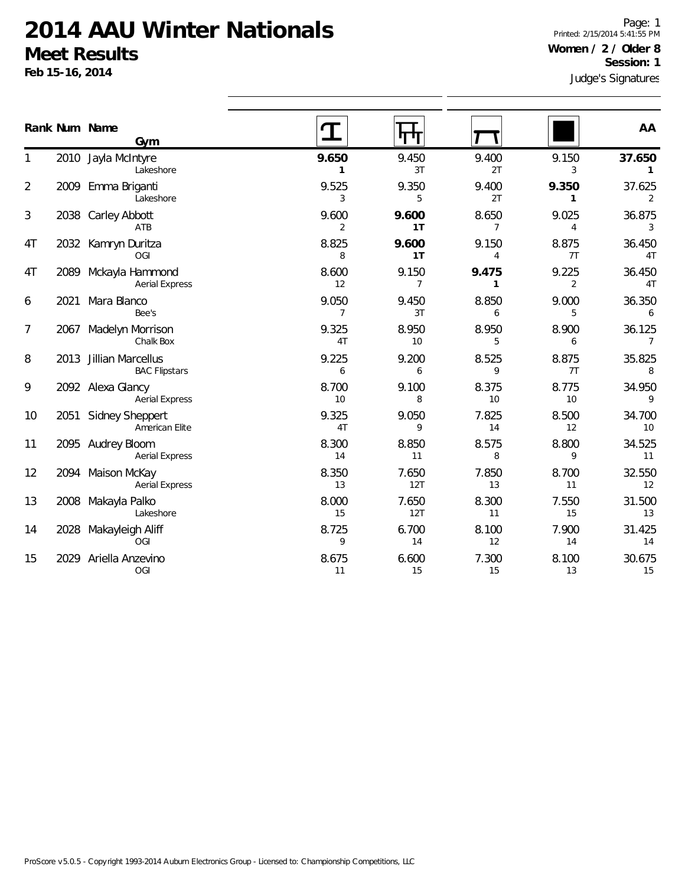# 2014 AAU Winter Nationals

## Meet Results

**Feb 15-16, 2014**

Printed: 2/15/2014 5:41:55 PM

**Women / 2 / Older 8**

**Session: 1**

Judge's Signatures

| Rank | Num | Name / Gym | Vault | Bars | Beam | Floor | AA |
|---|---|---|---|---|---|---|---|
| 1 | 2010 | Jayla McIntyre<br>Lakeshore | **9.650**<br>**1** | 9.450<br>3T | 9.400<br>2T | 9.150<br>3 | **37.650**<br>**1** |
| 2 | 2009 | Emma Briganti<br>Lakeshore | 9.525<br>3 | 9.350<br>5 | 9.400<br>2T | **9.350**<br>**1** | 37.625<br>2 |
| 3 | 2038 | Carley Abbott<br>ATB | 9.600<br>2 | **9.600**<br>**1T** | 8.650<br>7 | 9.025<br>4 | 36.875<br>3 |
| 4T | 2032 | Kamryn Duritza<br>OGI | 8.825<br>8 | **9.600**<br>**1T** | 9.150<br>4 | 8.875<br>7T | 36.450<br>4T |
| 4T | 2089 | Mckayla Hammond<br>Aerial Express | 8.600<br>12 | 9.150<br>7 | **9.475**<br>**1** | 9.225<br>2 | 36.450<br>4T |
| 6 | 2021 | Mara Blanco<br>Bee's | 9.050<br>7 | 9.450<br>3T | 8.850<br>6 | 9.000<br>5 | 36.350<br>6 |
| 7 | 2067 | Madelyn Morrison<br>Chalk Box | 9.325<br>4T | 8.950<br>10 | 8.950<br>5 | 8.900<br>6 | 36.125<br>7 |
| 8 | 2013 | Jillian Marcellus<br>BAC Flipstars | 9.225<br>6 | 9.200<br>6 | 8.525<br>9 | 8.875<br>7T | 35.825<br>8 |
| 9 | 2092 | Alexa Glancy<br>Aerial Express | 8.700<br>10 | 9.100<br>8 | 8.375<br>10 | 8.775<br>10 | 34.950<br>9 |
| 10 | 2051 | Sidney Sheppert<br>American Elite | 9.325<br>4T | 9.050<br>9 | 7.825<br>14 | 8.500<br>12 | 34.700<br>10 |
| 11 | 2095 | Audrey Bloom<br>Aerial Express | 8.300<br>14 | 8.850<br>11 | 8.575<br>8 | 8.800<br>9 | 34.525<br>11 |
| 12 | 2094 | Maison McKay<br>Aerial Express | 8.350<br>13 | 7.650<br>12T | 7.850<br>13 | 8.700<br>11 | 32.550<br>12 |
| 13 | 2008 | Makayla Palko<br>Lakeshore | 8.000<br>15 | 7.650<br>12T | 8.300<br>11 | 7.550<br>15 | 31.500<br>13 |
| 14 | 2028 | Makayleigh Aliff<br>OGI | 8.725<br>9 | 6.700<br>14 | 8.100<br>12 | 7.900<br>14 | 31.425<br>14 |
| 15 | 2029 | Ariella Anzevino<br>OGI | 8.675<br>11 | 6.600<br>15 | 7.300<br>15 | 8.100<br>13 | 30.675<br>15 |

ProScore v5.0.5 - Copyright 1993-2014 Auburn Electronics Group - Licensed to: Championship Competitions, LLC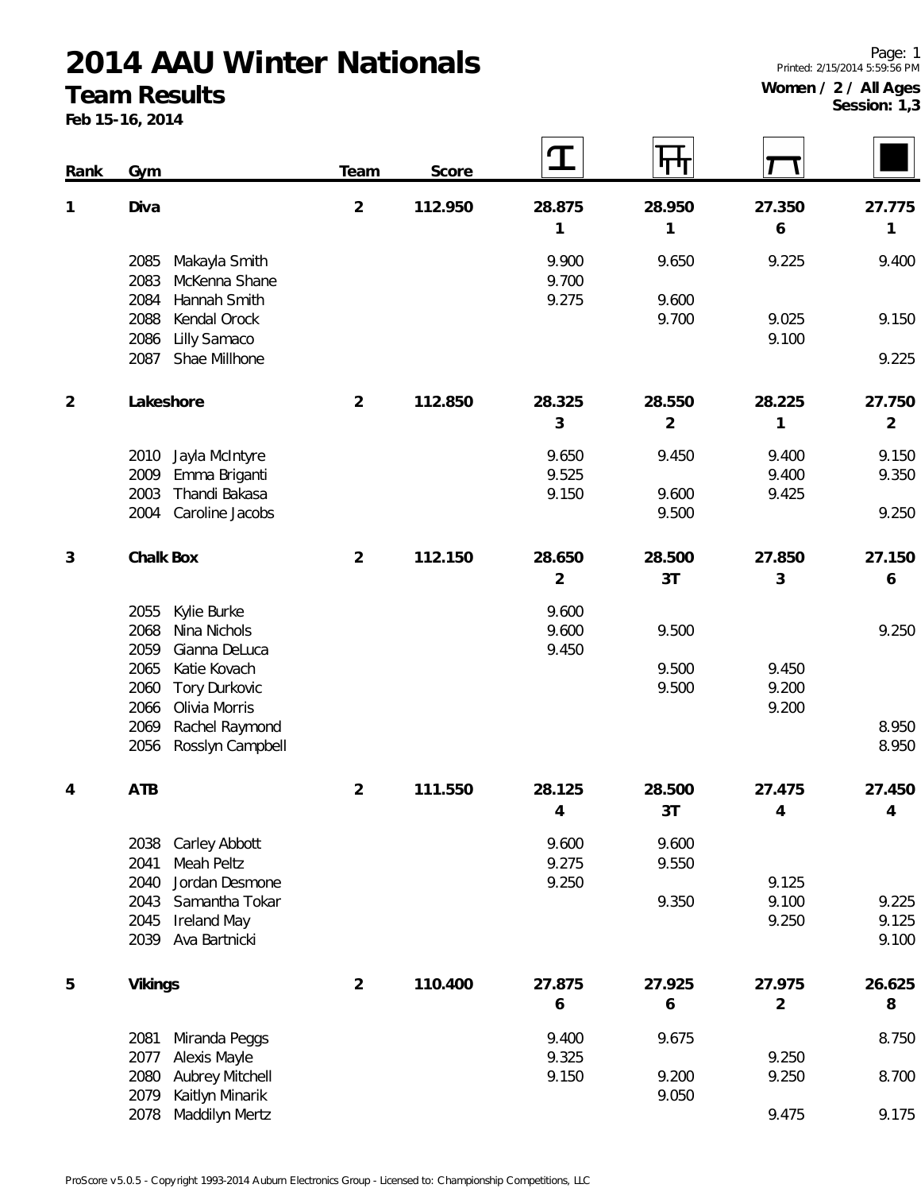# 2014 AAU Winter Nationals

## Team Results

**Feb 15-16, 2014**

Printed: 2/15/2014 5:59:56 PM

**Women / 2 / All Ages**
**Session: 1,3**

| Rank | Gym | Team | Score | Vault | Bars | Beam | Floor |
|---|---|---|---|---|---|---|---|
| 1 | **Diva** | 2 | 112.950 | 28.875 | 28.950 | 27.350 | 27.775 |
| | | | | 1 | 1 | 6 | 1 |
| | 2085 Makayla Smith | | | 9.900 | 9.650 | 9.225 | 9.400 |
| | 2083 McKenna Shane | | | 9.700 | | | |
| | 2084 Hannah Smith | | | 9.275 | 9.600 | | |
| | 2088 Kendal Orock | | | | 9.700 | 9.025 | 9.150 |
| | 2086 Lilly Samaco | | | | | 9.100 | |
| | 2087 Shae Millhone | | | | | | 9.225 |
| 2 | **Lakeshore** | 2 | 112.850 | 28.325 | 28.550 | 28.225 | 27.750 |
| | | | | 3 | 2 | 1 | 2 |
| | 2010 Jayla McIntyre | | | 9.650 | 9.450 | 9.400 | 9.150 |
| | 2009 Emma Briganti | | | 9.525 | | 9.400 | 9.350 |
| | 2003 Thandi Bakasa | | | 9.150 | 9.600 | 9.425 | |
| | 2004 Caroline Jacobs | | | | 9.500 | | 9.250 |
| 3 | **Chalk Box** | 2 | 112.150 | 28.650 | 28.500 | 27.850 | 27.150 |
| | | | | 2 | 3T | 3 | 6 |
| | 2055 Kylie Burke | | | 9.600 | | | |
| | 2068 Nina Nichols | | | 9.600 | 9.500 | | 9.250 |
| | 2059 Gianna DeLuca | | | 9.450 | | | |
| | 2065 Katie Kovach | | | | 9.500 | 9.450 | |
| | 2060 Tory Durkovic | | | | 9.500 | 9.200 | |
| | 2066 Olivia Morris | | | | | 9.200 | |
| | 2069 Rachel Raymond | | | | | | 8.950 |
| | 2056 Rosslyn Campbell | | | | | | 8.950 |
| 4 | **ATB** | 2 | 111.550 | 28.125 | 28.500 | 27.475 | 27.450 |
| | | | | 4 | 3T | 4 | 4 |
| | 2038 Carley Abbott | | | 9.600 | 9.600 | | |
| | 2041 Meah Peltz | | | 9.275 | 9.550 | | |
| | 2040 Jordan Desmone | | | 9.250 | | 9.125 | |
| | 2043 Samantha Tokar | | | | 9.350 | 9.100 | 9.225 |
| | 2045 Ireland May | | | | | 9.250 | 9.125 |
| | 2039 Ava Bartnicki | | | | | | 9.100 |
| 5 | **Vikings** | 2 | 110.400 | 27.875 | 27.925 | 27.975 | 26.625 |
| | | | | 6 | 6 | 2 | 8 |
| | 2081 Miranda Peggs | | | 9.400 | 9.675 | | 8.750 |
| | 2077 Alexis Mayle | | | 9.325 | | 9.250 | |
| | 2080 Aubrey Mitchell | | | 9.150 | 9.200 | 9.250 | 8.700 |
| | 2079 Kaitlyn Minarik | | | | 9.050 | | |
| | 2078 Maddilyn Mertz | | | | | 9.475 | 9.175 |

ProScore v5.0.5 - Copyright 1993-2014 Auburn Electronics Group - Licensed to: Championship Competitions, LLC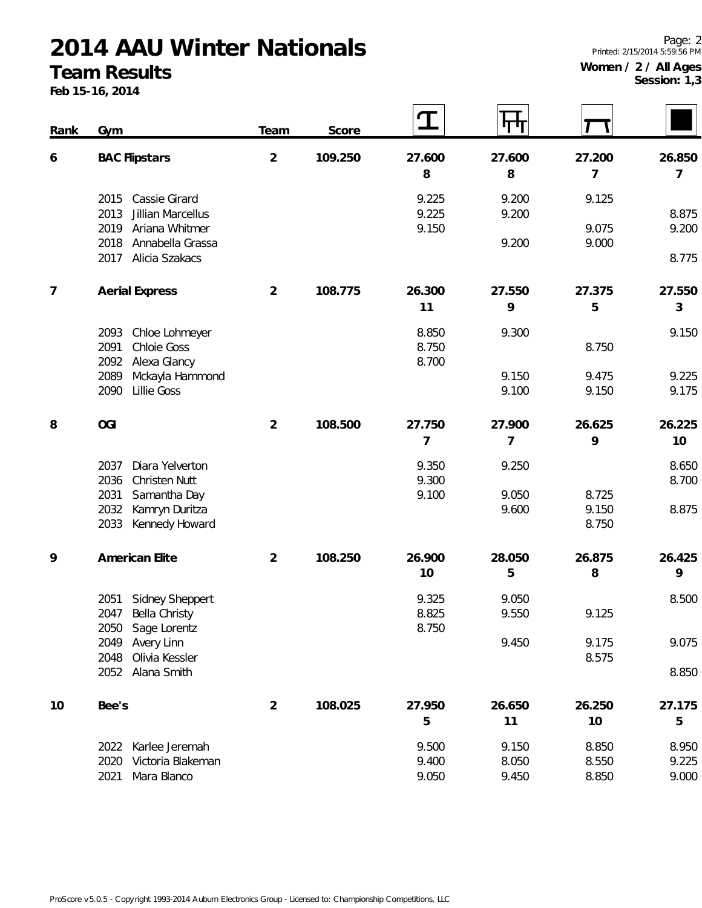# 2014 AAU Winter Nationals

## Team Results

**Feb 15-16, 2014**

**Women / 2 / All Ages**
**Session: 1,3**

| Rank | Gym | Team | Score | Vault | Bars | Beam | Floor |
|---|---|---|---|---|---|---|---|
| 6 | BAC Flipstars | 2 | 109.250 | 27.600 | 27.600 | 27.200 | 26.850 |
| | | | | 8 | 8 | 7 | 7 |
| | 2015 Cassie Girard | | | 9.225 | 9.200 | 9.125 | |
| | 2013 Jillian Marcellus | | | 9.225 | 9.200 | | 8.875 |
| | 2019 Ariana Whitmer | | | 9.150 | | 9.075 | 9.200 |
| | 2018 Annabella Grassa | | | | 9.200 | 9.000 | |
| | 2017 Alicia Szakacs | | | | | | 8.775 |
| 7 | Aerial Express | 2 | 108.775 | 26.300 | 27.550 | 27.375 | 27.550 |
| | | | | 11 | 9 | 5 | 3 |
| | 2093 Chloe Lohmeyer | | | 8.850 | 9.300 | | 9.150 |
| | 2091 Chloie Goss | | | 8.750 | | 8.750 | |
| | 2092 Alexa Glancy | | | 8.700 | | | |
| | 2089 Mckayla Hammond | | | | 9.150 | 9.475 | 9.225 |
| | 2090 Lillie Goss | | | | 9.100 | 9.150 | 9.175 |
| 8 | OGI | 2 | 108.500 | 27.750 | 27.900 | 26.625 | 26.225 |
| | | | | 7 | 7 | 9 | 10 |
| | 2037 Diara Yelverton | | | 9.350 | 9.250 | | 8.650 |
| | 2036 Christen Nutt | | | 9.300 | | | 8.700 |
| | 2031 Samantha Day | | | 9.100 | 9.050 | 8.725 | |
| | 2032 Kamryn Duritza | | | | 9.600 | 9.150 | 8.875 |
| | 2033 Kennedy Howard | | | | | 8.750 | |
| 9 | American Elite | 2 | 108.250 | 26.900 | 28.050 | 26.875 | 26.425 |
| | | | | 10 | 5 | 8 | 9 |
| | 2051 Sidney Sheppert | | | 9.325 | 9.050 | | 8.500 |
| | 2047 Bella Christy | | | 8.825 | 9.550 | 9.125 | |
| | 2050 Sage Lorentz | | | 8.750 | | | |
| | 2049 Avery Linn | | | | 9.450 | 9.175 | 9.075 |
| | 2048 Olivia Kessler | | | | | 8.575 | |
| | 2052 Alana Smith | | | | | | 8.850 |
| 10 | Bee's | 2 | 108.025 | 27.950 | 26.650 | 26.250 | 27.175 |
| | | | | 5 | 11 | 10 | 5 |
| | 2022 Karlee Jeremah | | | 9.500 | 9.150 | 8.850 | 8.950 |
| | 2020 Victoria Blakeman | | | 9.400 | 8.050 | 8.550 | 9.225 |
| | 2021 Mara Blanco | | | 9.050 | 9.450 | 8.850 | 9.000 |

ProScore v5.0.5 - Copyright 1993-2014 Auburn Electronics Group - Licensed to: Championship Competitions, LLC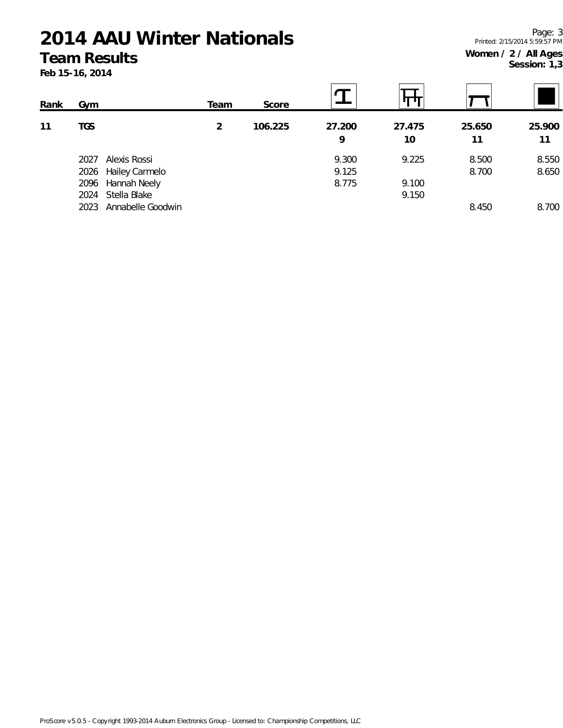# 2014 AAU Winter Nationals

## Team Results

**Feb 15-16, 2014**

Page: 3
Printed: 2/15/2014 5:59:57 PM

**Women / 2 / All Ages**
**Session: 1,3**

| Rank | Gym | | Team | Score | Vault | Bars | Beam | Floor |
|---|---|---|---|---|---|---|---|---|
| **11** | **TGS** | | **2** | **106.225** | **27.200** | **27.475** | **25.650** | **25.900** |
| | | | | | **9** | **10** | **11** | **11** |
| | 2027 | Alexis Rossi | | | 9.300 | 9.225 | 8.500 | 8.550 |
| | 2026 | Hailey Carmelo | | | 9.125 | | 8.700 | 8.650 |
| | 2096 | Hannah Neely | | | 8.775 | 9.100 | | |
| | 2024 | Stella Blake | | | | 9.150 | | |
| | 2023 | Annabelle Goodwin | | | | | 8.450 | 8.700 |

ProScore v5.0.5 - Copyright 1993-2014 Auburn Electronics Group - Licensed to: Championship Competitions, LLC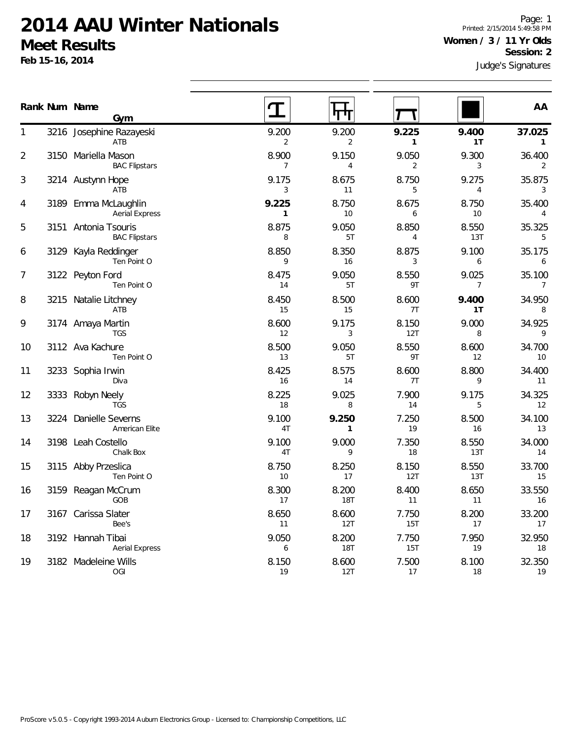# 2014 AAU Winter Nationals

## Meet Results

**Feb 15-16, 2014**

Printed: 2/15/2014 5:49:58 PM

**Women / 3 / 11 Yr Olds**

**Session: 2**

Judge's Signatures

| Rank | Num | Name / Gym | Vault | Bars | Beam | Floor | AA |
|---|---|---|---|---|---|---|---|
| 1 | 3216 | Josephine Razayeski<br>ATB | 9.200<br>2 | 9.200<br>2 | **9.225**<br>**1** | **9.400**<br>**1T** | **37.025**<br>**1** |
| 2 | 3150 | Mariella Mason<br>BAC Flipstars | 8.900<br>7 | 9.150<br>4 | 9.050<br>2 | 9.300<br>3 | 36.400<br>2 |
| 3 | 3214 | Austynn Hope<br>ATB | 9.175<br>3 | 8.675<br>11 | 8.750<br>5 | 9.275<br>4 | 35.875<br>3 |
| 4 | 3189 | Emma McLaughlin<br>Aerial Express | **9.225**<br>**1** | 8.750<br>10 | 8.675<br>6 | 8.750<br>10 | 35.400<br>4 |
| 5 | 3151 | Antonia Tsouris<br>BAC Flipstars | 8.875<br>8 | 9.050<br>5T | 8.850<br>4 | 8.550<br>13T | 35.325<br>5 |
| 6 | 3129 | Kayla Reddinger<br>Ten Point O | 8.850<br>9 | 8.350<br>16 | 8.875<br>3 | 9.100<br>6 | 35.175<br>6 |
| 7 | 3122 | Peyton Ford<br>Ten Point O | 8.475<br>14 | 9.050<br>5T | 8.550<br>9T | 9.025<br>7 | 35.100<br>7 |
| 8 | 3215 | Natalie Litchney<br>ATB | 8.450<br>15 | 8.500<br>15 | 8.600<br>7T | **9.400**<br>**1T** | 34.950<br>8 |
| 9 | 3174 | Amaya Martin<br>TGS | 8.600<br>12 | 9.175<br>3 | 8.150<br>12T | 9.000<br>8 | 34.925<br>9 |
| 10 | 3112 | Ava Kachure<br>Ten Point O | 8.500<br>13 | 9.050<br>5T | 8.550<br>9T | 8.600<br>12 | 34.700<br>10 |
| 11 | 3233 | Sophia Irwin<br>Diva | 8.425<br>16 | 8.575<br>14 | 8.600<br>7T | 8.800<br>9 | 34.400<br>11 |
| 12 | 3333 | Robyn Neely<br>TGS | 8.225<br>18 | 9.025<br>8 | 7.900<br>14 | 9.175<br>5 | 34.325<br>12 |
| 13 | 3224 | Danielle Severns<br>American Elite | 9.100<br>4T | **9.250**<br>**1** | 7.250<br>19 | 8.500<br>16 | 34.100<br>13 |
| 14 | 3198 | Leah Costello<br>Chalk Box | 9.100<br>4T | 9.000<br>9 | 7.350<br>18 | 8.550<br>13T | 34.000<br>14 |
| 15 | 3115 | Abby Przeslica<br>Ten Point O | 8.750<br>10 | 8.250<br>17 | 8.150<br>12T | 8.550<br>13T | 33.700<br>15 |
| 16 | 3159 | Reagan McCrum<br>GOB | 8.300<br>17 | 8.200<br>18T | 8.400<br>11 | 8.650<br>11 | 33.550<br>16 |
| 17 | 3167 | Carissa Slater<br>Bee's | 8.650<br>11 | 8.600<br>12T | 7.750<br>15T | 8.200<br>17 | 33.200<br>17 |
| 18 | 3192 | Hannah Tibai<br>Aerial Express | 9.050<br>6 | 8.200<br>18T | 7.750<br>15T | 7.950<br>19 | 32.950<br>18 |
| 19 | 3182 | Madeleine Wills<br>OGI | 8.150<br>19 | 8.600<br>12T | 7.500<br>17 | 8.100<br>18 | 32.350<br>19 |

ProScore v5.0.5 - Copyright 1993-2014 Auburn Electronics Group - Licensed to: Championship Competitions, LLC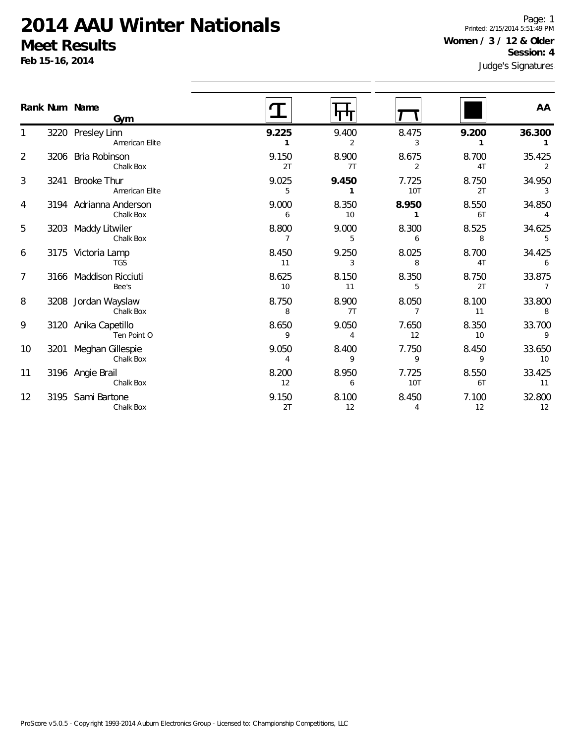# 2014 AAU Winter Nationals

## Meet Results

**Feb 15-16, 2014**

Page: 1
Printed: 2/15/2014 5:51:49 PM

**Women / 3 / 12 & Older**
**Session: 4**

Judge's Signatures

| Rank | Num | Name / Gym | Vault | Bars | Beam | Floor | AA |
|---|---|---|---|---|---|---|---|
| 1 | 3220 | Presley Linn<br>American Elite | **9.225**<br>**1** | 9.400<br>2 | 8.475<br>3 | **9.200**<br>**1** | **36.300**<br>**1** |
| 2 | 3206 | Bria Robinson<br>Chalk Box | 9.150<br>2T | 8.900<br>7T | 8.675<br>2 | 8.700<br>4T | 35.425<br>2 |
| 3 | 3241 | Brooke Thur<br>American Elite | 9.025<br>5 | **9.450**<br>**1** | 7.725<br>10T | 8.750<br>2T | 34.950<br>3 |
| 4 | 3194 | Adrianna Anderson<br>Chalk Box | 9.000<br>6 | 8.350<br>10 | **8.950**<br>**1** | 8.550<br>6T | 34.850<br>4 |
| 5 | 3203 | Maddy Litwiler<br>Chalk Box | 8.800<br>7 | 9.000<br>5 | 8.300<br>6 | 8.525<br>8 | 34.625<br>5 |
| 6 | 3175 | Victoria Lamp<br>TGS | 8.450<br>11 | 9.250<br>3 | 8.025<br>8 | 8.700<br>4T | 34.425<br>6 |
| 7 | 3166 | Maddison Ricciuti<br>Bee's | 8.625<br>10 | 8.150<br>11 | 8.350<br>5 | 8.750<br>2T | 33.875<br>7 |
| 8 | 3208 | Jordan Wayslaw<br>Chalk Box | 8.750<br>8 | 8.900<br>7T | 8.050<br>7 | 8.100<br>11 | 33.800<br>8 |
| 9 | 3120 | Anika Capetillo<br>Ten Point O | 8.650<br>9 | 9.050<br>4 | 7.650<br>12 | 8.350<br>10 | 33.700<br>9 |
| 10 | 3201 | Meghan Gillespie<br>Chalk Box | 9.050<br>4 | 8.400<br>9 | 7.750<br>9 | 8.450<br>9 | 33.650<br>10 |
| 11 | 3196 | Angie Brail<br>Chalk Box | 8.200<br>12 | 8.950<br>6 | 7.725<br>10T | 8.550<br>6T | 33.425<br>11 |
| 12 | 3195 | Sami Bartone<br>Chalk Box | 9.150<br>2T | 8.100<br>12 | 8.450<br>4 | 7.100<br>12 | 32.800<br>12 |

ProScore v5.0.5 - Copyright 1993-2014 Auburn Electronics Group - Licensed to: Championship Competitions, LLC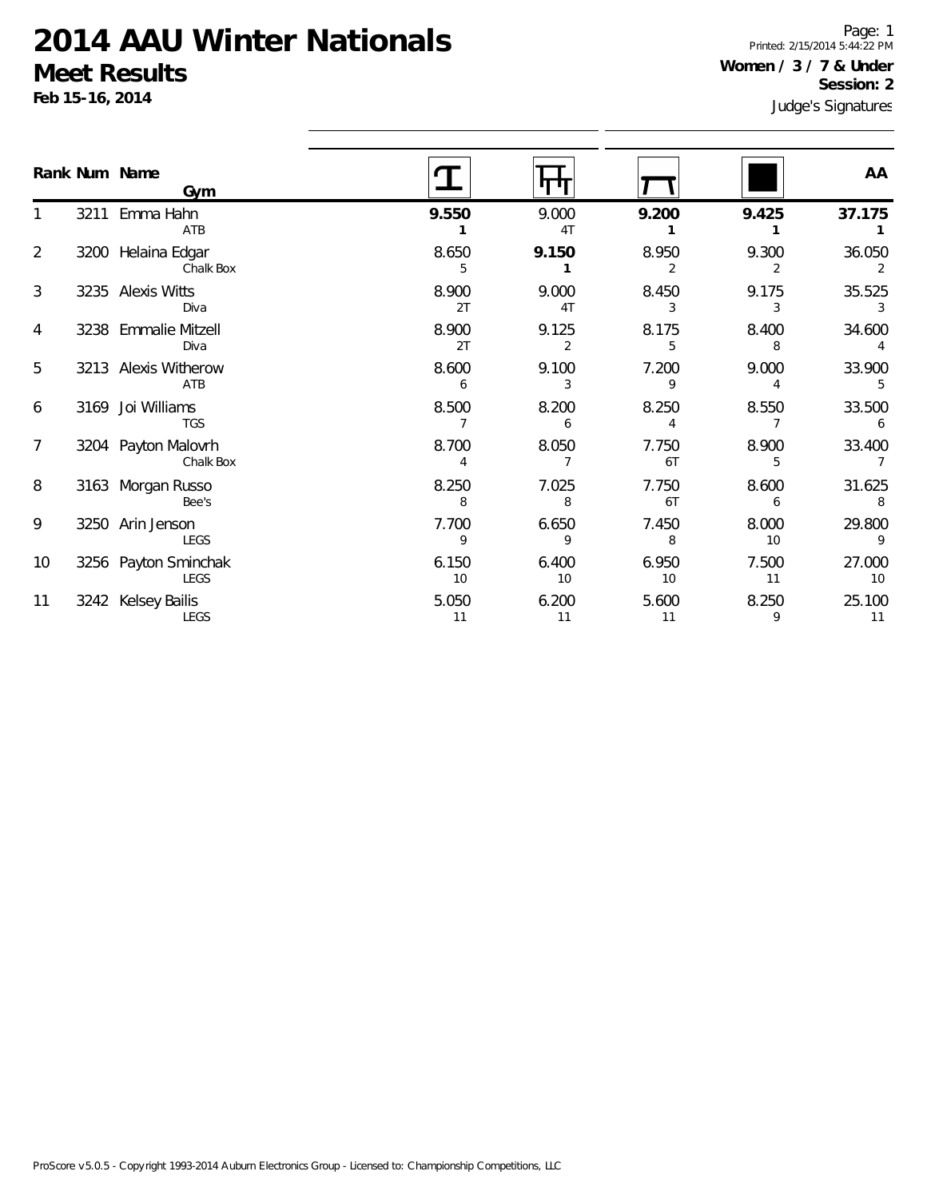# 2014 AAU Winter Nationals

## Meet Results

**Feb 15-16, 2014**

Printed: 2/15/2014 5:44:22 PM

**Women / 3 / 7 & Under**

**Session: 2**

Judge's Signatures

| Rank | Num | Name / Gym | Vault | Bars | Beam | Floor | AA |
|---|---|---|---|---|---|---|---|
| 1 | 3211 | Emma Hahn<br>ATB | **9.550**<br>**1** | 9.000<br>4T | **9.200**<br>**1** | **9.425**<br>**1** | **37.175**<br>**1** |
| 2 | 3200 | Helaina Edgar<br>Chalk Box | 8.650<br>5 | **9.150**<br>**1** | 8.950<br>2 | 9.300<br>2 | 36.050<br>2 |
| 3 | 3235 | Alexis Witts<br>Diva | 8.900<br>2T | 9.000<br>4T | 8.450<br>3 | 9.175<br>3 | 35.525<br>3 |
| 4 | 3238 | Emmalie Mitzell<br>Diva | 8.900<br>2T | 9.125<br>2 | 8.175<br>5 | 8.400<br>8 | 34.600<br>4 |
| 5 | 3213 | Alexis Witherow<br>ATB | 8.600<br>6 | 9.100<br>3 | 7.200<br>9 | 9.000<br>4 | 33.900<br>5 |
| 6 | 3169 | Joi Williams<br>TGS | 8.500<br>7 | 8.200<br>6 | 8.250<br>4 | 8.550<br>7 | 33.500<br>6 |
| 7 | 3204 | Payton Malovrh<br>Chalk Box | 8.700<br>4 | 8.050<br>7 | 7.750<br>6T | 8.900<br>5 | 33.400<br>7 |
| 8 | 3163 | Morgan Russo<br>Bee's | 8.250<br>8 | 7.025<br>8 | 7.750<br>6T | 8.600<br>6 | 31.625<br>8 |
| 9 | 3250 | Arin Jenson<br>LEGS | 7.700<br>9 | 6.650<br>9 | 7.450<br>8 | 8.000<br>10 | 29.800<br>9 |
| 10 | 3256 | Payton Sminchak<br>LEGS | 6.150<br>10 | 6.400<br>10 | 6.950<br>10 | 7.500<br>11 | 27.000<br>10 |
| 11 | 3242 | Kelsey Bailis<br>LEGS | 5.050<br>11 | 6.200<br>11 | 5.600<br>11 | 8.250<br>9 | 25.100<br>11 |

ProScore v5.0.5 - Copyright 1993-2014 Auburn Electronics Group - Licensed to: Championship Competitions, LLC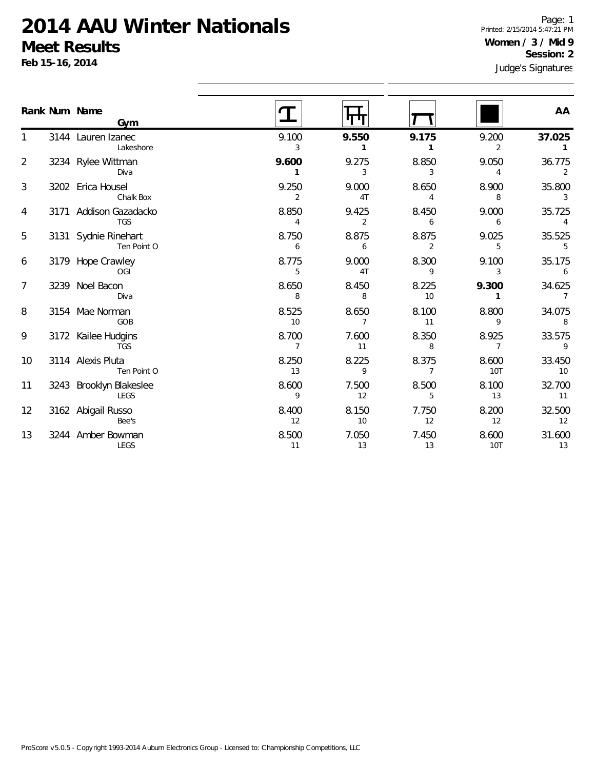# 2014 AAU Winter Nationals

## Meet Results

**Feb 15-16, 2014**

Page: 1
Printed: 2/15/2014 5:47:21 PM

**Women / 3 / Mid 9**
**Session: 2**

Judge's Signatures

| Rank | Num | Name / Gym | Vault | Bars | Beam | Floor | AA |
|---|---|---|---|---|---|---|---|
| 1 | 3144 | Lauren Izanec / Lakeshore | 9.100 / 3 | **9.550 / 1** | **9.175 / 1** | 9.200 / 2 | **37.025 / 1** |
| 2 | 3234 | Rylee Wittman / Diva | **9.600 / 1** | 9.275 / 3 | 8.850 / 3 | 9.050 / 4 | 36.775 / 2 |
| 3 | 3202 | Erica Housel / Chalk Box | 9.250 / 2 | 9.000 / 4T | 8.650 / 4 | 8.900 / 8 | 35.800 / 3 |
| 4 | 3171 | Addison Gazadacko / TGS | 8.850 / 4 | 9.425 / 2 | 8.450 / 6 | 9.000 / 6 | 35.725 / 4 |
| 5 | 3131 | Sydnie Rinehart / Ten Point O | 8.750 / 6 | 8.875 / 6 | 8.875 / 2 | 9.025 / 5 | 35.525 / 5 |
| 6 | 3179 | Hope Crawley / OGI | 8.775 / 5 | 9.000 / 4T | 8.300 / 9 | 9.100 / 3 | 35.175 / 6 |
| 7 | 3239 | Noel Bacon / Diva | 8.650 / 8 | 8.450 / 8 | 8.225 / 10 | **9.300 / 1** | 34.625 / 7 |
| 8 | 3154 | Mae Norman / GOB | 8.525 / 10 | 8.650 / 7 | 8.100 / 11 | 8.800 / 9 | 34.075 / 8 |
| 9 | 3172 | Kailee Hudgins / TGS | 8.700 / 7 | 7.600 / 11 | 8.350 / 8 | 8.925 / 7 | 33.575 / 9 |
| 10 | 3114 | Alexis Pluta / Ten Point O | 8.250 / 13 | 8.225 / 9 | 8.375 / 7 | 8.600 / 10T | 33.450 / 10 |
| 11 | 3243 | Brooklyn Blakeslee / LEGS | 8.600 / 9 | 7.500 / 12 | 8.500 / 5 | 8.100 / 13 | 32.700 / 11 |
| 12 | 3162 | Abigail Russo / Bee's | 8.400 / 12 | 8.150 / 10 | 7.750 / 12 | 8.200 / 12 | 32.500 / 12 |
| 13 | 3244 | Amber Bowman / LEGS | 8.500 / 11 | 7.050 / 13 | 7.450 / 13 | 8.600 / 10T | 31.600 / 13 |

ProScore v5.0.5 - Copyright 1993-2014 Auburn Electronics Group - Licensed to: Championship Competitions, LLC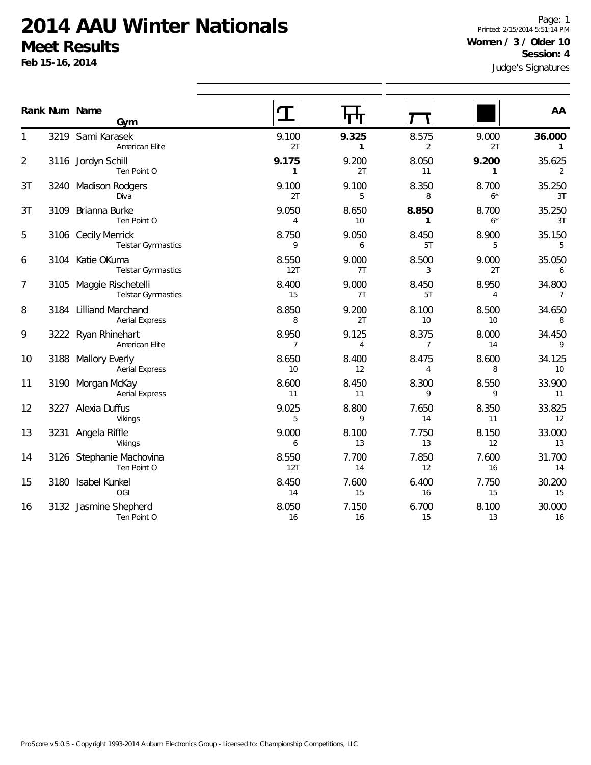# 2014 AAU Winter Nationals

## Meet Results

**Feb 15-16, 2014**

Page: 1
Printed: 2/15/2014 5:51:14 PM

**Women / 3 / Older 10**
**Session: 4**

Judge's Signatures

| Rank | Num | Name / Gym | Vault | Bars | Beam | Floor | AA |
|---|---|---|---|---|---|---|---|
| 1 | 3219 | Sami Karasek / American Elite | 9.100 (2T) | **9.325 (1)** | 8.575 (2) | 9.000 (2T) | **36.000 (1)** |
| 2 | 3116 | Jordyn Schill / Ten Point O | **9.175 (1)** | 9.200 (2T) | 8.050 (11) | **9.200 (1)** | 35.625 (2) |
| 3T | 3240 | Madison Rodgers / Diva | 9.100 (2T) | 9.100 (5) | 8.350 (8) | 8.700 (6*) | 35.250 (3T) |
| 3T | 3109 | Brianna Burke / Ten Point O | 9.050 (4) | 8.650 (10) | **8.850 (1)** | 8.700 (6*) | 35.250 (3T) |
| 5 | 3106 | Cecily Merrick / Telstar Gymnastics | 8.750 (9) | 9.050 (6) | 8.450 (5T) | 8.900 (5) | 35.150 (5) |
| 6 | 3104 | Katie OKuma / Telstar Gymnastics | 8.550 (12T) | 9.000 (7T) | 8.500 (3) | 9.000 (2T) | 35.050 (6) |
| 7 | 3105 | Maggie Rischetelli / Telstar Gymnastics | 8.400 (15) | 9.000 (7T) | 8.450 (5T) | 8.950 (4) | 34.800 (7) |
| 8 | 3184 | Lilliand Marchand / Aerial Express | 8.850 (8) | 9.200 (2T) | 8.100 (10) | 8.500 (10) | 34.650 (8) |
| 9 | 3222 | Ryan Rhinehart / American Elite | 8.950 (7) | 9.125 (4) | 8.375 (7) | 8.000 (14) | 34.450 (9) |
| 10 | 3188 | Mallory Everly / Aerial Express | 8.650 (10) | 8.400 (12) | 8.475 (4) | 8.600 (8) | 34.125 (10) |
| 11 | 3190 | Morgan McKay / Aerial Express | 8.600 (11) | 8.450 (11) | 8.300 (9) | 8.550 (9) | 33.900 (11) |
| 12 | 3227 | Alexia Duffus / Vikings | 9.025 (5) | 8.800 (9) | 7.650 (14) | 8.350 (11) | 33.825 (12) |
| 13 | 3231 | Angela Riffle / Vikings | 9.000 (6) | 8.100 (13) | 7.750 (13) | 8.150 (12) | 33.000 (13) |
| 14 | 3126 | Stephanie Machovina / Ten Point O | 8.550 (12T) | 7.700 (14) | 7.850 (12) | 7.600 (16) | 31.700 (14) |
| 15 | 3180 | Isabel Kunkel / OGI | 8.450 (14) | 7.600 (15) | 6.400 (16) | 7.750 (15) | 30.200 (15) |
| 16 | 3132 | Jasmine Shepherd / Ten Point O | 8.050 (16) | 7.150 (16) | 6.700 (15) | 8.100 (13) | 30.000 (16) |

ProScore v5.0.5 - Copyright 1993-2014 Auburn Electronics Group - Licensed to: Championship Competitions, LLC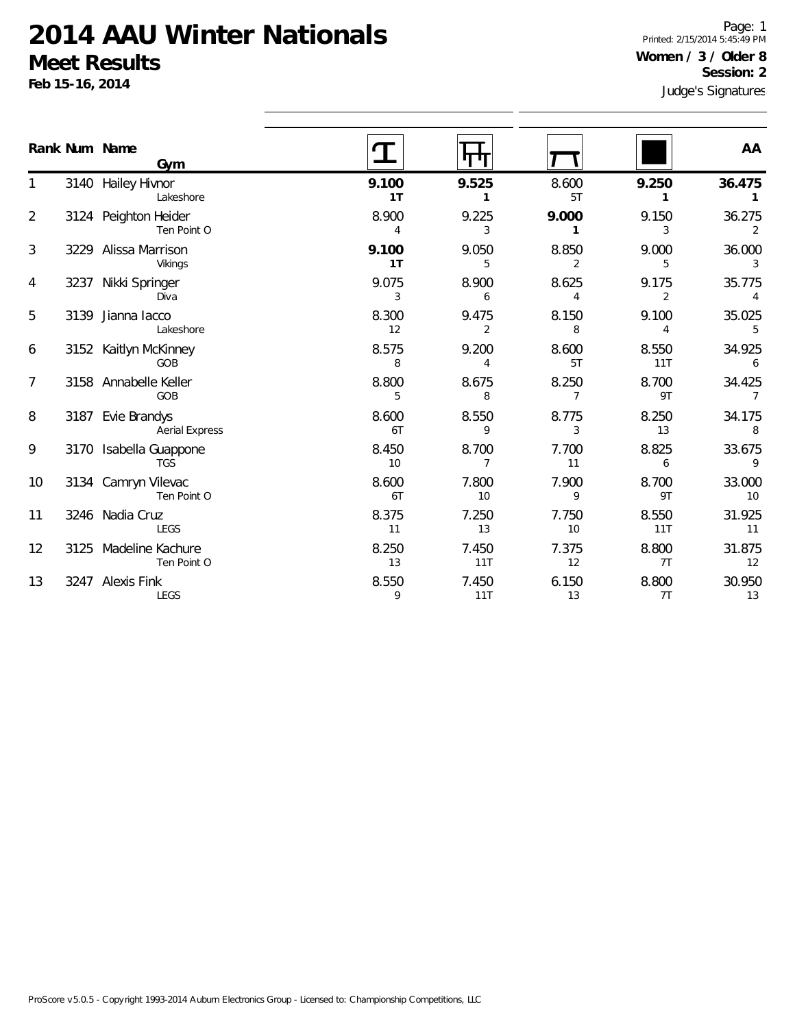# 2014 AAU Winter Nationals

## Meet Results

**Feb 15-16, 2014**

Printed: 2/15/2014 5:45:49 PM

**Women / 3 / Older 8**

**Session: 2**

Judge's Signatures

| Rank | Num | Name / Gym | Vault | Bars | Beam | Floor | AA |
|---|---|---|---|---|---|---|---|
| 1 | 3140 | Hailey Hivnor<br>Lakeshore | **9.100**<br>**1T** | **9.525**<br>**1** | 8.600<br>5T | **9.250**<br>**1** | **36.475**<br>**1** |
| 2 | 3124 | Peighton Heider<br>Ten Point O | 8.900<br>4 | 9.225<br>3 | **9.000**<br>**1** | 9.150<br>3 | 36.275<br>2 |
| 3 | 3229 | Alissa Marrison<br>Vikings | **9.100**<br>**1T** | 9.050<br>5 | 8.850<br>2 | 9.000<br>5 | 36.000<br>3 |
| 4 | 3237 | Nikki Springer<br>Diva | 9.075<br>3 | 8.900<br>6 | 8.625<br>4 | 9.175<br>2 | 35.775<br>4 |
| 5 | 3139 | Jianna Iacco<br>Lakeshore | 8.300<br>12 | 9.475<br>2 | 8.150<br>8 | 9.100<br>4 | 35.025<br>5 |
| 6 | 3152 | Kaitlyn McKinney<br>GOB | 8.575<br>8 | 9.200<br>4 | 8.600<br>5T | 8.550<br>11T | 34.925<br>6 |
| 7 | 3158 | Annabelle Keller<br>GOB | 8.800<br>5 | 8.675<br>8 | 8.250<br>7 | 8.700<br>9T | 34.425<br>7 |
| 8 | 3187 | Evie Brandys<br>Aerial Express | 8.600<br>6T | 8.550<br>9 | 8.775<br>3 | 8.250<br>13 | 34.175<br>8 |
| 9 | 3170 | Isabella Guappone<br>TGS | 8.450<br>10 | 8.700<br>7 | 7.700<br>11 | 8.825<br>6 | 33.675<br>9 |
| 10 | 3134 | Camryn Vilevac<br>Ten Point O | 8.600<br>6T | 7.800<br>10 | 7.900<br>9 | 8.700<br>9T | 33.000<br>10 |
| 11 | 3246 | Nadia Cruz<br>LEGS | 8.375<br>11 | 7.250<br>13 | 7.750<br>10 | 8.550<br>11T | 31.925<br>11 |
| 12 | 3125 | Madeline Kachure<br>Ten Point O | 8.250<br>13 | 7.450<br>11T | 7.375<br>12 | 8.800<br>7T | 31.875<br>12 |
| 13 | 3247 | Alexis Fink<br>LEGS | 8.550<br>9 | 7.450<br>11T | 6.150<br>13 | 8.800<br>7T | 30.950<br>13 |

ProScore v5.0.5 - Copyright 1993-2014 Auburn Electronics Group - Licensed to: Championship Competitions, LLC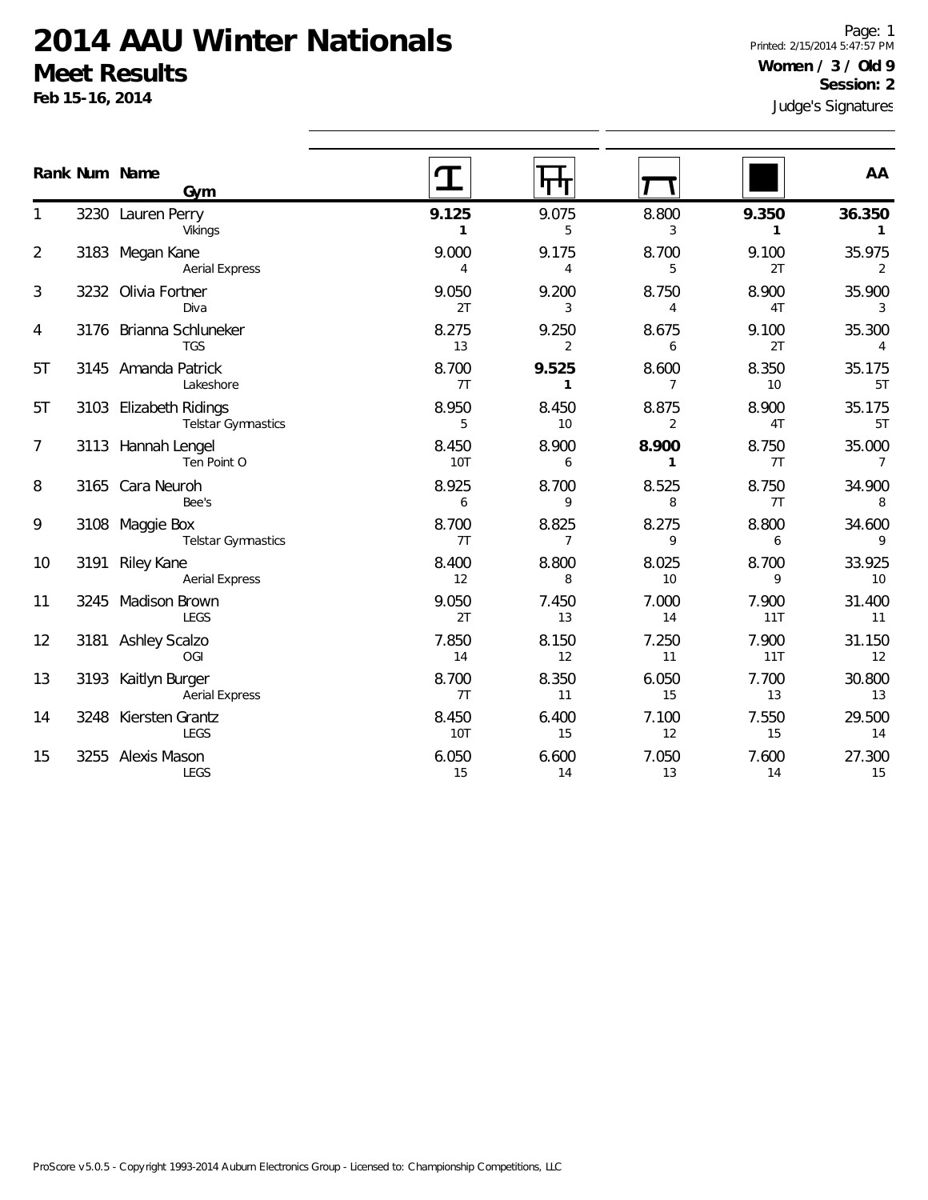# 2014 AAU Winter Nationals

## Meet Results

**Feb 15-16, 2014**

Printed: 2/15/2014 5:47:57 PM

**Women / 3 / Old 9**

**Session: 2**

Judge's Signatures

| Rank | Num | Name / Gym | Vault | Bars | Beam | Floor | AA |
|---|---|---|---|---|---|---|---|
| 1 | 3230 | Lauren Perry<br>Vikings | **9.125**<br>**1** | 9.075<br>5 | 8.800<br>3 | **9.350**<br>**1** | **36.350**<br>**1** |
| 2 | 3183 | Megan Kane<br>Aerial Express | 9.000<br>4 | 9.175<br>4 | 8.700<br>5 | 9.100<br>2T | 35.975<br>2 |
| 3 | 3232 | Olivia Fortner<br>Diva | 9.050<br>2T | 9.200<br>3 | 8.750<br>4 | 8.900<br>4T | 35.900<br>3 |
| 4 | 3176 | Brianna Schluneker<br>TGS | 8.275<br>13 | 9.250<br>2 | 8.675<br>6 | 9.100<br>2T | 35.300<br>4 |
| 5T | 3145 | Amanda Patrick<br>Lakeshore | 8.700<br>7T | **9.525**<br>**1** | 8.600<br>7 | 8.350<br>10 | 35.175<br>5T |
| 5T | 3103 | Elizabeth Ridings<br>Telstar Gymnastics | 8.950<br>5 | 8.450<br>10 | 8.875<br>2 | 8.900<br>4T | 35.175<br>5T |
| 7 | 3113 | Hannah Lengel<br>Ten Point O | 8.450<br>10T | 8.900<br>6 | **8.900**<br>**1** | 8.750<br>7T | 35.000<br>7 |
| 8 | 3165 | Cara Neuroh<br>Bee's | 8.925<br>6 | 8.700<br>9 | 8.525<br>8 | 8.750<br>7T | 34.900<br>8 |
| 9 | 3108 | Maggie Box<br>Telstar Gymnastics | 8.700<br>7T | 8.825<br>7 | 8.275<br>9 | 8.800<br>6 | 34.600<br>9 |
| 10 | 3191 | Riley Kane<br>Aerial Express | 8.400<br>12 | 8.800<br>8 | 8.025<br>10 | 8.700<br>9 | 33.925<br>10 |
| 11 | 3245 | Madison Brown<br>LEGS | 9.050<br>2T | 7.450<br>13 | 7.000<br>14 | 7.900<br>11T | 31.400<br>11 |
| 12 | 3181 | Ashley Scalzo<br>OGI | 7.850<br>14 | 8.150<br>12 | 7.250<br>11 | 7.900<br>11T | 31.150<br>12 |
| 13 | 3193 | Kaitlyn Burger<br>Aerial Express | 8.700<br>7T | 8.350<br>11 | 6.050<br>15 | 7.700<br>13 | 30.800<br>13 |
| 14 | 3248 | Kiersten Grantz<br>LEGS | 8.450<br>10T | 6.400<br>15 | 7.100<br>12 | 7.550<br>15 | 29.500<br>14 |
| 15 | 3255 | Alexis Mason<br>LEGS | 6.050<br>15 | 6.600<br>14 | 7.050<br>13 | 7.600<br>14 | 27.300<br>15 |

ProScore v5.0.5 - Copyright 1993-2014 Auburn Electronics Group - Licensed to: Championship Competitions, LLC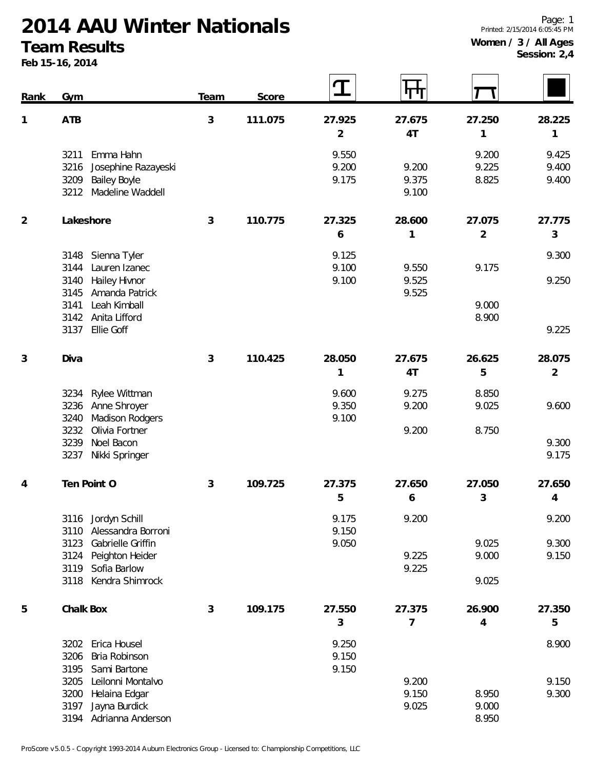# 2014 AAU Winter Nationals

## Team Results

**Feb 15-16, 2014**

**Women / 3 / All Ages**
**Session: 2,4**

| Rank | Gym | Team | Score | Vault | Bars | Beam | Floor |
|---|---|---|---|---|---|---|---|
| **1** | **ATB** | **3** | **111.075** | **27.925** | **27.675** | **27.250** | **28.225** |
| | | | | **2** | **4T** | **1** | **1** |
| | 3211 Emma Hahn | | | 9.550 | | 9.200 | 9.425 |
| | 3216 Josephine Razayeski | | | 9.200 | 9.200 | 9.225 | 9.400 |
| | 3209 Bailey Boyle | | | 9.175 | 9.375 | 8.825 | 9.400 |
| | 3212 Madeline Waddell | | | | 9.100 | | |
| **2** | **Lakeshore** | **3** | **110.775** | **27.325** | **28.600** | **27.075** | **27.775** |
| | | | | **6** | **1** | **2** | **3** |
| | 3148 Sienna Tyler | | | 9.125 | | | 9.300 |
| | 3144 Lauren Izanec | | | 9.100 | 9.550 | 9.175 | |
| | 3140 Hailey Hivnor | | | 9.100 | 9.525 | | 9.250 |
| | 3145 Amanda Patrick | | | | 9.525 | | |
| | 3141 Leah Kimball | | | | | 9.000 | |
| | 3142 Anita Lifford | | | | | 8.900 | |
| | 3137 Ellie Goff | | | | | | 9.225 |
| **3** | **Diva** | **3** | **110.425** | **28.050** | **27.675** | **26.625** | **28.075** |
| | | | | **1** | **4T** | **5** | **2** |
| | 3234 Rylee Wittman | | | 9.600 | 9.275 | 8.850 | |
| | 3236 Anne Shroyer | | | 9.350 | 9.200 | 9.025 | 9.600 |
| | 3240 Madison Rodgers | | | 9.100 | | | |
| | 3232 Olivia Fortner | | | | 9.200 | 8.750 | |
| | 3239 Noel Bacon | | | | | | 9.300 |
| | 3237 Nikki Springer | | | | | | 9.175 |
| **4** | **Ten Point O** | **3** | **109.725** | **27.375** | **27.650** | **27.050** | **27.650** |
| | | | | **5** | **6** | **3** | **4** |
| | 3116 Jordyn Schill | | | 9.175 | 9.200 | | 9.200 |
| | 3110 Alessandra Borroni | | | 9.150 | | | |
| | 3123 Gabrielle Griffin | | | 9.050 | | 9.025 | 9.300 |
| | 3124 Peighton Heider | | | | 9.225 | 9.000 | 9.150 |
| | 3119 Sofia Barlow | | | | 9.225 | | |
| | 3118 Kendra Shimrock | | | | | 9.025 | |
| **5** | **Chalk Box** | **3** | **109.175** | **27.550** | **27.375** | **26.900** | **27.350** |
| | | | | **3** | **7** | **4** | **5** |
| | 3202 Erica Housel | | | 9.250 | | | 8.900 |
| | 3206 Bria Robinson | | | 9.150 | | | |
| | 3195 Sami Bartone | | | 9.150 | | | |
| | 3205 Leilonni Montalvo | | | | 9.200 | | 9.150 |
| | 3200 Helaina Edgar | | | | 9.150 | 8.950 | 9.300 |
| | 3197 Jayna Burdick | | | | 9.025 | 9.000 | |
| | 3194 Adrianna Anderson | | | | | 8.950 | |

ProScore v5.0.5 - Copyright 1993-2014 Auburn Electronics Group - Licensed to: Championship Competitions, LLC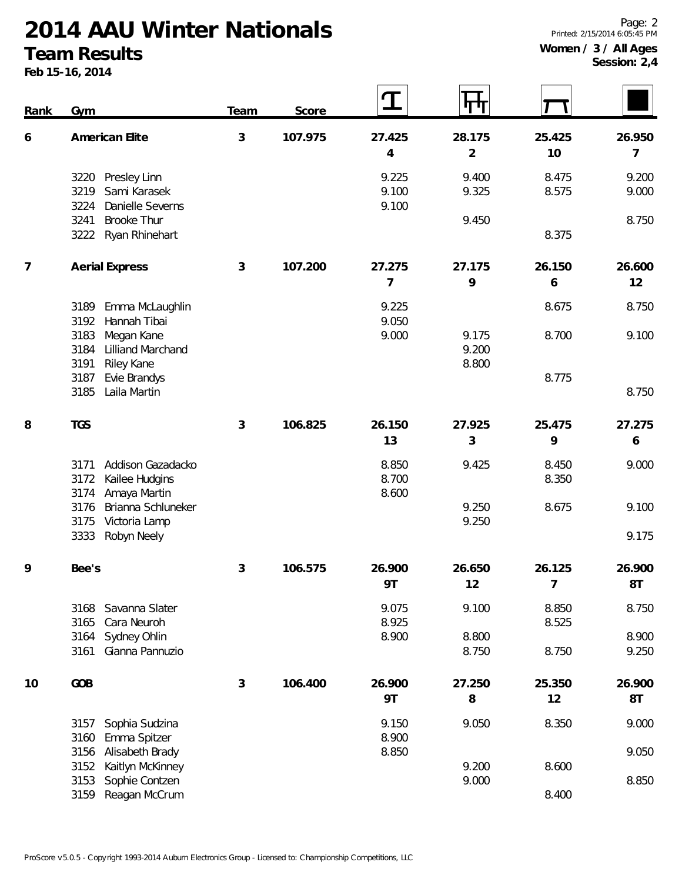# 2014 AAU Winter Nationals

## Team Results

**Feb 15-16, 2014**

**Women / 3 / All Ages**
**Session: 2,4**

| Rank | Gym | Team | Score | Vault | Bars | Beam | Floor |
|---|---|---|---|---|---|---|---|
| 6 | American Elite | 3 | 107.975 | 27.425 (4) | 28.175 (2) | 25.425 (10) | 26.950 (7) |
| | 3220 Presley Linn | | | 9.225 | 9.400 | 8.475 | 9.200 |
| | 3219 Sami Karasek | | | 9.100 | 9.325 | 8.575 | 9.000 |
| | 3224 Danielle Severns | | | 9.100 | | | |
| | 3241 Brooke Thur | | | | 9.450 | | 8.750 |
| | 3222 Ryan Rhinehart | | | | | 8.375 | |
| 7 | Aerial Express | 3 | 107.200 | 27.275 (7) | 27.175 (9) | 26.150 (6) | 26.600 (12) |
| | 3189 Emma McLaughlin | | | 9.225 | | 8.675 | 8.750 |
| | 3192 Hannah Tibai | | | 9.050 | | | |
| | 3183 Megan Kane | | | 9.000 | 9.175 | 8.700 | 9.100 |
| | 3184 Lilliand Marchand | | | | 9.200 | | |
| | 3191 Riley Kane | | | | 8.800 | | |
| | 3187 Evie Brandys | | | | | 8.775 | |
| | 3185 Laila Martin | | | | | | 8.750 |
| 8 | TGS | 3 | 106.825 | 26.150 (13) | 27.925 (3) | 25.475 (9) | 27.275 (6) |
| | 3171 Addison Gazadacko | | | 8.850 | 9.425 | 8.450 | 9.000 |
| | 3172 Kailee Hudgins | | | 8.700 | | 8.350 | |
| | 3174 Amaya Martin | | | 8.600 | | | |
| | 3176 Brianna Schluneker | | | | 9.250 | 8.675 | 9.100 |
| | 3175 Victoria Lamp | | | | 9.250 | | |
| | 3333 Robyn Neely | | | | | | 9.175 |
| 9 | Bee's | 3 | 106.575 | 26.900 (9T) | 26.650 (12) | 26.125 (7) | 26.900 (8T) |
| | 3168 Savanna Slater | | | 9.075 | 9.100 | 8.850 | 8.750 |
| | 3165 Cara Neuroh | | | 8.925 | | 8.525 | |
| | 3164 Sydney Ohlin | | | 8.900 | 8.800 | | 8.900 |
| | 3161 Gianna Pannuzio | | | | 8.750 | 8.750 | 9.250 |
| 10 | GOB | 3 | 106.400 | 26.900 (9T) | 27.250 (8) | 25.350 (12) | 26.900 (8T) |
| | 3157 Sophia Sudzina | | | 9.150 | 9.050 | 8.350 | 9.000 |
| | 3160 Emma Spitzer | | | 8.900 | | | |
| | 3156 Alisabeth Brady | | | 8.850 | | | 9.050 |
| | 3152 Kaitlyn McKinney | | | | 9.200 | 8.600 | |
| | 3153 Sophie Contzen | | | | 9.000 | | 8.850 |
| | 3159 Reagan McCrum | | | | | 8.400 | |

ProScore v5.0.5 - Copyright 1993-2014 Auburn Electronics Group - Licensed to: Championship Competitions, LLC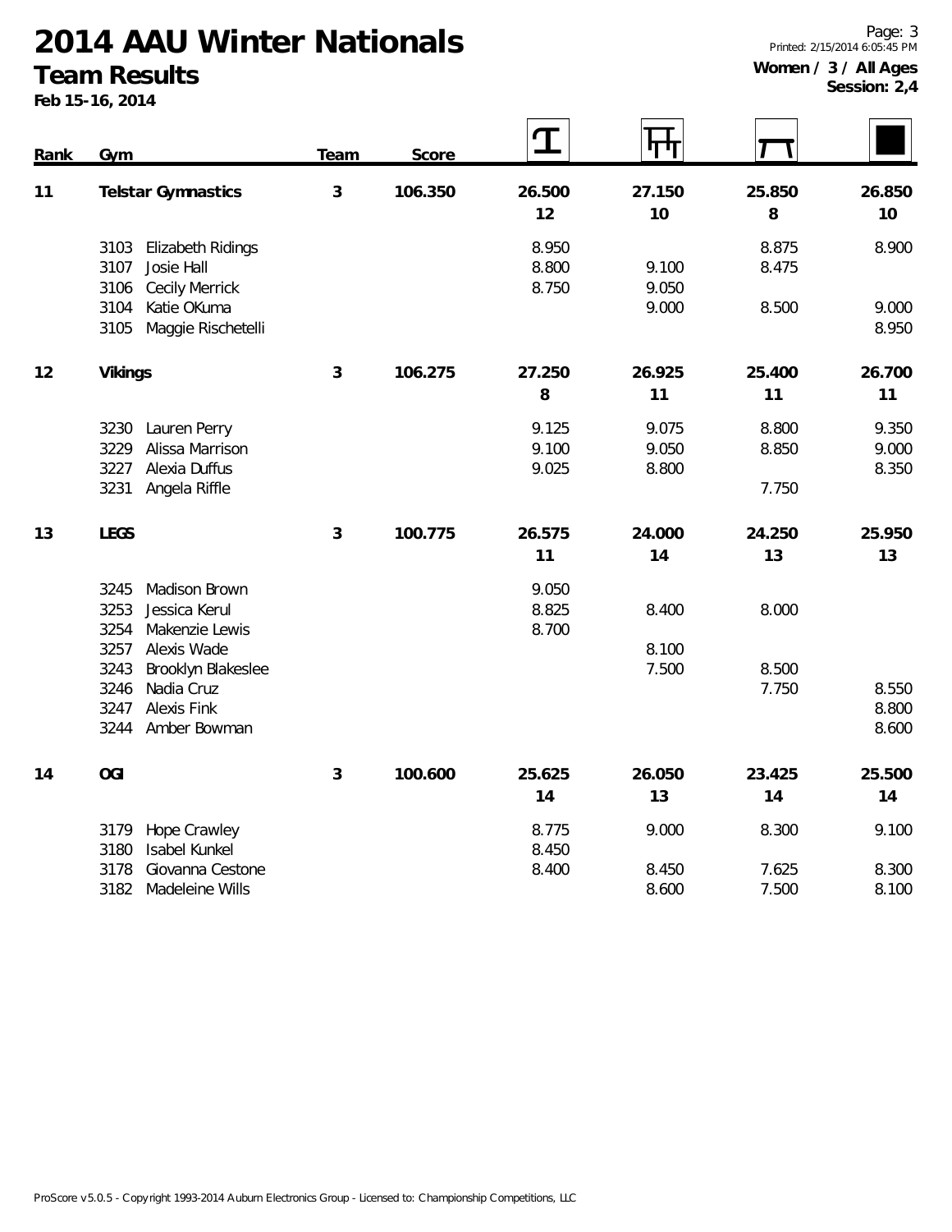# 2014 AAU Winter Nationals

## Team Results

**Feb 15-16, 2014**

Page: 3
Printed: 2/15/2014 6:05:45 PM

**Women / 3 / All Ages**
**Session: 2,4**

| Rank | Gym | Team | Score | Vault | Bars | Beam | Floor |
|---|---|---|---|---|---|---|---|
| **11** | **Telstar Gymnastics** | **3** | **106.350** | **26.500** | **27.150** | **25.850** | **26.850** |
| | | | | **12** | **10** | **8** | **10** |
| | 3103 Elizabeth Ridings | | | 8.950 | | 8.875 | 8.900 |
| | 3107 Josie Hall | | | 8.800 | 9.100 | 8.475 | |
| | 3106 Cecily Merrick | | | 8.750 | 9.050 | | |
| | 3104 Katie OKuma | | | | 9.000 | 8.500 | 9.000 |
| | 3105 Maggie Rischetelli | | | | | | 8.950 |
| **12** | **Vikings** | **3** | **106.275** | **27.250** | **26.925** | **25.400** | **26.700** |
| | | | | **8** | **11** | **11** | **11** |
| | 3230 Lauren Perry | | | 9.125 | 9.075 | 8.800 | 9.350 |
| | 3229 Alissa Marrison | | | 9.100 | 9.050 | 8.850 | 9.000 |
| | 3227 Alexia Duffus | | | 9.025 | 8.800 | | 8.350 |
| | 3231 Angela Riffle | | | | | 7.750 | |
| **13** | **LEGS** | **3** | **100.775** | **26.575** | **24.000** | **24.250** | **25.950** |
| | | | | **11** | **14** | **13** | **13** |
| | 3245 Madison Brown | | | 9.050 | | | |
| | 3253 Jessica Kerul | | | 8.825 | 8.400 | 8.000 | |
| | 3254 Makenzie Lewis | | | 8.700 | | | |
| | 3257 Alexis Wade | | | | 8.100 | | |
| | 3243 Brooklyn Blakeslee | | | | 7.500 | 8.500 | |
| | 3246 Nadia Cruz | | | | | 7.750 | 8.550 |
| | 3247 Alexis Fink | | | | | | 8.800 |
| | 3244 Amber Bowman | | | | | | 8.600 |
| **14** | **OGI** | **3** | **100.600** | **25.625** | **26.050** | **23.425** | **25.500** |
| | | | | **14** | **13** | **14** | **14** |
| | 3179 Hope Crawley | | | 8.775 | 9.000 | 8.300 | 9.100 |
| | 3180 Isabel Kunkel | | | 8.450 | | | |
| | 3178 Giovanna Cestone | | | 8.400 | 8.450 | 7.625 | 8.300 |
| | 3182 Madeleine Wills | | | | 8.600 | 7.500 | 8.100 |

ProScore v5.0.5 - Copyright 1993-2014 Auburn Electronics Group - Licensed to: Championship Competitions, LLC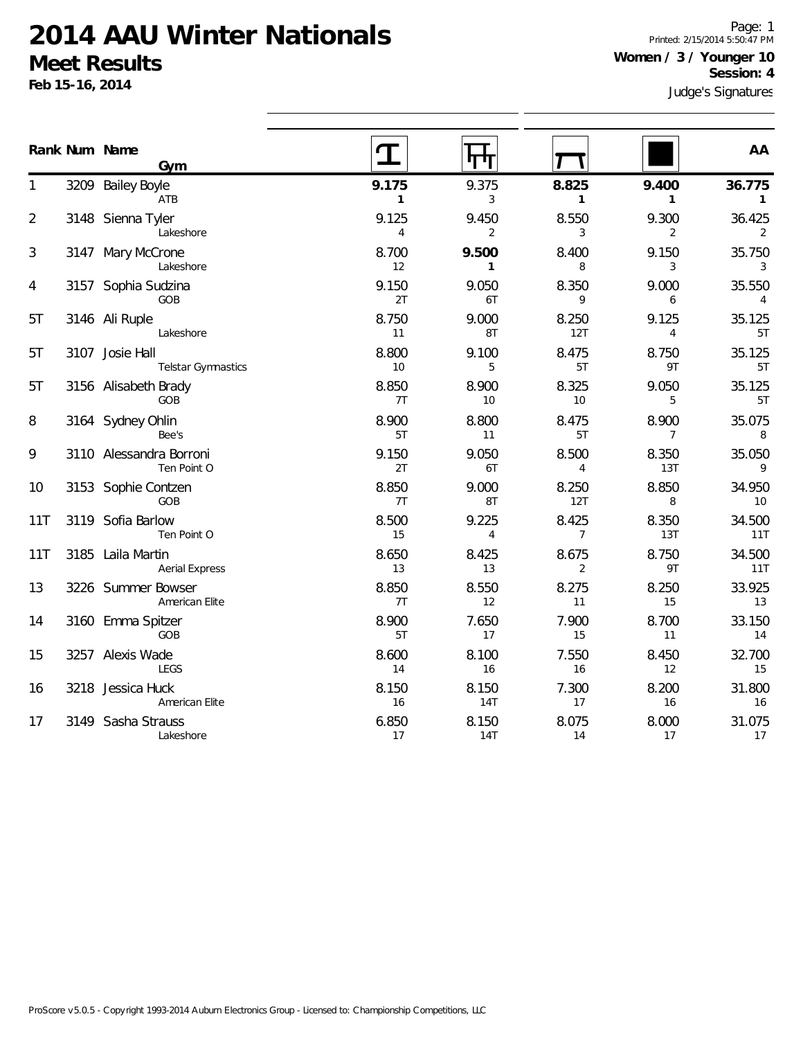# 2014 AAU Winter Nationals

## Meet Results

**Feb 15-16, 2014**

Printed: 2/15/2014 5:50:47 PM

**Women / 3 / Younger 10**

**Session: 4**

Judge's Signatures

| Rank | Num | Name / Gym | Vault | Bars | Beam | Floor | AA |
|---|---|---|---|---|---|---|---|
| 1 | 3209 | Bailey Boyle<br>ATB | **9.175**<br>**1** | 9.375<br>3 | **8.825**<br>**1** | **9.400**<br>**1** | **36.775**<br>**1** |
| 2 | 3148 | Sienna Tyler<br>Lakeshore | 9.125<br>4 | 9.450<br>2 | 8.550<br>3 | 9.300<br>2 | 36.425<br>2 |
| 3 | 3147 | Mary McCrone<br>Lakeshore | 8.700<br>12 | **9.500**<br>**1** | 8.400<br>8 | 9.150<br>3 | 35.750<br>3 |
| 4 | 3157 | Sophia Sudzina<br>GOB | 9.150<br>2T | 9.050<br>6T | 8.350<br>9 | 9.000<br>6 | 35.550<br>4 |
| 5T | 3146 | Ali Ruple<br>Lakeshore | 8.750<br>11 | 9.000<br>8T | 8.250<br>12T | 9.125<br>4 | 35.125<br>5T |
| 5T | 3107 | Josie Hall<br>Telstar Gymnastics | 8.800<br>10 | 9.100<br>5 | 8.475<br>5T | 8.750<br>9T | 35.125<br>5T |
| 5T | 3156 | Alisabeth Brady<br>GOB | 8.850<br>7T | 8.900<br>10 | 8.325<br>10 | 9.050<br>5 | 35.125<br>5T |
| 8 | 3164 | Sydney Ohlin<br>Bee's | 8.900<br>5T | 8.800<br>11 | 8.475<br>5T | 8.900<br>7 | 35.075<br>8 |
| 9 | 3110 | Alessandra Borroni<br>Ten Point O | 9.150<br>2T | 9.050<br>6T | 8.500<br>4 | 8.350<br>13T | 35.050<br>9 |
| 10 | 3153 | Sophie Contzen<br>GOB | 8.850<br>7T | 9.000<br>8T | 8.250<br>12T | 8.850<br>8 | 34.950<br>10 |
| 11T | 3119 | Sofia Barlow<br>Ten Point O | 8.500<br>15 | 9.225<br>4 | 8.425<br>7 | 8.350<br>13T | 34.500<br>11T |
| 11T | 3185 | Laila Martin<br>Aerial Express | 8.650<br>13 | 8.425<br>13 | 8.675<br>2 | 8.750<br>9T | 34.500<br>11T |
| 13 | 3226 | Summer Bowser<br>American Elite | 8.850<br>7T | 8.550<br>12 | 8.275<br>11 | 8.250<br>15 | 33.925<br>13 |
| 14 | 3160 | Emma Spitzer<br>GOB | 8.900<br>5T | 7.650<br>17 | 7.900<br>15 | 8.700<br>11 | 33.150<br>14 |
| 15 | 3257 | Alexis Wade<br>LEGS | 8.600<br>14 | 8.100<br>16 | 7.550<br>16 | 8.450<br>12 | 32.700<br>15 |
| 16 | 3218 | Jessica Huck<br>American Elite | 8.150<br>16 | 8.150<br>14T | 7.300<br>17 | 8.200<br>16 | 31.800<br>16 |
| 17 | 3149 | Sasha Strauss<br>Lakeshore | 6.850<br>17 | 8.150<br>14T | 8.075<br>14 | 8.000<br>17 | 31.075<br>17 |

ProScore v5.0.5 - Copyright 1993-2014 Auburn Electronics Group - Licensed to: Championship Competitions, LLC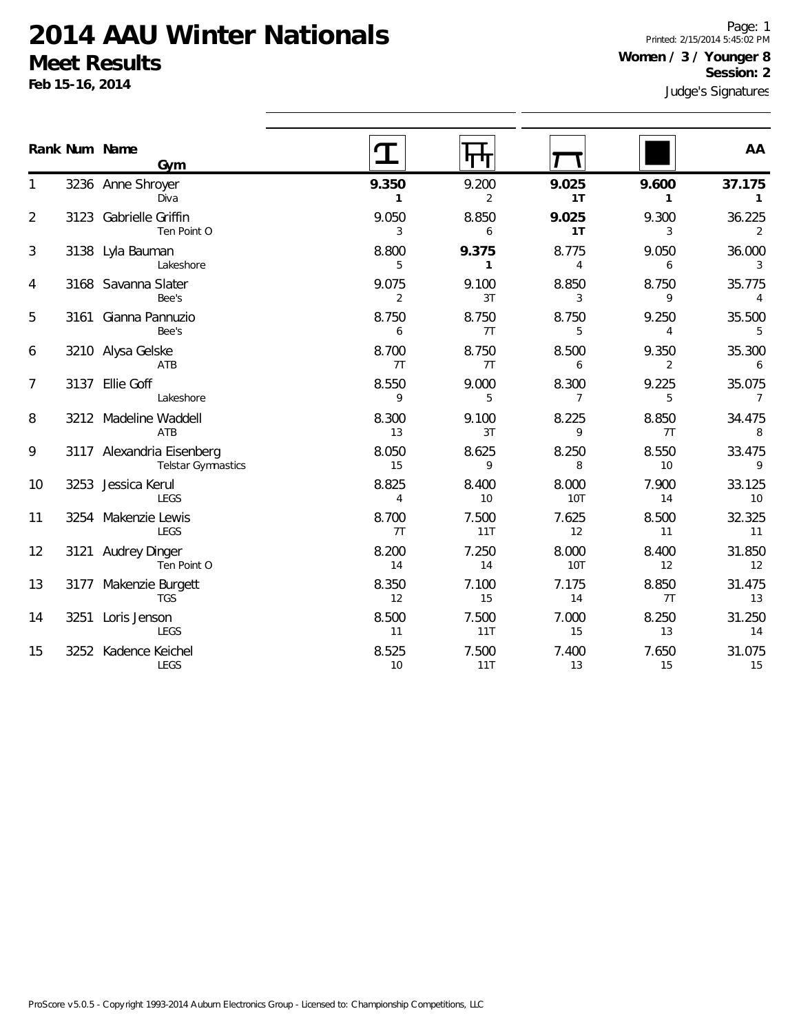# 2014 AAU Winter Nationals

## Meet Results

**Feb 15-16, 2014**

Printed: 2/15/2014 5:45:02 PM

**Women / 3 / Younger 8**
**Session: 2**

Judge's Signatures

| Rank | Num | Name / Gym | Vault | Bars | Beam | Floor | AA |
|---|---|---|---|---|---|---|---|
| 1 | 3236 | Anne Shroyer<br>Diva | **9.350**<br>**1** | 9.200<br>2 | **9.025**<br>**1T** | **9.600**<br>**1** | **37.175**<br>**1** |
| 2 | 3123 | Gabrielle Griffin<br>Ten Point O | 9.050<br>3 | 8.850<br>6 | **9.025**<br>**1T** | 9.300<br>3 | 36.225<br>2 |
| 3 | 3138 | Lyla Bauman<br>Lakeshore | 8.800<br>5 | **9.375**<br>**1** | 8.775<br>4 | 9.050<br>6 | 36.000<br>3 |
| 4 | 3168 | Savanna Slater<br>Bee's | 9.075<br>2 | 9.100<br>3T | 8.850<br>3 | 8.750<br>9 | 35.775<br>4 |
| 5 | 3161 | Gianna Pannuzio<br>Bee's | 8.750<br>6 | 8.750<br>7T | 8.750<br>5 | 9.250<br>4 | 35.500<br>5 |
| 6 | 3210 | Alysa Gelske<br>ATB | 8.700<br>7T | 8.750<br>7T | 8.500<br>6 | 9.350<br>2 | 35.300<br>6 |
| 7 | 3137 | Ellie Goff<br>Lakeshore | 8.550<br>9 | 9.000<br>5 | 8.300<br>7 | 9.225<br>5 | 35.075<br>7 |
| 8 | 3212 | Madeline Waddell<br>ATB | 8.300<br>13 | 9.100<br>3T | 8.225<br>9 | 8.850<br>7T | 34.475<br>8 |
| 9 | 3117 | Alexandria Eisenberg<br>Telstar Gymnastics | 8.050<br>15 | 8.625<br>9 | 8.250<br>8 | 8.550<br>10 | 33.475<br>9 |
| 10 | 3253 | Jessica Kerul<br>LEGS | 8.825<br>4 | 8.400<br>10 | 8.000<br>10T | 7.900<br>14 | 33.125<br>10 |
| 11 | 3254 | Makenzie Lewis<br>LEGS | 8.700<br>7T | 7.500<br>11T | 7.625<br>12 | 8.500<br>11 | 32.325<br>11 |
| 12 | 3121 | Audrey Dinger<br>Ten Point O | 8.200<br>14 | 7.250<br>14 | 8.000<br>10T | 8.400<br>12 | 31.850<br>12 |
| 13 | 3177 | Makenzie Burgett<br>TGS | 8.350<br>12 | 7.100<br>15 | 7.175<br>14 | 8.850<br>7T | 31.475<br>13 |
| 14 | 3251 | Loris Jenson<br>LEGS | 8.500<br>11 | 7.500<br>11T | 7.000<br>15 | 8.250<br>13 | 31.250<br>14 |
| 15 | 3252 | Kadence Keichel<br>LEGS | 8.525<br>10 | 7.500<br>11T | 7.400<br>13 | 7.650<br>15 | 31.075<br>15 |

ProScore v5.0.5 - Copyright 1993-2014 Auburn Electronics Group - Licensed to: Championship Competitions, LLC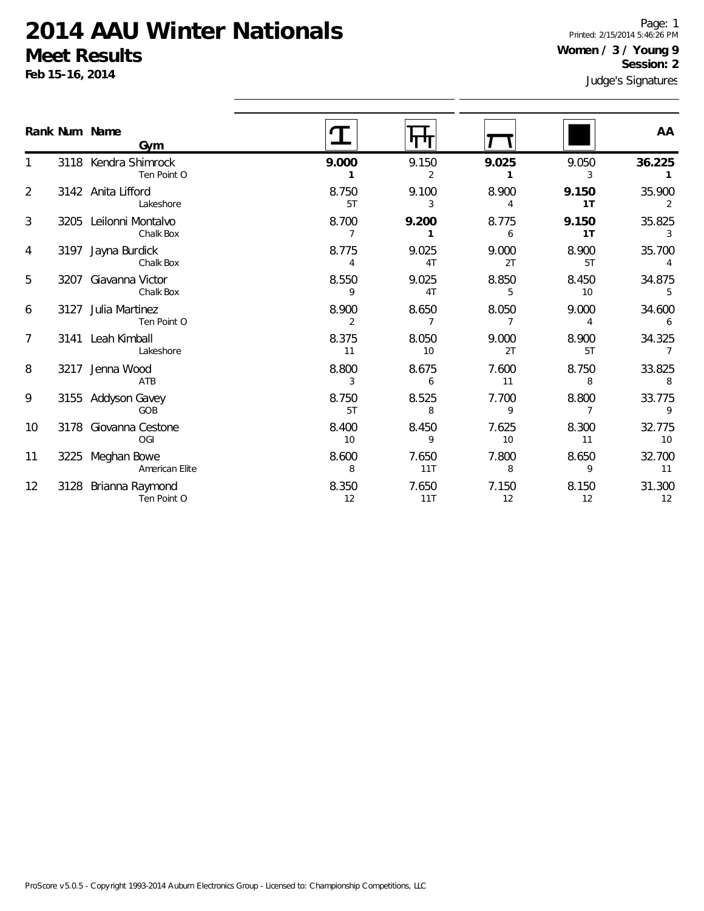# 2014 AAU Winter Nationals

## Meet Results

**Feb 15-16, 2014**

Printed: 2/15/2014 5:46:26 PM

**Women / 3 / Young 9**

**Session: 2**

Judge's Signatures

| Rank | Num | Name / Gym | Vault | Bars | Beam | Floor | AA |
|---|---|---|---|---|---|---|---|
| 1 | 3118 | Kendra Shimrock<br>Ten Point O | **9.000**<br>**1** | 9.150<br>2 | **9.025**<br>**1** | 9.050<br>3 | **36.225**<br>**1** |
| 2 | 3142 | Anita Lifford<br>Lakeshore | 8.750<br>5T | 9.100<br>3 | 8.900<br>4 | **9.150**<br>**1T** | 35.900<br>2 |
| 3 | 3205 | Leilonni Montalvo<br>Chalk Box | 8.700<br>7 | **9.200**<br>**1** | 8.775<br>6 | **9.150**<br>**1T** | 35.825<br>3 |
| 4 | 3197 | Jayna Burdick<br>Chalk Box | 8.775<br>4 | 9.025<br>4T | 9.000<br>2T | 8.900<br>5T | 35.700<br>4 |
| 5 | 3207 | Giavanna Victor<br>Chalk Box | 8.550<br>9 | 9.025<br>4T | 8.850<br>5 | 8.450<br>10 | 34.875<br>5 |
| 6 | 3127 | Julia Martinez<br>Ten Point O | 8.900<br>2 | 8.650<br>7 | 8.050<br>7 | 9.000<br>4 | 34.600<br>6 |
| 7 | 3141 | Leah Kimball<br>Lakeshore | 8.375<br>11 | 8.050<br>10 | 9.000<br>2T | 8.900<br>5T | 34.325<br>7 |
| 8 | 3217 | Jenna Wood<br>ATB | 8.800<br>3 | 8.675<br>6 | 7.600<br>11 | 8.750<br>8 | 33.825<br>8 |
| 9 | 3155 | Addyson Gavey<br>GOB | 8.750<br>5T | 8.525<br>8 | 7.700<br>9 | 8.800<br>7 | 33.775<br>9 |
| 10 | 3178 | Giovanna Cestone<br>OGI | 8.400<br>10 | 8.450<br>9 | 7.625<br>10 | 8.300<br>11 | 32.775<br>10 |
| 11 | 3225 | Meghan Bowe<br>American Elite | 8.600<br>8 | 7.650<br>11T | 7.800<br>8 | 8.650<br>9 | 32.700<br>11 |
| 12 | 3128 | Brianna Raymond<br>Ten Point O | 8.350<br>12 | 7.650<br>11T | 7.150<br>12 | 8.150<br>12 | 31.300<br>12 |

ProScore v5.0.5 - Copyright 1993-2014 Auburn Electronics Group - Licensed to: Championship Competitions, LLC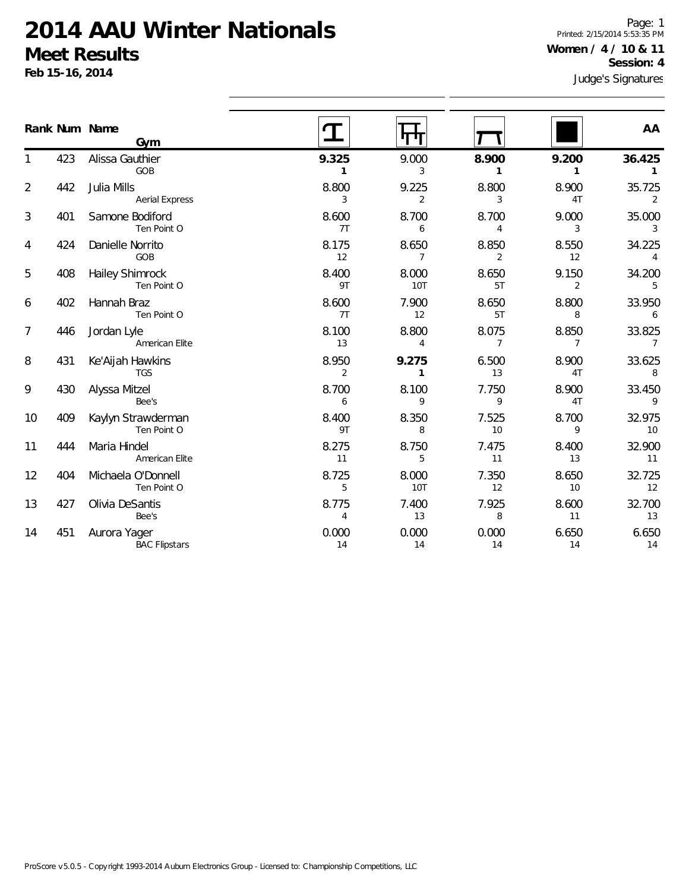# 2014 AAU Winter Nationals

## Meet Results

**Feb 15-16, 2014**

Printed: 2/15/2014 5:53:35 PM

**Women / 4 / 10 & 11**

**Session: 4**

Judge's Signatures

| Rank | Num | Name / Gym | Vault | Bars | Beam | Floor | AA |
|---|---|---|---|---|---|---|---|
| 1 | 423 | Alissa Gauthier<br>GOB | **9.325**<br>**1** | 9.000<br>3 | **8.900**<br>**1** | **9.200**<br>**1** | **36.425**<br>**1** |
| 2 | 442 | Julia Mills<br>Aerial Express | 8.800<br>3 | 9.225<br>2 | 8.800<br>3 | 8.900<br>4T | 35.725<br>2 |
| 3 | 401 | Samone Bodiford<br>Ten Point O | 8.600<br>7T | 8.700<br>6 | 8.700<br>4 | 9.000<br>3 | 35.000<br>3 |
| 4 | 424 | Danielle Norrito<br>GOB | 8.175<br>12 | 8.650<br>7 | 8.850<br>2 | 8.550<br>12 | 34.225<br>4 |
| 5 | 408 | Hailey Shimrock<br>Ten Point O | 8.400<br>9T | 8.000<br>10T | 8.650<br>5T | 9.150<br>2 | 34.200<br>5 |
| 6 | 402 | Hannah Braz<br>Ten Point O | 8.600<br>7T | 7.900<br>12 | 8.650<br>5T | 8.800<br>8 | 33.950<br>6 |
| 7 | 446 | Jordan Lyle<br>American Elite | 8.100<br>13 | 8.800<br>4 | 8.075<br>7 | 8.850<br>7 | 33.825<br>7 |
| 8 | 431 | Ke'Aijah Hawkins<br>TGS | 8.950<br>2 | **9.275**<br>**1** | 6.500<br>13 | 8.900<br>4T | 33.625<br>8 |
| 9 | 430 | Alyssa Mitzel<br>Bee's | 8.700<br>6 | 8.100<br>9 | 7.750<br>9 | 8.900<br>4T | 33.450<br>9 |
| 10 | 409 | Kaylyn Strawderman<br>Ten Point O | 8.400<br>9T | 8.350<br>8 | 7.525<br>10 | 8.700<br>9 | 32.975<br>10 |
| 11 | 444 | Maria Hindel<br>American Elite | 8.275<br>11 | 8.750<br>5 | 7.475<br>11 | 8.400<br>13 | 32.900<br>11 |
| 12 | 404 | Michaela O'Donnell<br>Ten Point O | 8.725<br>5 | 8.000<br>10T | 7.350<br>12 | 8.650<br>10 | 32.725<br>12 |
| 13 | 427 | Olivia DeSantis<br>Bee's | 8.775<br>4 | 7.400<br>13 | 7.925<br>8 | 8.600<br>11 | 32.700<br>13 |
| 14 | 451 | Aurora Yager<br>BAC Flipstars | 0.000<br>14 | 0.000<br>14 | 0.000<br>14 | 6.650<br>14 | 6.650<br>14 |

ProScore v5.0.5 - Copyright 1993-2014 Auburn Electronics Group - Licensed to: Championship Competitions, LLC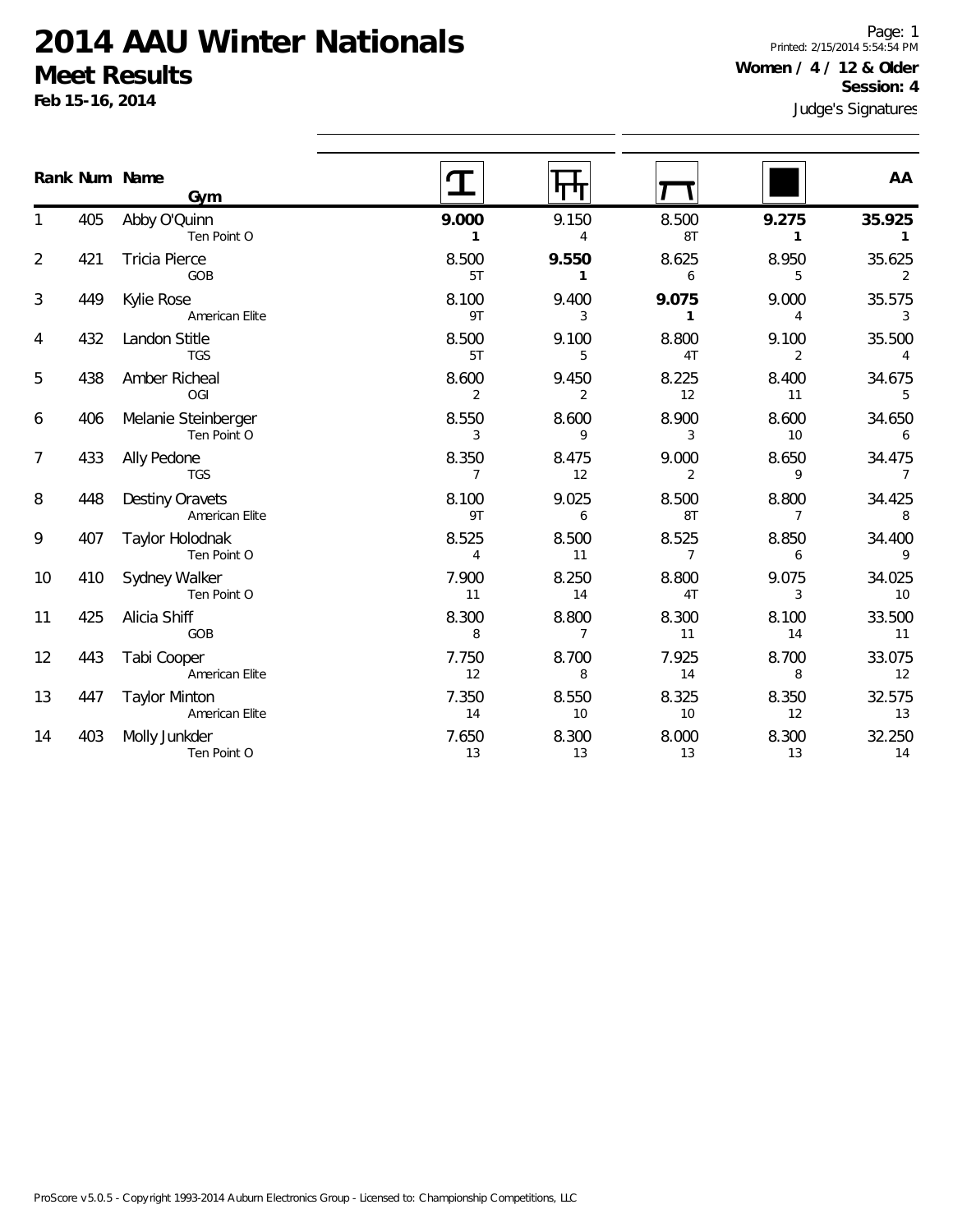# 2014 AAU Winter Nationals

## Meet Results

**Feb 15-16, 2014**

Printed: 2/15/2014 5:54:54 PM

**Women / 4 / 12 & Older**

**Session: 4**

Judge's Signatures

| Rank | Num | Name / Gym | Vault | Bars | Beam | Floor | AA |
|---|---|---|---|---|---|---|---|
| 1 | 405 | Abby O'Quinn<br>Ten Point O | **9.000**<br>**1** | 9.150<br>4 | 8.500<br>8T | **9.275**<br>**1** | **35.925**<br>**1** |
| 2 | 421 | Tricia Pierce<br>GOB | 8.500<br>5T | **9.550**<br>**1** | 8.625<br>6 | 8.950<br>5 | 35.625<br>2 |
| 3 | 449 | Kylie Rose<br>American Elite | 8.100<br>9T | 9.400<br>3 | **9.075**<br>**1** | 9.000<br>4 | 35.575<br>3 |
| 4 | 432 | Landon Stitle<br>TGS | 8.500<br>5T | 9.100<br>5 | 8.800<br>4T | 9.100<br>2 | 35.500<br>4 |
| 5 | 438 | Amber Richeal<br>OGI | 8.600<br>2 | 9.450<br>2 | 8.225<br>12 | 8.400<br>11 | 34.675<br>5 |
| 6 | 406 | Melanie Steinberger<br>Ten Point O | 8.550<br>3 | 8.600<br>9 | 8.900<br>3 | 8.600<br>10 | 34.650<br>6 |
| 7 | 433 | Ally Pedone<br>TGS | 8.350<br>7 | 8.475<br>12 | 9.000<br>2 | 8.650<br>9 | 34.475<br>7 |
| 8 | 448 | Destiny Oravets<br>American Elite | 8.100<br>9T | 9.025<br>6 | 8.500<br>8T | 8.800<br>7 | 34.425<br>8 |
| 9 | 407 | Taylor Holodnak<br>Ten Point O | 8.525<br>4 | 8.500<br>11 | 8.525<br>7 | 8.850<br>6 | 34.400<br>9 |
| 10 | 410 | Sydney Walker<br>Ten Point O | 7.900<br>11 | 8.250<br>14 | 8.800<br>4T | 9.075<br>3 | 34.025<br>10 |
| 11 | 425 | Alicia Shiff<br>GOB | 8.300<br>8 | 8.800<br>7 | 8.300<br>11 | 8.100<br>14 | 33.500<br>11 |
| 12 | 443 | Tabi Cooper<br>American Elite | 7.750<br>12 | 8.700<br>8 | 7.925<br>14 | 8.700<br>8 | 33.075<br>12 |
| 13 | 447 | Taylor Minton<br>American Elite | 7.350<br>14 | 8.550<br>10 | 8.325<br>10 | 8.350<br>12 | 32.575<br>13 |
| 14 | 403 | Molly Junkder<br>Ten Point O | 7.650<br>13 | 8.300<br>13 | 8.000<br>13 | 8.300<br>13 | 32.250<br>14 |

ProScore v5.0.5 - Copyright 1993-2014 Auburn Electronics Group - Licensed to: Championship Competitions, LLC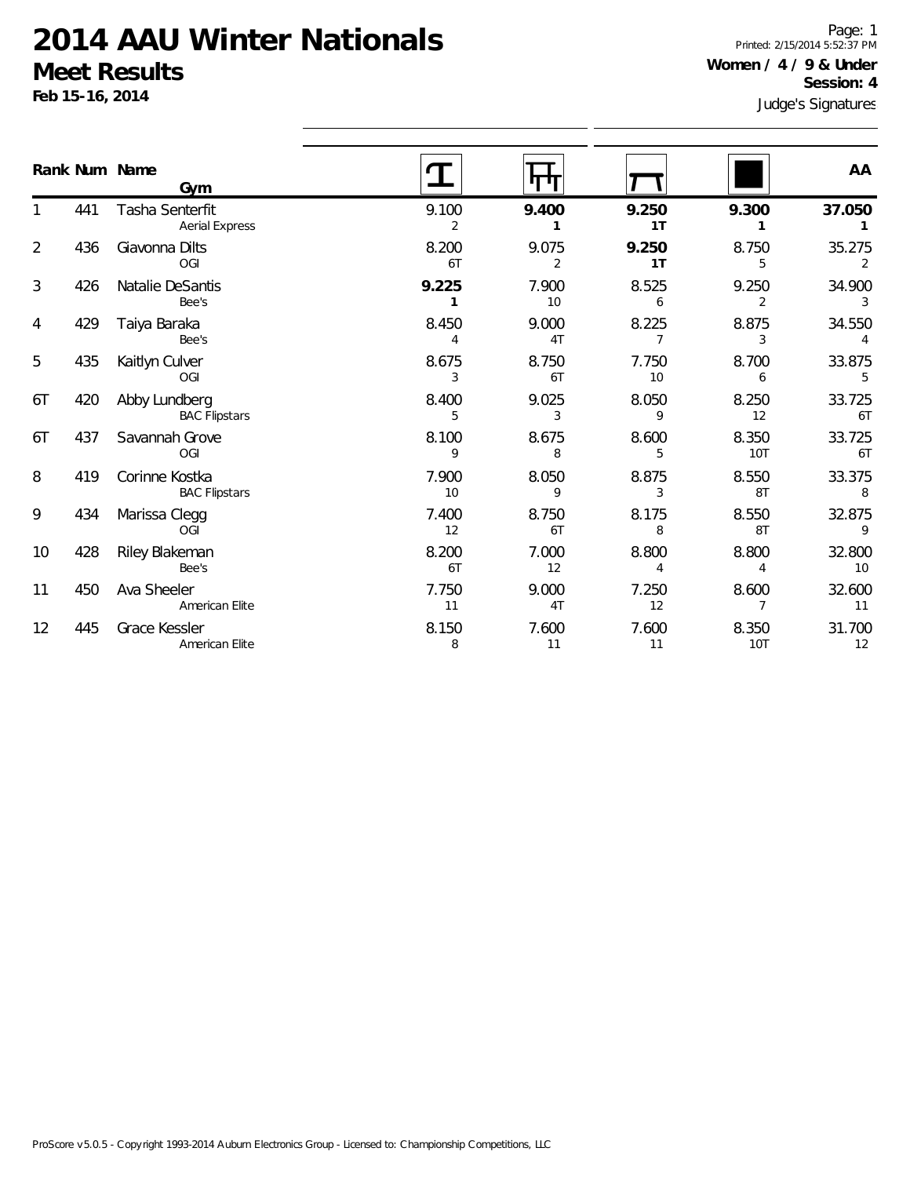# 2014 AAU Winter Nationals

## Meet Results

**Feb 15-16, 2014**

**Women / 4 / 9 & Under**
**Session: 4**

Judge's Signatures

| Rank | Num | Name / Gym | Vault | Bars | Beam | Floor | AA |
|---|---|---|---|---|---|---|---|
| 1 | 441 | Tasha Senterfit<br>Aerial Express | 9.100<br>2 | **9.400**<br>**1** | **9.250**<br>**1T** | **9.300**<br>**1** | **37.050**<br>**1** |
| 2 | 436 | Giavonna Dilts<br>OGI | 8.200<br>6T | 9.075<br>2 | **9.250**<br>**1T** | 8.750<br>5 | 35.275<br>2 |
| 3 | 426 | Natalie DeSantis<br>Bee's | **9.225**<br>**1** | 7.900<br>10 | 8.525<br>6 | 9.250<br>2 | 34.900<br>3 |
| 4 | 429 | Taiya Baraka<br>Bee's | 8.450<br>4 | 9.000<br>4T | 8.225<br>7 | 8.875<br>3 | 34.550<br>4 |
| 5 | 435 | Kaitlyn Culver<br>OGI | 8.675<br>3 | 8.750<br>6T | 7.750<br>10 | 8.700<br>6 | 33.875<br>5 |
| 6T | 420 | Abby Lundberg<br>BAC Flipstars | 8.400<br>5 | 9.025<br>3 | 8.050<br>9 | 8.250<br>12 | 33.725<br>6T |
| 6T | 437 | Savannah Grove<br>OGI | 8.100<br>9 | 8.675<br>8 | 8.600<br>5 | 8.350<br>10T | 33.725<br>6T |
| 8 | 419 | Corinne Kostka<br>BAC Flipstars | 7.900<br>10 | 8.050<br>9 | 8.875<br>3 | 8.550<br>8T | 33.375<br>8 |
| 9 | 434 | Marissa Clegg<br>OGI | 7.400<br>12 | 8.750<br>6T | 8.175<br>8 | 8.550<br>8T | 32.875<br>9 |
| 10 | 428 | Riley Blakeman<br>Bee's | 8.200<br>6T | 7.000<br>12 | 8.800<br>4 | 8.800<br>4 | 32.800<br>10 |
| 11 | 450 | Ava Sheeler<br>American Elite | 7.750<br>11 | 9.000<br>4T | 7.250<br>12 | 8.600<br>7 | 32.600<br>11 |
| 12 | 445 | Grace Kessler<br>American Elite | 8.150<br>8 | 7.600<br>11 | 7.600<br>11 | 8.350<br>10T | 31.700<br>12 |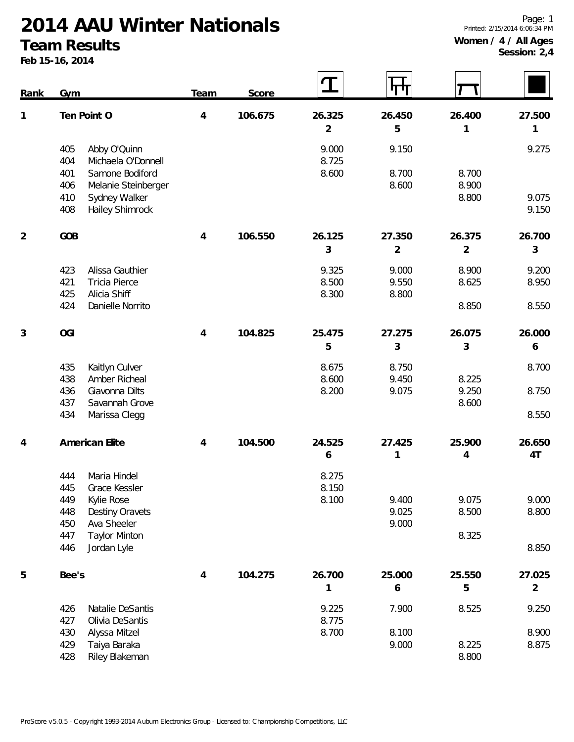# 2014 AAU Winter Nationals

## Team Results

**Feb 15-16, 2014**

Printed: 2/15/2014 6:06:34 PM

**Women / 4 / All Ages**
**Session: 2,4**

| Rank | Gym | | Team | Score | Vault | Bars | Beam | Floor |
|---|---|---|---|---|---|---|---|---|
| 1 | Ten Point O | | 4 | 106.675 | 26.325 | 26.450 | 26.400 | 27.500 |
| | | | | | 2 | 5 | 1 | 1 |
| | 405 | Abby O'Quinn | | | 9.000 | 9.150 | | 9.275 |
| | 404 | Michaela O'Donnell | | | 8.725 | | | |
| | 401 | Samone Bodiford | | | 8.600 | 8.700 | 8.700 | |
| | 406 | Melanie Steinberger | | | | 8.600 | 8.900 | |
| | 410 | Sydney Walker | | | | | 8.800 | 9.075 |
| | 408 | Hailey Shimrock | | | | | | 9.150 |
| 2 | GOB | | 4 | 106.550 | 26.125 | 27.350 | 26.375 | 26.700 |
| | | | | | 3 | 2 | 2 | 3 |
| | 423 | Alissa Gauthier | | | 9.325 | 9.000 | 8.900 | 9.200 |
| | 421 | Tricia Pierce | | | 8.500 | 9.550 | 8.625 | 8.950 |
| | 425 | Alicia Shiff | | | 8.300 | 8.800 | | |
| | 424 | Danielle Norrito | | | | | 8.850 | 8.550 |
| 3 | OGI | | 4 | 104.825 | 25.475 | 27.275 | 26.075 | 26.000 |
| | | | | | 5 | 3 | 3 | 6 |
| | 435 | Kaitlyn Culver | | | 8.675 | 8.750 | | 8.700 |
| | 438 | Amber Richeal | | | 8.600 | 9.450 | 8.225 | |
| | 436 | Giavonna Dilts | | | 8.200 | 9.075 | 9.250 | 8.750 |
| | 437 | Savannah Grove | | | | | 8.600 | |
| | 434 | Marissa Clegg | | | | | | 8.550 |
| 4 | American Elite | | 4 | 104.500 | 24.525 | 27.425 | 25.900 | 26.650 |
| | | | | | 6 | 1 | 4 | 4T |
| | 444 | Maria Hindel | | | 8.275 | | | |
| | 445 | Grace Kessler | | | 8.150 | | | |
| | 449 | Kylie Rose | | | 8.100 | 9.400 | 9.075 | 9.000 |
| | 448 | Destiny Oravets | | | | 9.025 | 8.500 | 8.800 |
| | 450 | Ava Sheeler | | | | 9.000 | | |
| | 447 | Taylor Minton | | | | | 8.325 | |
| | 446 | Jordan Lyle | | | | | | 8.850 |
| 5 | Bee's | | 4 | 104.275 | 26.700 | 25.000 | 25.550 | 27.025 |
| | | | | | 1 | 6 | 5 | 2 |
| | 426 | Natalie DeSantis | | | 9.225 | 7.900 | 8.525 | 9.250 |
| | 427 | Olivia DeSantis | | | 8.775 | | | |
| | 430 | Alyssa Mitzel | | | 8.700 | 8.100 | | 8.900 |
| | 429 | Taiya Baraka | | | | 9.000 | 8.225 | 8.875 |
| | 428 | Riley Blakeman | | | | | 8.800 | |

ProScore v5.0.5 - Copyright 1993-2014 Auburn Electronics Group - Licensed to: Championship Competitions, LLC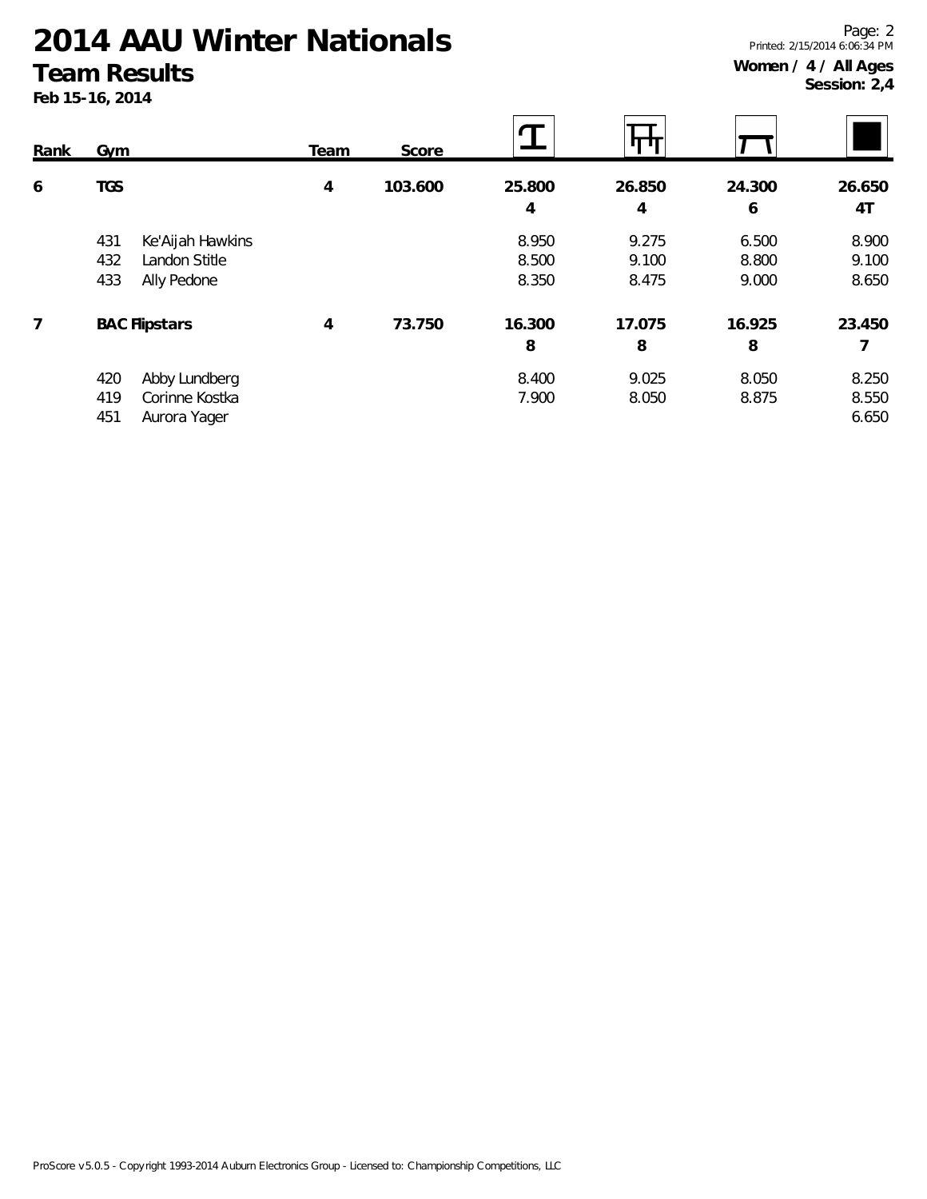# 2014 AAU Winter Nationals

## Team Results

**Feb 15-16, 2014**

**Women / 4 / All Ages**
**Session: 2,4**

| Rank | Gym | | Team | Score | Vault | Bars | Beam | Floor |
|---|---|---|---|---|---|---|---|---|
| **6** | **TGS** | | **4** | **103.600** | **25.800** **4** | **26.850** **4** | **24.300** **6** | **26.650** **4T** |
| | 431 | Ke'Aijah Hawkins | | | 8.950 | 9.275 | 6.500 | 8.900 |
| | 432 | Landon Stitle | | | 8.500 | 9.100 | 8.800 | 9.100 |
| | 433 | Ally Pedone | | | 8.350 | 8.475 | 9.000 | 8.650 |
| **7** | **BAC Flipstars** | | **4** | **73.750** | **16.300** **8** | **17.075** **8** | **16.925** **8** | **23.450** **7** |
| | 420 | Abby Lundberg | | | 8.400 | 9.025 | 8.050 | 8.250 |
| | 419 | Corinne Kostka | | | 7.900 | 8.050 | 8.875 | 8.550 |
| | 451 | Aurora Yager | | | | | | 6.650 |

ProScore v5.0.5 - Copyright 1993-2014 Auburn Electronics Group - Licensed to: Championship Competitions, LLC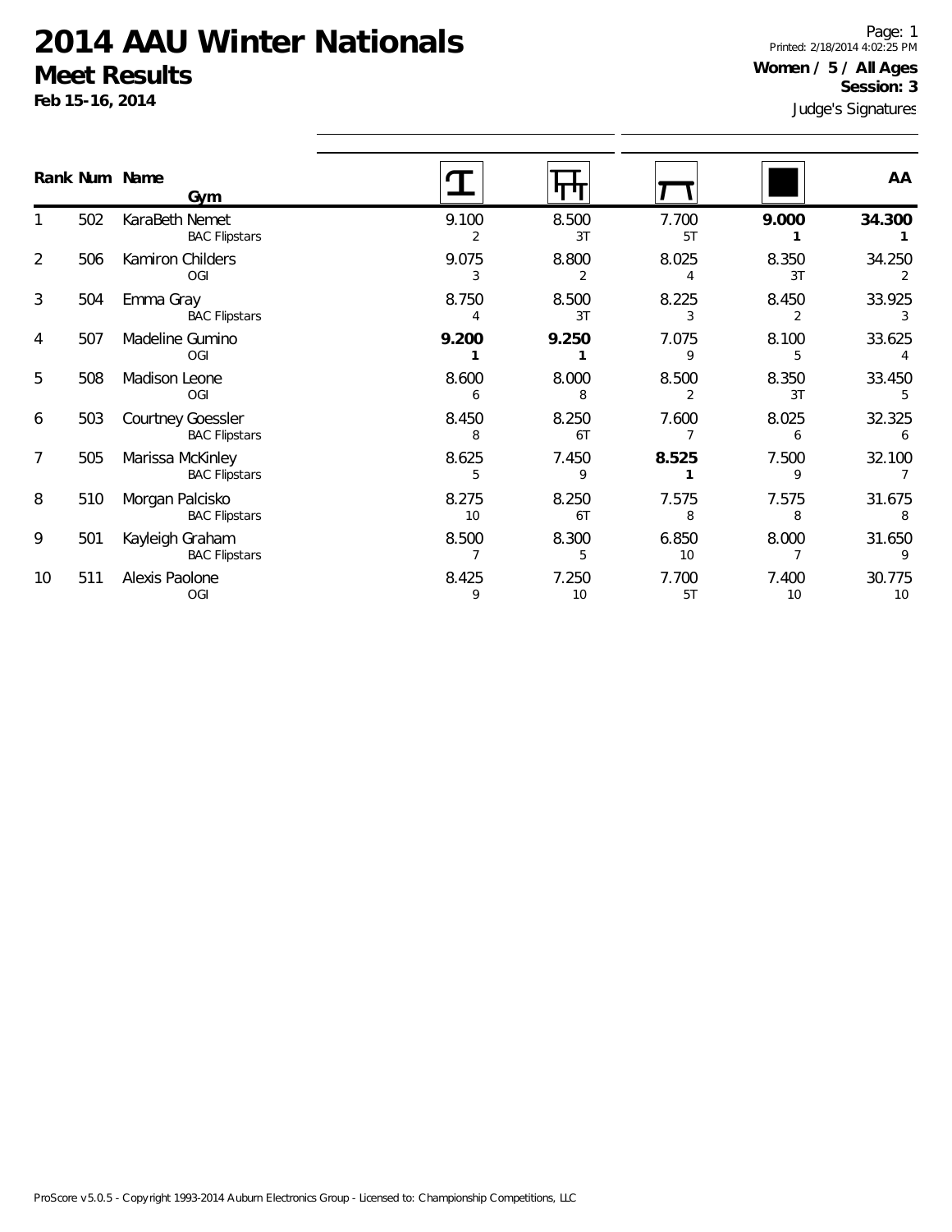# 2014 AAU Winter Nationals

## Meet Results

**Feb 15-16, 2014**

Printed: 2/18/2014 4:02:25 PM

**Women / 5 / All Ages**

**Session: 3**

Judge's Signatures

| Rank | Num | Name / Gym | Vault | Bars | Beam | Floor | AA |
|---|---|---|---|---|---|---|---|
| 1 | 502 | KaraBeth Nemet<br>BAC Flipstars | 9.100<br>2 | 8.500<br>3T | 7.700<br>5T | **9.000**<br>**1** | **34.300**<br>**1** |
| 2 | 506 | Kamiron Childers<br>OGI | 9.075<br>3 | 8.800<br>2 | 8.025<br>4 | 8.350<br>3T | 34.250<br>2 |
| 3 | 504 | Emma Gray<br>BAC Flipstars | 8.750<br>4 | 8.500<br>3T | 8.225<br>3 | 8.450<br>2 | 33.925<br>3 |
| 4 | 507 | Madeline Gumino<br>OGI | **9.200**<br>**1** | **9.250**<br>**1** | 7.075<br>9 | 8.100<br>5 | 33.625<br>4 |
| 5 | 508 | Madison Leone<br>OGI | 8.600<br>6 | 8.000<br>8 | 8.500<br>2 | 8.350<br>3T | 33.450<br>5 |
| 6 | 503 | Courtney Goessler<br>BAC Flipstars | 8.450<br>8 | 8.250<br>6T | 7.600<br>7 | 8.025<br>6 | 32.325<br>6 |
| 7 | 505 | Marissa McKinley<br>BAC Flipstars | 8.625<br>5 | 7.450<br>9 | **8.525**<br>**1** | 7.500<br>9 | 32.100<br>7 |
| 8 | 510 | Morgan Palcisko<br>BAC Flipstars | 8.275<br>10 | 8.250<br>6T | 7.575<br>8 | 7.575<br>8 | 31.675<br>8 |
| 9 | 501 | Kayleigh Graham<br>BAC Flipstars | 8.500<br>7 | 8.300<br>5 | 6.850<br>10 | 8.000<br>7 | 31.650<br>9 |
| 10 | 511 | Alexis Paolone<br>OGI | 8.425<br>9 | 7.250<br>10 | 7.700<br>5T | 7.400<br>10 | 30.775<br>10 |

ProScore v5.0.5 - Copyright 1993-2014 Auburn Electronics Group - Licensed to: Championship Competitions, LLC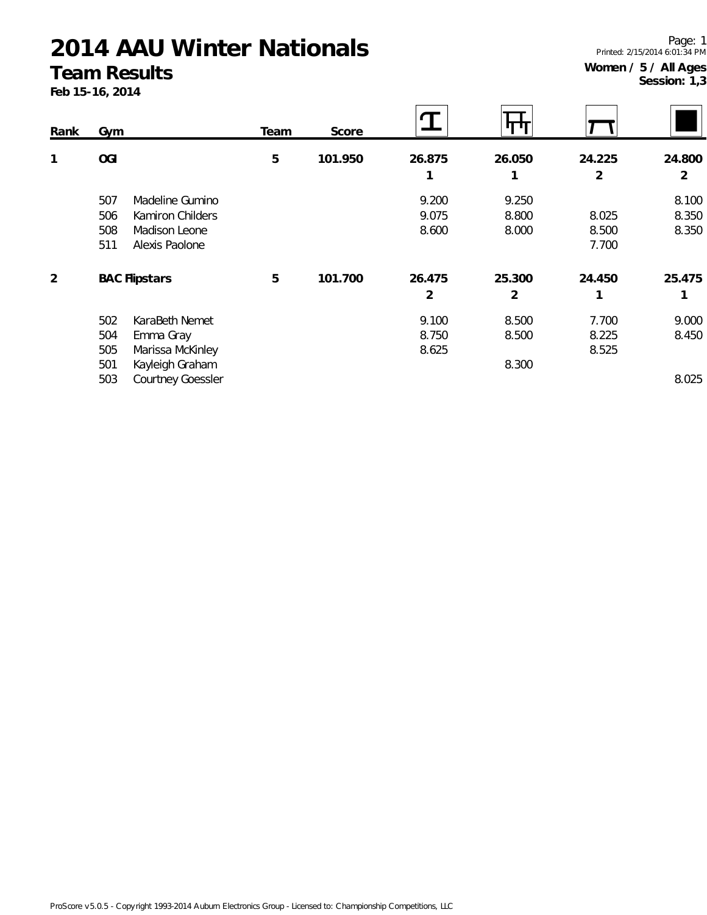# 2014 AAU Winter Nationals

## Team Results

**Feb 15-16, 2014**

Page: 1
Printed: 2/15/2014 6:01:34 PM

**Women / 5 / All Ages**
**Session: 1,3**

| Rank | Gym | | Team | Score | Vault | Bars | Beam | Floor |
|---|---|---|---|---|---|---|---|---|
| **1** | **OGI** | | **5** | **101.950** | **26.875** | **26.050** | **24.225** | **24.800** |
| | | | | | **1** | **1** | **2** | **2** |
| | 507 | Madeline Gumino | | | 9.200 | 9.250 | | 8.100 |
| | 506 | Kamiron Childers | | | 9.075 | 8.800 | 8.025 | 8.350 |
| | 508 | Madison Leone | | | 8.600 | 8.000 | 8.500 | 8.350 |
| | 511 | Alexis Paolone | | | | | 7.700 | |
| **2** | **BAC Flipstars** | | **5** | **101.700** | **26.475** | **25.300** | **24.450** | **25.475** |
| | | | | | **2** | **2** | **1** | **1** |
| | 502 | KaraBeth Nemet | | | 9.100 | 8.500 | 7.700 | 9.000 |
| | 504 | Emma Gray | | | 8.750 | 8.500 | 8.225 | 8.450 |
| | 505 | Marissa McKinley | | | 8.625 | | 8.525 | |
| | 501 | Kayleigh Graham | | | | 8.300 | | |
| | 503 | Courtney Goessler | | | | | | 8.025 |

ProScore v5.0.5 - Copyright 1993-2014 Auburn Electronics Group - Licensed to: Championship Competitions, LLC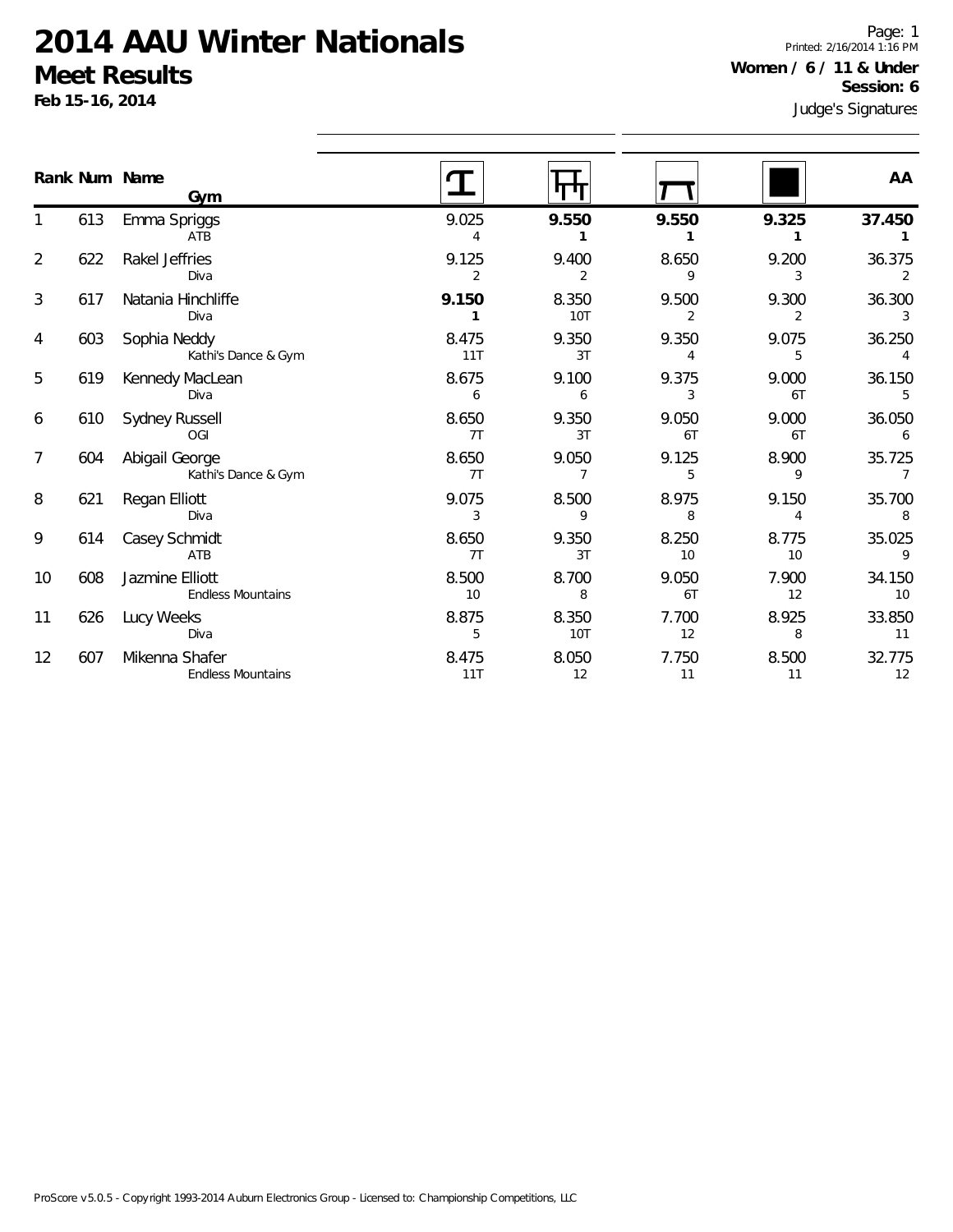# 2014 AAU Winter Nationals

## Meet Results

**Feb 15-16, 2014**

Printed: 2/16/2014 1:16 PM

**Women / 6 / 11 & Under**

**Session: 6**

Judge's Signatures

| Rank | Num | Name / Gym | Vault | Bars | Beam | Floor | AA |
|---|---|---|---|---|---|---|---|
| 1 | 613 | Emma Spriggs<br>ATB | 9.025<br>4 | **9.550**<br>**1** | **9.550**<br>**1** | **9.325**<br>**1** | **37.450**<br>**1** |
| 2 | 622 | Rakel Jeffries<br>Diva | 9.125<br>2 | 9.400<br>2 | 8.650<br>9 | 9.200<br>3 | 36.375<br>2 |
| 3 | 617 | Natania Hinchliffe<br>Diva | **9.150**<br>**1** | 8.350<br>10T | 9.500<br>2 | 9.300<br>2 | 36.300<br>3 |
| 4 | 603 | Sophia Neddy<br>Kathi's Dance & Gym | 8.475<br>11T | 9.350<br>3T | 9.350<br>4 | 9.075<br>5 | 36.250<br>4 |
| 5 | 619 | Kennedy MacLean<br>Diva | 8.675<br>6 | 9.100<br>6 | 9.375<br>3 | 9.000<br>6T | 36.150<br>5 |
| 6 | 610 | Sydney Russell<br>OGI | 8.650<br>7T | 9.350<br>3T | 9.050<br>6T | 9.000<br>6T | 36.050<br>6 |
| 7 | 604 | Abigail George<br>Kathi's Dance & Gym | 8.650<br>7T | 9.050<br>7 | 9.125<br>5 | 8.900<br>9 | 35.725<br>7 |
| 8 | 621 | Regan Elliott<br>Diva | 9.075<br>3 | 8.500<br>9 | 8.975<br>8 | 9.150<br>4 | 35.700<br>8 |
| 9 | 614 | Casey Schmidt<br>ATB | 8.650<br>7T | 9.350<br>3T | 8.250<br>10 | 8.775<br>10 | 35.025<br>9 |
| 10 | 608 | Jazmine Elliott<br>Endless Mountains | 8.500<br>10 | 8.700<br>8 | 9.050<br>6T | 7.900<br>12 | 34.150<br>10 |
| 11 | 626 | Lucy Weeks<br>Diva | 8.875<br>5 | 8.350<br>10T | 7.700<br>12 | 8.925<br>8 | 33.850<br>11 |
| 12 | 607 | Mikenna Shafer<br>Endless Mountains | 8.475<br>11T | 8.050<br>12 | 7.750<br>11 | 8.500<br>11 | 32.775<br>12 |

ProScore v5.0.5 - Copyright 1993-2014 Auburn Electronics Group - Licensed to: Championship Competitions, LLC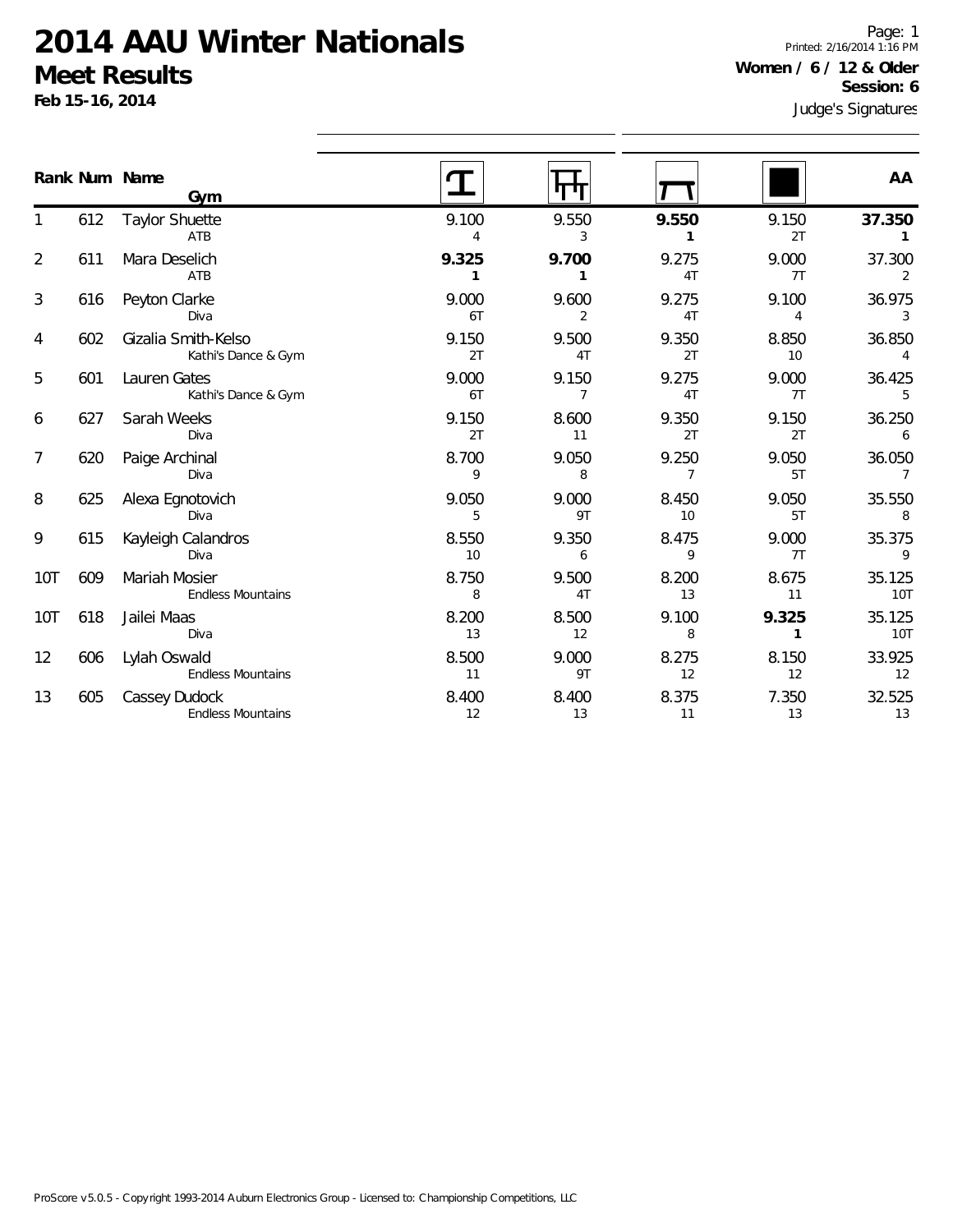# 2014 AAU Winter Nationals

## Meet Results

**Feb 15-16, 2014**

Printed: 2/16/2014 1:16 PM

**Women / 6 / 12 & Older**

**Session: 6**

Judge's Signatures

| Rank | Num | Name / Gym | Vault | Bars | Beam | Floor | AA |
|---|---|---|---|---|---|---|---|
| 1 | 612 | Taylor Shuette<br>ATB | 9.100<br>4 | 9.550<br>3 | **9.550**<br>**1** | 9.150<br>2T | **37.350**<br>**1** |
| 2 | 611 | Mara Deselich<br>ATB | **9.325**<br>**1** | **9.700**<br>**1** | 9.275<br>4T | 9.000<br>7T | 37.300<br>2 |
| 3 | 616 | Peyton Clarke<br>Diva | 9.000<br>6T | 9.600<br>2 | 9.275<br>4T | 9.100<br>4 | 36.975<br>3 |
| 4 | 602 | Gizalia Smith-Kelso<br>Kathi's Dance & Gym | 9.150<br>2T | 9.500<br>4T | 9.350<br>2T | 8.850<br>10 | 36.850<br>4 |
| 5 | 601 | Lauren Gates<br>Kathi's Dance & Gym | 9.000<br>6T | 9.150<br>7 | 9.275<br>4T | 9.000<br>7T | 36.425<br>5 |
| 6 | 627 | Sarah Weeks<br>Diva | 9.150<br>2T | 8.600<br>11 | 9.350<br>2T | 9.150<br>2T | 36.250<br>6 |
| 7 | 620 | Paige Archinal<br>Diva | 8.700<br>9 | 9.050<br>8 | 9.250<br>7 | 9.050<br>5T | 36.050<br>7 |
| 8 | 625 | Alexa Egnotovich<br>Diva | 9.050<br>5 | 9.000<br>9T | 8.450<br>10 | 9.050<br>5T | 35.550<br>8 |
| 9 | 615 | Kayleigh Calandros<br>Diva | 8.550<br>10 | 9.350<br>6 | 8.475<br>9 | 9.000<br>7T | 35.375<br>9 |
| 10T | 609 | Mariah Mosier<br>Endless Mountains | 8.750<br>8 | 9.500<br>4T | 8.200<br>13 | 8.675<br>11 | 35.125<br>10T |
| 10T | 618 | Jailei Maas<br>Diva | 8.200<br>13 | 8.500<br>12 | 9.100<br>8 | **9.325**<br>**1** | 35.125<br>10T |
| 12 | 606 | Lylah Oswald<br>Endless Mountains | 8.500<br>11 | 9.000<br>9T | 8.275<br>12 | 8.150<br>12 | 33.925<br>12 |
| 13 | 605 | Cassey Dudock<br>Endless Mountains | 8.400<br>12 | 8.400<br>13 | 8.375<br>11 | 7.350<br>13 | 32.525<br>13 |

ProScore v5.0.5 - Copyright 1993-2014 Auburn Electronics Group - Licensed to: Championship Competitions, LLC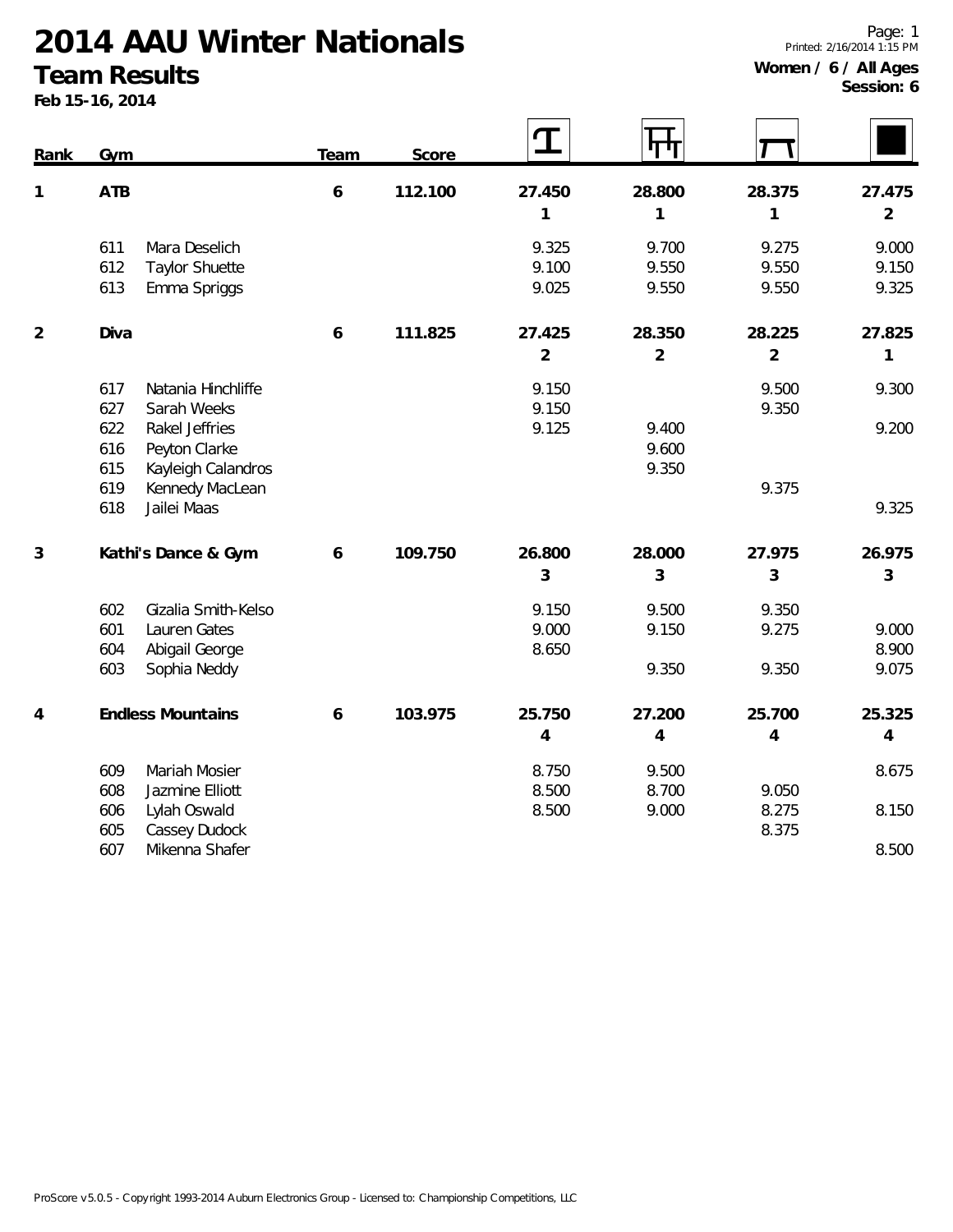# 2014 AAU Winter Nationals

## Team Results

**Feb 15-16, 2014**

**Women / 6 / All Ages**
**Session: 6**

| Rank | Gym | | Team | Score | Vault | Bars | Beam | Floor |
|---|---|---|---|---|---|---|---|---|
| 1 | **ATB** | | 6 | 112.100 | 27.450 | 28.800 | 28.375 | 27.475 |
| | | | | | 1 | 1 | 1 | 2 |
| | 611 | Mara Deselich | | | 9.325 | 9.700 | 9.275 | 9.000 |
| | 612 | Taylor Shuette | | | 9.100 | 9.550 | 9.550 | 9.150 |
| | 613 | Emma Spriggs | | | 9.025 | 9.550 | 9.550 | 9.325 |
| 2 | **Diva** | | 6 | 111.825 | 27.425 | 28.350 | 28.225 | 27.825 |
| | | | | | 2 | 2 | 2 | 1 |
| | 617 | Natania Hinchliffe | | | 9.150 | | 9.500 | 9.300 |
| | 627 | Sarah Weeks | | | 9.150 | | 9.350 | |
| | 622 | Rakel Jeffries | | | 9.125 | 9.400 | | 9.200 |
| | 616 | Peyton Clarke | | | | 9.600 | | |
| | 615 | Kayleigh Calandros | | | | 9.350 | | |
| | 619 | Kennedy MacLean | | | | | 9.375 | |
| | 618 | Jailei Maas | | | | | | 9.325 |
| 3 | **Kathi's Dance & Gym** | | 6 | 109.750 | 26.800 | 28.000 | 27.975 | 26.975 |
| | | | | | 3 | 3 | 3 | 3 |
| | 602 | Gizalia Smith-Kelso | | | 9.150 | 9.500 | 9.350 | |
| | 601 | Lauren Gates | | | 9.000 | 9.150 | 9.275 | 9.000 |
| | 604 | Abigail George | | | 8.650 | | | 8.900 |
| | 603 | Sophia Neddy | | | | 9.350 | 9.350 | 9.075 |
| 4 | **Endless Mountains** | | 6 | 103.975 | 25.750 | 27.200 | 25.700 | 25.325 |
| | | | | | 4 | 4 | 4 | 4 |
| | 609 | Mariah Mosier | | | 8.750 | 9.500 | | 8.675 |
| | 608 | Jazmine Elliott | | | 8.500 | 8.700 | 9.050 | |
| | 606 | Lylah Oswald | | | 8.500 | 9.000 | 8.275 | 8.150 |
| | 605 | Cassey Dudock | | | | | 8.375 | |
| | 607 | Mikenna Shafer | | | | | | 8.500 |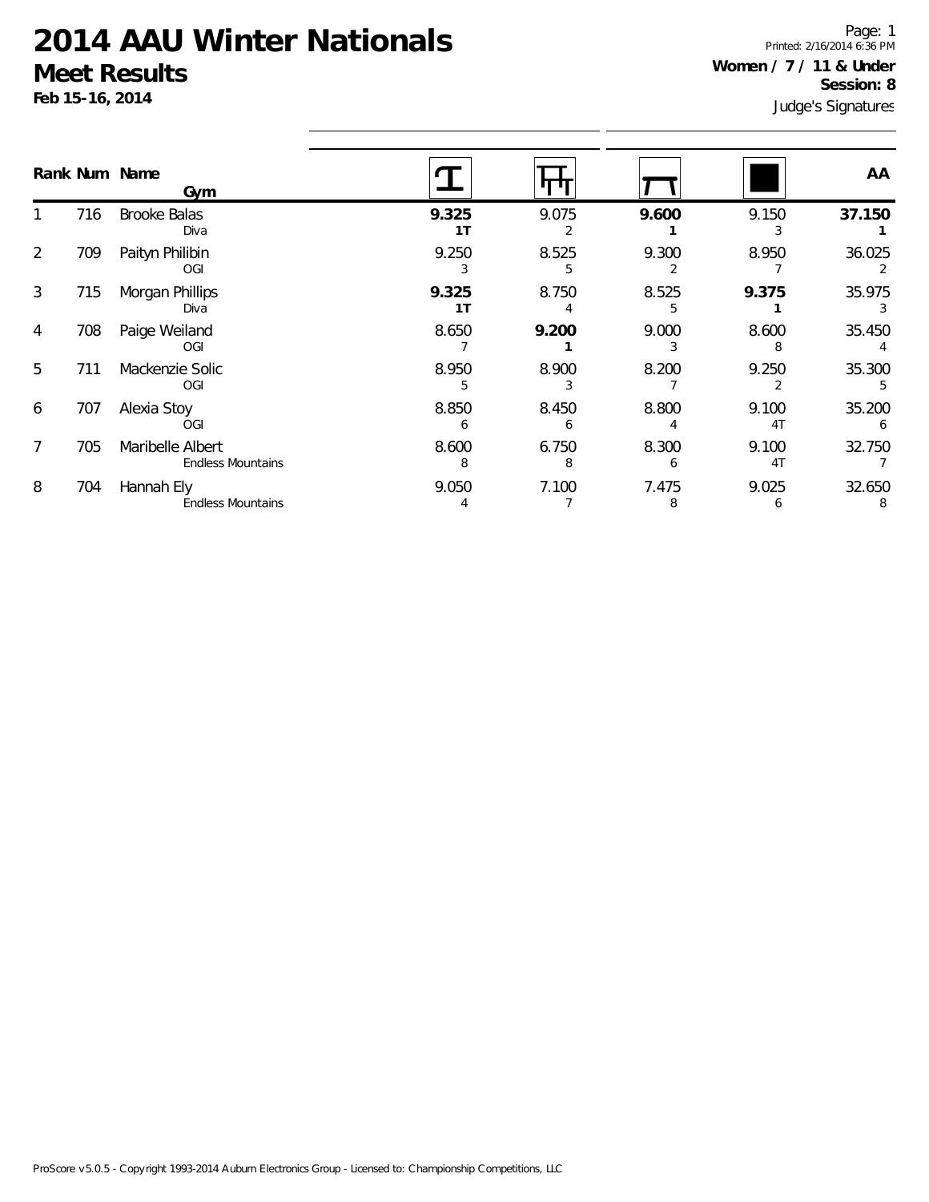# 2014 AAU Winter Nationals

## Meet Results

**Feb 15-16, 2014**

Printed: 2/16/2014 6:36 PM

**Women / 7 / 11 & Under**

**Session: 8**

Judge's Signatures

| Rank | Num | Name / Gym | Vault | Bars | Beam | Floor | AA |
|---|---|---|---|---|---|---|---|
| 1 | 716 | Brooke Balas<br>Diva | **9.325**<br>**1T** | 9.075<br>2 | **9.600**<br>**1** | 9.150<br>3 | **37.150**<br>**1** |
| 2 | 709 | Paityn Philibin<br>OGI | 9.250<br>3 | 8.525<br>5 | 9.300<br>2 | 8.950<br>7 | 36.025<br>2 |
| 3 | 715 | Morgan Phillips<br>Diva | **9.325**<br>**1T** | 8.750<br>4 | 8.525<br>5 | **9.375**<br>**1** | 35.975<br>3 |
| 4 | 708 | Paige Weiland<br>OGI | 8.650<br>7 | **9.200**<br>**1** | 9.000<br>3 | 8.600<br>8 | 35.450<br>4 |
| 5 | 711 | Mackenzie Solic<br>OGI | 8.950<br>5 | 8.900<br>3 | 8.200<br>7 | 9.250<br>2 | 35.300<br>5 |
| 6 | 707 | Alexia Stoy<br>OGI | 8.850<br>6 | 8.450<br>6 | 8.800<br>4 | 9.100<br>4T | 35.200<br>6 |
| 7 | 705 | Maribelle Albert<br>Endless Mountains | 8.600<br>8 | 6.750<br>8 | 8.300<br>6 | 9.100<br>4T | 32.750<br>7 |
| 8 | 704 | Hannah Ely<br>Endless Mountains | 9.050<br>4 | 7.100<br>7 | 7.475<br>8 | 9.025<br>6 | 32.650<br>8 |

ProScore v5.0.5 - Copyright 1993-2014 Auburn Electronics Group - Licensed to: Championship Competitions, LLC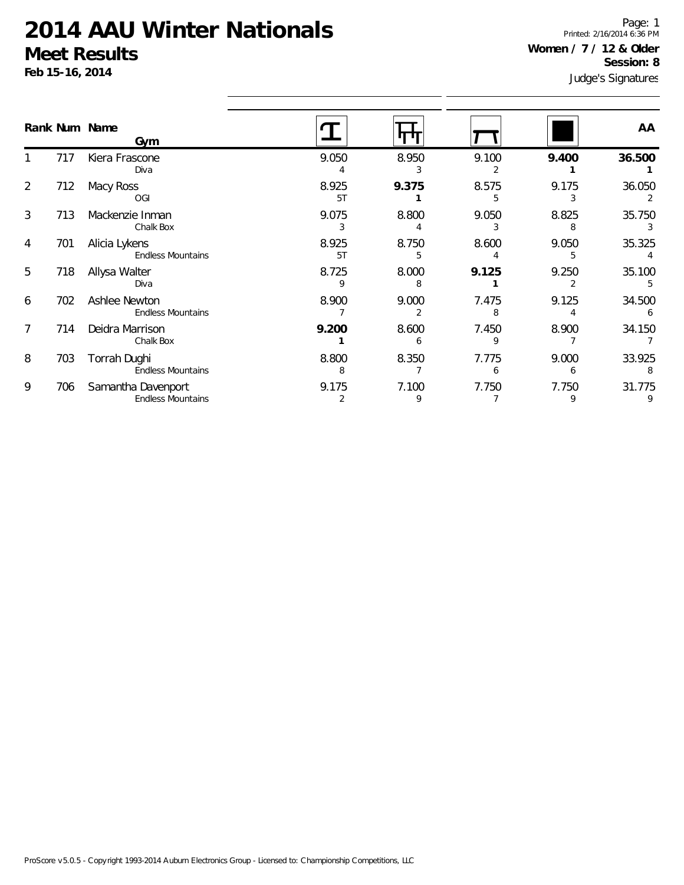# 2014 AAU Winter Nationals

## Meet Results

**Feb 15-16, 2014**

Printed: 2/16/2014 6:36 PM

**Women / 7 / 12 & Older**

**Session: 8**

Judge's Signatures

| Rank | Num | Name / Gym | Vault | Bars | Beam | Floor | AA |
|---|---|---|---|---|---|---|---|
| 1 | 717 | Kiera Frascone<br>Diva | 9.050<br>4 | 8.950<br>3 | 9.100<br>2 | **9.400**<br>**1** | **36.500**<br>**1** |
| 2 | 712 | Macy Ross<br>OGI | 8.925<br>5T | **9.375**<br>**1** | 8.575<br>5 | 9.175<br>3 | 36.050<br>2 |
| 3 | 713 | Mackenzie Inman<br>Chalk Box | 9.075<br>3 | 8.800<br>4 | 9.050<br>3 | 8.825<br>8 | 35.750<br>3 |
| 4 | 701 | Alicia Lykens<br>Endless Mountains | 8.925<br>5T | 8.750<br>5 | 8.600<br>4 | 9.050<br>5 | 35.325<br>4 |
| 5 | 718 | Allysa Walter<br>Diva | 8.725<br>9 | 8.000<br>8 | **9.125**<br>**1** | 9.250<br>2 | 35.100<br>5 |
| 6 | 702 | Ashlee Newton<br>Endless Mountains | 8.900<br>7 | 9.000<br>2 | 7.475<br>8 | 9.125<br>4 | 34.500<br>6 |
| 7 | 714 | Deidra Marrison<br>Chalk Box | **9.200**<br>**1** | 8.600<br>6 | 7.450<br>9 | 8.900<br>7 | 34.150<br>7 |
| 8 | 703 | Torrah Dughi<br>Endless Mountains | 8.800<br>8 | 8.350<br>7 | 7.775<br>6 | 9.000<br>6 | 33.925<br>8 |
| 9 | 706 | Samantha Davenport<br>Endless Mountains | 9.175<br>2 | 7.100<br>9 | 7.750<br>7 | 7.750<br>9 | 31.775<br>9 |

ProScore v5.0.5 - Copyright 1993-2014 Auburn Electronics Group - Licensed to: Championship Competitions, LLC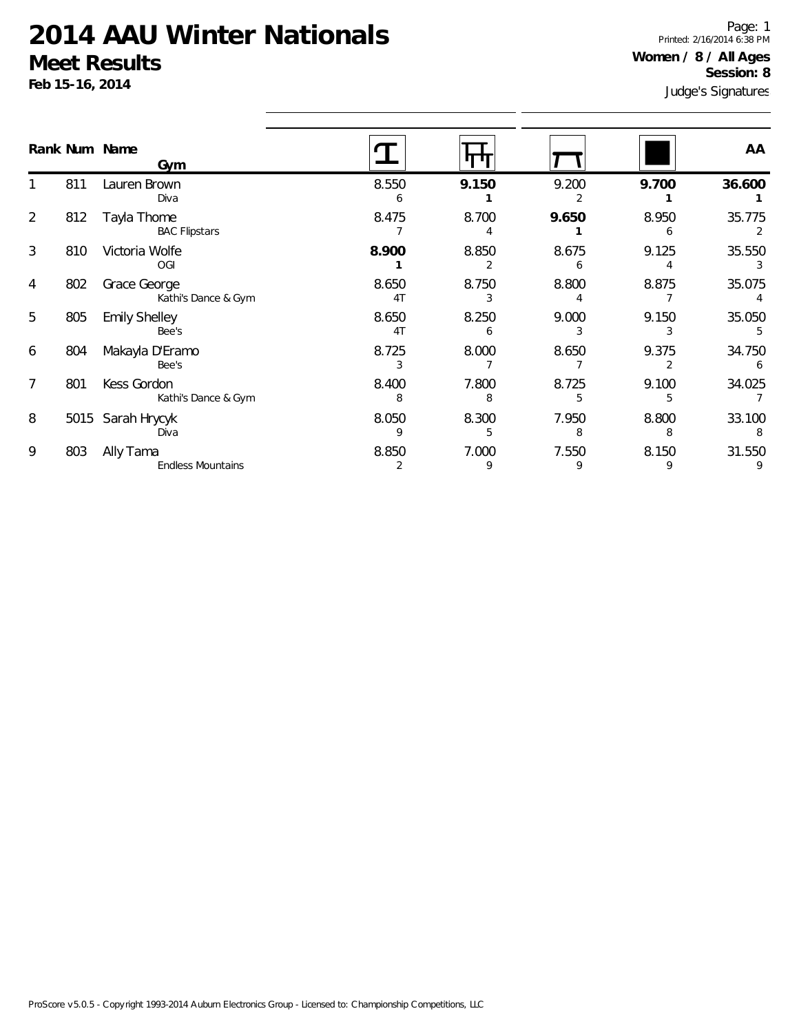# 2014 AAU Winter Nationals

## Meet Results

**Feb 15-16, 2014**

Page: 1
Printed: 2/16/2014 6:38 PM

**Women / 8 / All Ages**
**Session: 8**

Judge's Signatures

| Rank | Num | Name / Gym | Vault | Bars | Beam | Floor | AA |
|---|---|---|---|---|---|---|---|
| 1 | 811 | Lauren Brown<br>Diva | 8.550<br>6 | **9.150**<br>**1** | 9.200<br>2 | **9.700**<br>**1** | **36.600**<br>**1** |
| 2 | 812 | Tayla Thome<br>BAC Flipstars | 8.475<br>7 | 8.700<br>4 | **9.650**<br>**1** | 8.950<br>6 | 35.775<br>2 |
| 3 | 810 | Victoria Wolfe<br>OGI | **8.900**<br>**1** | 8.850<br>2 | 8.675<br>6 | 9.125<br>4 | 35.550<br>3 |
| 4 | 802 | Grace George<br>Kathi's Dance & Gym | 8.650<br>4T | 8.750<br>3 | 8.800<br>4 | 8.875<br>7 | 35.075<br>4 |
| 5 | 805 | Emily Shelley<br>Bee's | 8.650<br>4T | 8.250<br>6 | 9.000<br>3 | 9.150<br>3 | 35.050<br>5 |
| 6 | 804 | Makayla D'Eramo<br>Bee's | 8.725<br>3 | 8.000<br>7 | 8.650<br>7 | 9.375<br>2 | 34.750<br>6 |
| 7 | 801 | Kess Gordon<br>Kathi's Dance & Gym | 8.400<br>8 | 7.800<br>8 | 8.725<br>5 | 9.100<br>5 | 34.025<br>7 |
| 8 | 5015 | Sarah Hrycyk<br>Diva | 8.050<br>9 | 8.300<br>5 | 7.950<br>8 | 8.800<br>8 | 33.100<br>8 |
| 9 | 803 | Ally Tama<br>Endless Mountains | 8.850<br>2 | 7.000<br>9 | 7.550<br>9 | 8.150<br>9 | 31.550<br>9 |

ProScore v5.0.5 - Copyright 1993-2014 Auburn Electronics Group - Licensed to: Championship Competitions, LLC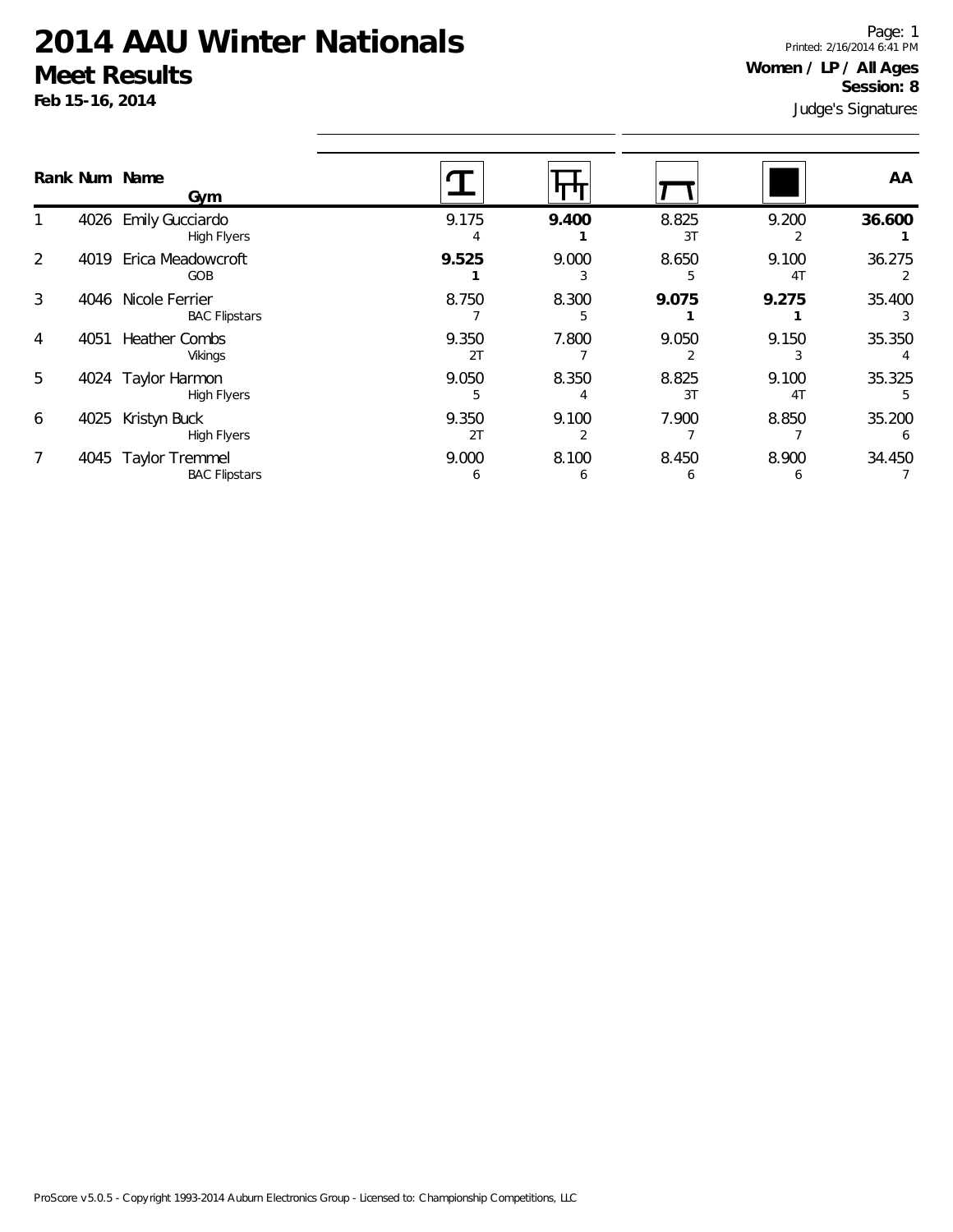# 2014 AAU Winter Nationals

## Meet Results

**Feb 15-16, 2014**

Printed: 2/16/2014 6:41 PM

**Women / LP / All Ages**

**Session: 8**

Judge's Signatures

| Rank | Num | Name / Gym | Vault | Bars | Beam | Floor | AA |
|---|---|---|---|---|---|---|---|
| 1 | 4026 | Emily Gucciardo<br>High Flyers | 9.175<br>4 | **9.400**<br>**1** | 8.825<br>3T | 9.200<br>2 | **36.600**<br>**1** |
| 2 | 4019 | Erica Meadowcroft<br>GOB | **9.525**<br>**1** | 9.000<br>3 | 8.650<br>5 | 9.100<br>4T | 36.275<br>2 |
| 3 | 4046 | Nicole Ferrier<br>BAC Flipstars | 8.750<br>7 | 8.300<br>5 | **9.075**<br>**1** | **9.275**<br>**1** | 35.400<br>3 |
| 4 | 4051 | Heather Combs<br>Vikings | 9.350<br>2T | 7.800<br>7 | 9.050<br>2 | 9.150<br>3 | 35.350<br>4 |
| 5 | 4024 | Taylor Harmon<br>High Flyers | 9.050<br>5 | 8.350<br>4 | 8.825<br>3T | 9.100<br>4T | 35.325<br>5 |
| 6 | 4025 | Kristyn Buck<br>High Flyers | 9.350<br>2T | 9.100<br>2 | 7.900<br>7 | 8.850<br>7 | 35.200<br>6 |
| 7 | 4045 | Taylor Tremmel<br>BAC Flipstars | 9.000<br>6 | 8.100<br>6 | 8.450<br>6 | 8.900<br>6 | 34.450<br>7 |

ProScore v5.0.5 - Copyright 1993-2014 Auburn Electronics Group - Licensed to: Championship Competitions, LLC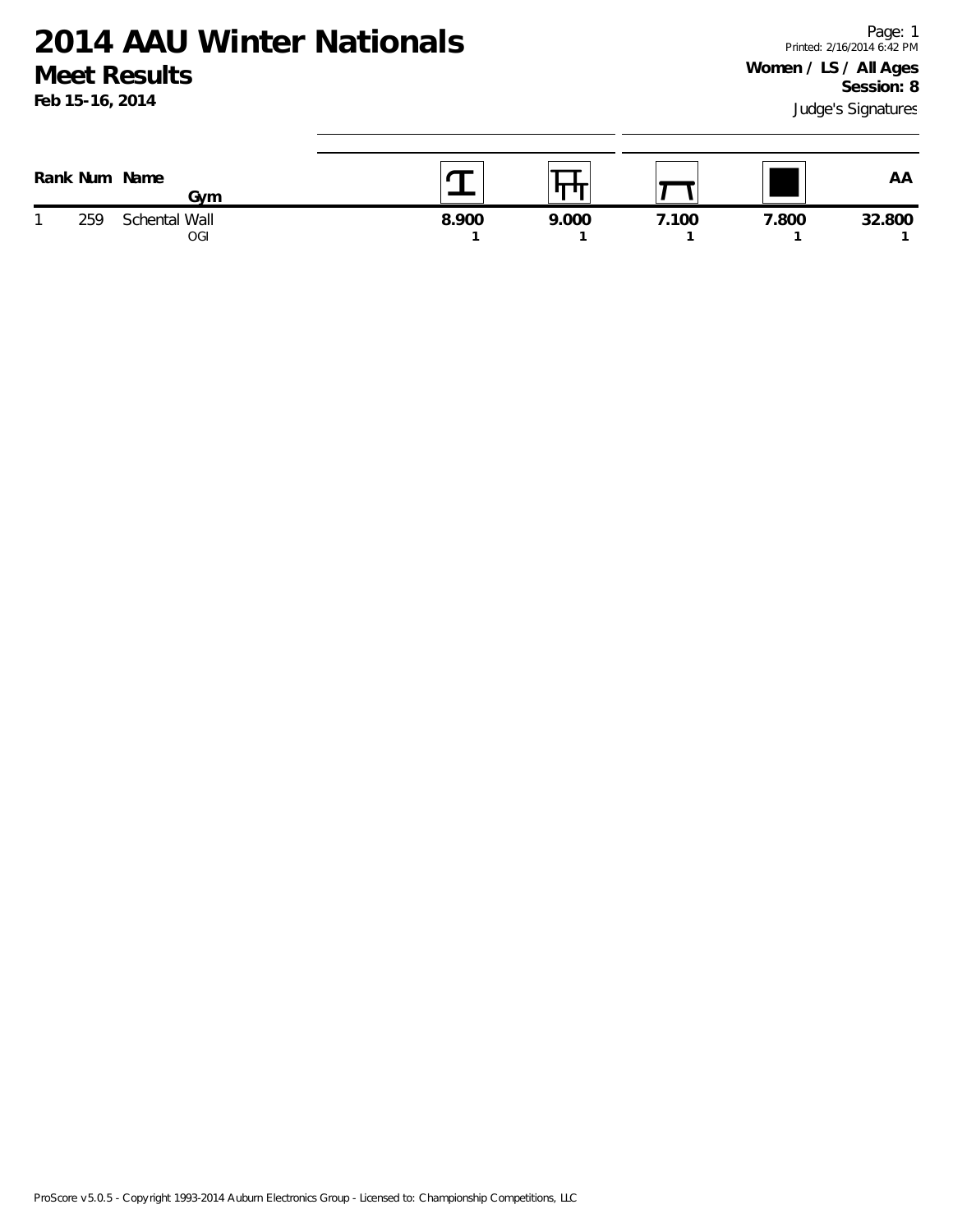# 2014 AAU Winter Nationals

## Meet Results

**Feb 15-16, 2014**

Page: 1
Printed: 2/16/2014 6:42 PM

**Women / LS / All Ages**
**Session: 8**

Judge's Signatures

| Rank | Num | Name / Gym | Vault | Bars | Beam | Floor | AA |
|---|---|---|---|---|---|---|---|
| 1 | 259 | Schental Wall<br>OGI | 8.900<br>1 | 9.000<br>1 | 7.100<br>1 | 7.800<br>1 | 32.800<br>1 |

ProScore v5.0.5 - Copyright 1993-2014 Auburn Electronics Group - Licensed to: Championship Competitions, LLC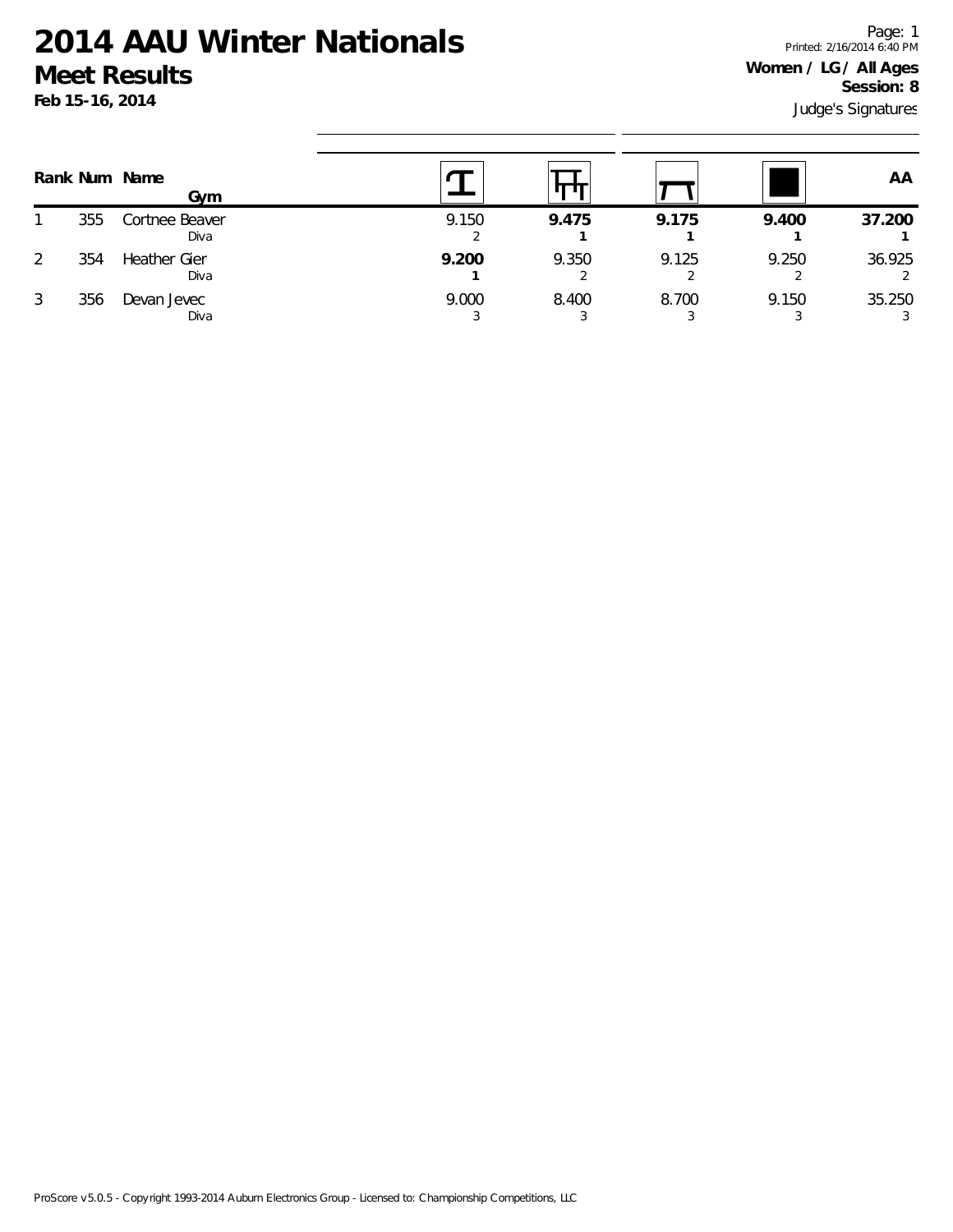# 2014 AAU Winter Nationals

## Meet Results

**Feb 15-16, 2014**

Printed: 2/16/2014 6:40 PM

**Women / LG / All Ages**

**Session: 8**

Judge's Signatures

| Rank | Num | Name / Gym | Vault | Bars | Beam | Floor | AA |
|---|---|---|---|---|---|---|---|
| 1 | 355 | Cortnee Beaver<br>Diva | 9.150<br>2 | **9.475**<br>**1** | **9.175**<br>**1** | **9.400**<br>**1** | **37.200**<br>**1** |
| 2 | 354 | Heather Gier<br>Diva | **9.200**<br>**1** | 9.350<br>2 | 9.125<br>2 | 9.250<br>2 | 36.925<br>2 |
| 3 | 356 | Devan Jevec<br>Diva | 9.000<br>3 | 8.400<br>3 | 8.700<br>3 | 9.150<br>3 | 35.250<br>3 |

ProScore v5.0.5 - Copyright 1993-2014 Auburn Electronics Group - Licensed to: Championship Competitions, LLC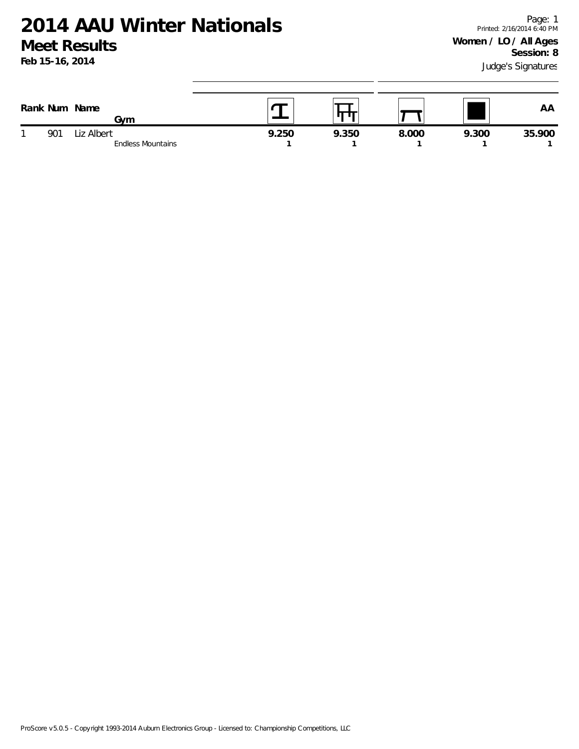# 2014 AAU Winter Nationals

## Meet Results

**Feb 15-16, 2014**

Printed: 2/16/2014 6:40 PM

**Women / LO / All Ages**

**Session: 8**

Judge's Signatures

| Rank | Num | Name / Gym | Vault | Bars | Beam | Floor | AA |
|---|---|---|---|---|---|---|---|
| 1 | 901 | Liz Albert<br>Endless Mountains | 9.250<br>1 | 9.350<br>1 | 8.000<br>1 | 9.300<br>1 | 35.900<br>1 |

ProScore v5.0.5 - Copyright 1993-2014 Auburn Electronics Group - Licensed to: Championship Competitions, LLC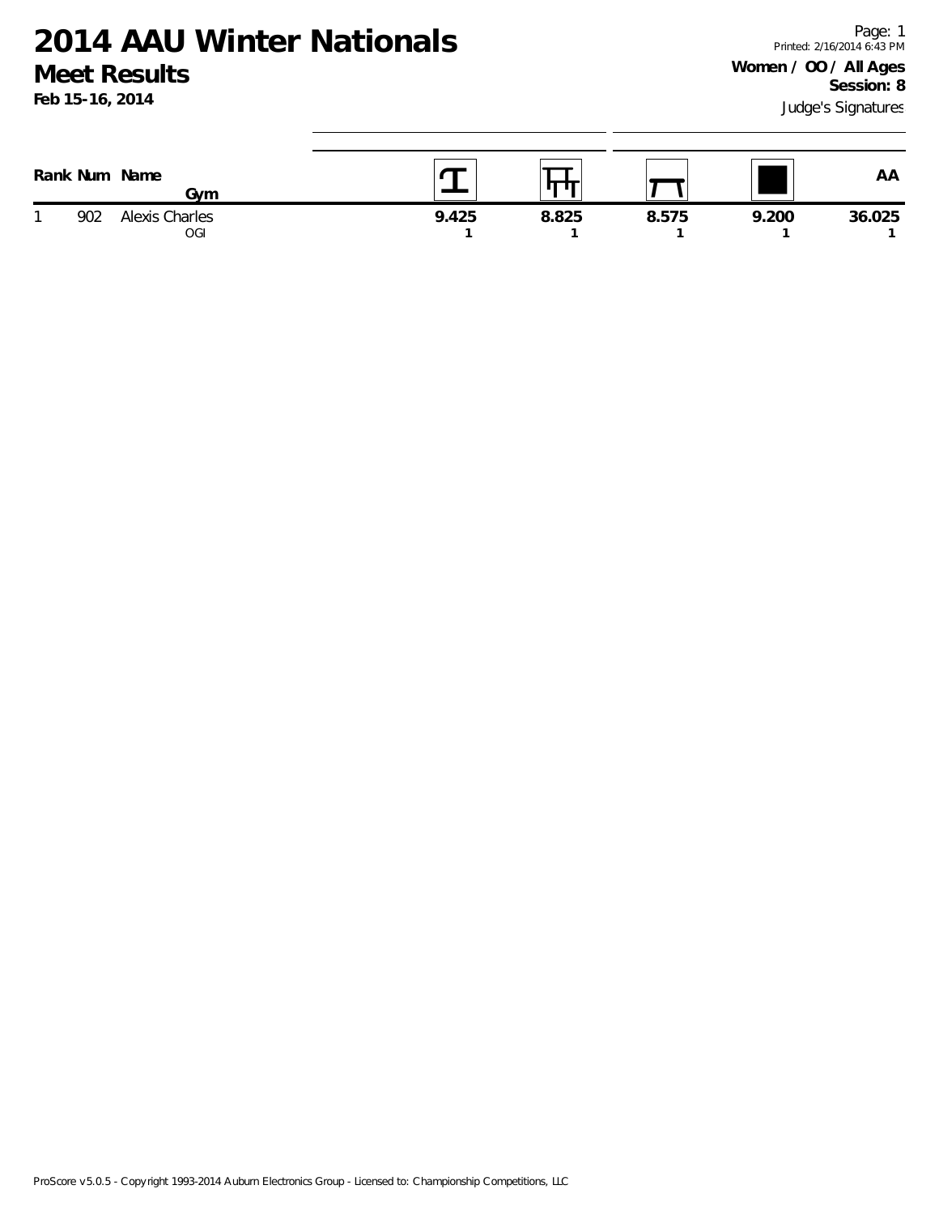# 2014 AAU Winter Nationals

## Meet Results

**Feb 15-16, 2014**

Printed: 2/16/2014 6:43 PM

**Women / OO / All Ages**

**Session: 8**

Judge's Signatures

| Rank | Num | Name / Gym | Vault | Bars | Beam | Floor | AA |
|---|---|---|---|---|---|---|---|
| 1 | 902 | Alexis Charles<br>OGI | 9.425<br>1 | 8.825<br>1 | 8.575<br>1 | 9.200<br>1 | 36.025<br>1 |

ProScore v5.0.5 - Copyright 1993-2014 Auburn Electronics Group - Licensed to: Championship Competitions, LLC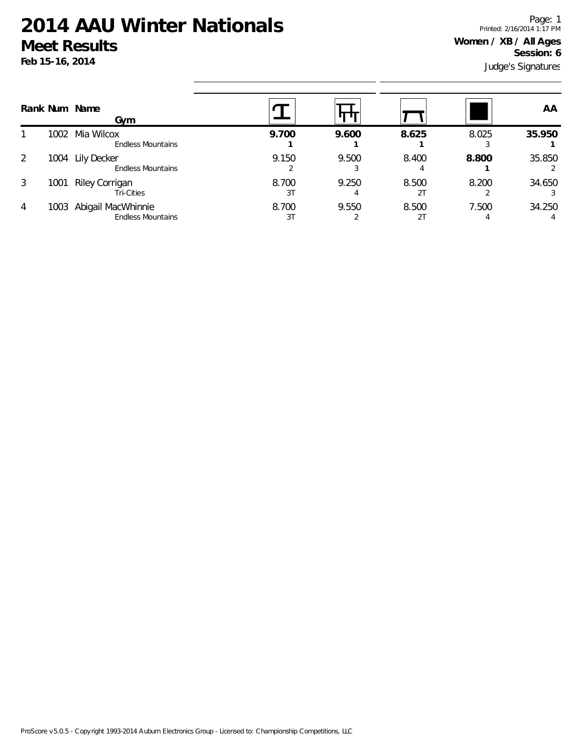# 2014 AAU Winter Nationals

## Meet Results

**Feb 15-16, 2014**

Page: 1
Printed: 2/16/2014 1:17 PM

**Women / XB / All Ages**
**Session: 6**

Judge's Signatures

| Rank | Num | Name / Gym | Vault | Bars | Beam | Floor | AA |
|---|---|---|---|---|---|---|---|
| 1 | 1002 | Mia Wilcox<br>Endless Mountains | **9.700**<br>**1** | **9.600**<br>**1** | **8.625**<br>**1** | 8.025<br>3 | **35.950**<br>**1** |
| 2 | 1004 | Lily Decker<br>Endless Mountains | 9.150<br>2 | 9.500<br>3 | 8.400<br>4 | **8.800**<br>**1** | 35.850<br>2 |
| 3 | 1001 | Riley Corrigan<br>Tri-Cities | 8.700<br>3T | 9.250<br>4 | 8.500<br>2T | 8.200<br>2 | 34.650<br>3 |
| 4 | 1003 | Abigail MacWhinnie<br>Endless Mountains | 8.700<br>3T | 9.550<br>2 | 8.500<br>2T | 7.500<br>4 | 34.250<br>4 |

ProScore v5.0.5 - Copyright 1993-2014 Auburn Electronics Group - Licensed to: Championship Competitions, LLC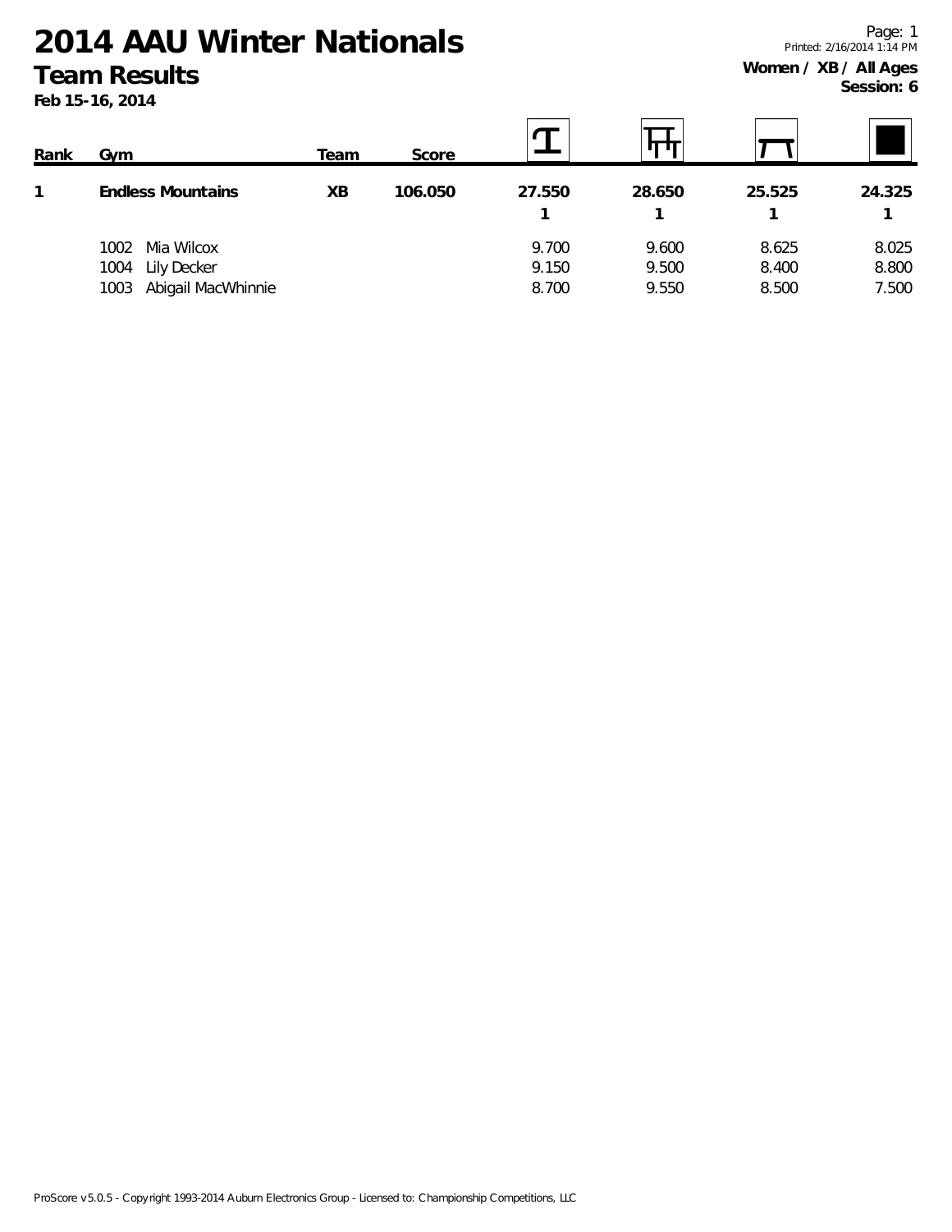# 2014 AAU Winter Nationals

## Team Results

**Feb 15-16, 2014**

Printed: 2/16/2014 1:14 PM

**Women / XB / All Ages**
**Session: 6**

| Rank | Gym | Team | Score | Vault | Bars | Beam | Floor |
|---|---|---|---|---|---|---|---|
| **1** | **Endless Mountains** | **XB** | **106.050** | **27.550** 1 | **28.650** 1 | **25.525** 1 | **24.325** 1 |
| | 1002 Mia Wilcox | | | 9.700 | 9.600 | 8.625 | 8.025 |
| | 1004 Lily Decker | | | 9.150 | 9.500 | 8.400 | 8.800 |
| | 1003 Abigail MacWhinnie | | | 8.700 | 9.550 | 8.500 | 7.500 |

ProScore v5.0.5 - Copyright 1993-2014 Auburn Electronics Group - Licensed to: Championship Competitions, LLC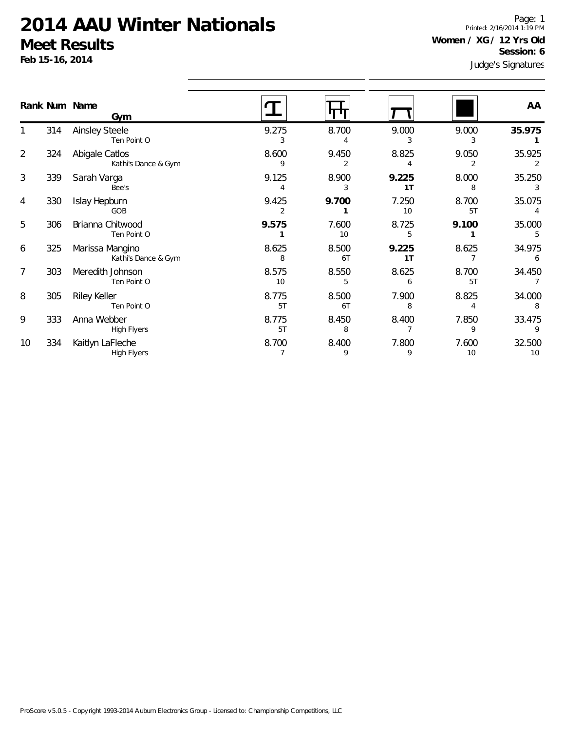# 2014 AAU Winter Nationals

## Meet Results

**Feb 15-16, 2014**

Printed: 2/16/2014 1:19 PM

**Women / XG / 12 Yrs Old**

**Session: 6**

Judge's Signatures

| Rank | Num | Name / Gym | Vault | Bars | Beam | Floor | AA |
|---|---|---|---|---|---|---|---|
| 1 | 314 | Ainsley Steele<br>Ten Point O | 9.275<br>3 | 8.700<br>4 | 9.000<br>3 | 9.000<br>3 | **35.975**<br>**1** |
| 2 | 324 | Abigale Catlos<br>Kathi's Dance & Gym | 8.600<br>9 | 9.450<br>2 | 8.825<br>4 | 9.050<br>2 | 35.925<br>2 |
| 3 | 339 | Sarah Varga<br>Bee's | 9.125<br>4 | 8.900<br>3 | **9.225**<br>**1T** | 8.000<br>8 | 35.250<br>3 |
| 4 | 330 | Islay Hepburn<br>GOB | 9.425<br>2 | **9.700**<br>**1** | 7.250<br>10 | 8.700<br>5T | 35.075<br>4 |
| 5 | 306 | Brianna Chitwood<br>Ten Point O | **9.575**<br>**1** | 7.600<br>10 | 8.725<br>5 | **9.100**<br>**1** | 35.000<br>5 |
| 6 | 325 | Marissa Mangino<br>Kathi's Dance & Gym | 8.625<br>8 | 8.500<br>6T | **9.225**<br>**1T** | 8.625<br>7 | 34.975<br>6 |
| 7 | 303 | Meredith Johnson<br>Ten Point O | 8.575<br>10 | 8.550<br>5 | 8.625<br>6 | 8.700<br>5T | 34.450<br>7 |
| 8 | 305 | Riley Keller<br>Ten Point O | 8.775<br>5T | 8.500<br>6T | 7.900<br>8 | 8.825<br>4 | 34.000<br>8 |
| 9 | 333 | Anna Webber<br>High Flyers | 8.775<br>5T | 8.450<br>8 | 8.400<br>7 | 7.850<br>9 | 33.475<br>9 |
| 10 | 334 | Kaitlyn LaFleche<br>High Flyers | 8.700<br>7 | 8.400<br>9 | 7.800<br>9 | 7.600<br>10 | 32.500<br>10 |

ProScore v5.0.5 - Copyright 1993-2014 Auburn Electronics Group - Licensed to: Championship Competitions, LLC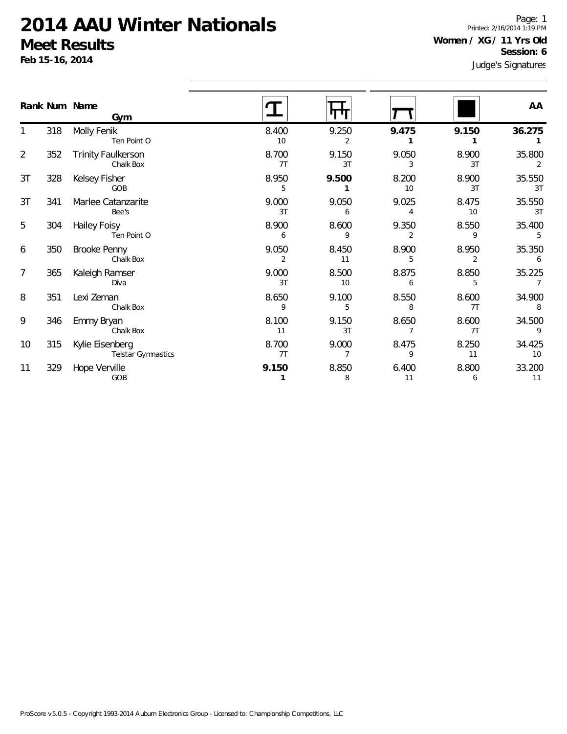# 2014 AAU Winter Nationals

## Meet Results

**Feb 15-16, 2014**

Printed: 2/16/2014 1:19 PM

**Women / XG / 11 Yrs Old**

**Session: 6**

Judge's Signatures

| Rank | Num | Name / Gym | Vault | Bars | Beam | Floor | AA |
|---|---|---|---|---|---|---|---|
| 1 | 318 | Molly Fenik<br>Ten Point O | 8.400<br>10 | 9.250<br>2 | **9.475**<br>**1** | **9.150**<br>**1** | **36.275**<br>**1** |
| 2 | 352 | Trinity Faulkerson<br>Chalk Box | 8.700<br>7T | 9.150<br>3T | 9.050<br>3 | 8.900<br>3T | 35.800<br>2 |
| 3T | 328 | Kelsey Fisher<br>GOB | 8.950<br>5 | **9.500**<br>**1** | 8.200<br>10 | 8.900<br>3T | 35.550<br>3T |
| 3T | 341 | Marlee Catanzarite<br>Bee's | 9.000<br>3T | 9.050<br>6 | 9.025<br>4 | 8.475<br>10 | 35.550<br>3T |
| 5 | 304 | Hailey Foisy<br>Ten Point O | 8.900<br>6 | 8.600<br>9 | 9.350<br>2 | 8.550<br>9 | 35.400<br>5 |
| 6 | 350 | Brooke Penny<br>Chalk Box | 9.050<br>2 | 8.450<br>11 | 8.900<br>5 | 8.950<br>2 | 35.350<br>6 |
| 7 | 365 | Kaleigh Ramser<br>Diva | 9.000<br>3T | 8.500<br>10 | 8.875<br>6 | 8.850<br>5 | 35.225<br>7 |
| 8 | 351 | Lexi Zeman<br>Chalk Box | 8.650<br>9 | 9.100<br>5 | 8.550<br>8 | 8.600<br>7T | 34.900<br>8 |
| 9 | 346 | Emmy Bryan<br>Chalk Box | 8.100<br>11 | 9.150<br>3T | 8.650<br>7 | 8.600<br>7T | 34.500<br>9 |
| 10 | 315 | Kylie Eisenberg<br>Telstar Gymnastics | 8.700<br>7T | 9.000<br>7 | 8.475<br>9 | 8.250<br>11 | 34.425<br>10 |
| 11 | 329 | Hope Verville<br>GOB | **9.150**<br>**1** | 8.850<br>8 | 6.400<br>11 | 8.800<br>6 | 33.200<br>11 |

ProScore v5.0.5 - Copyright 1993-2014 Auburn Electronics Group - Licensed to: Championship Competitions, LLC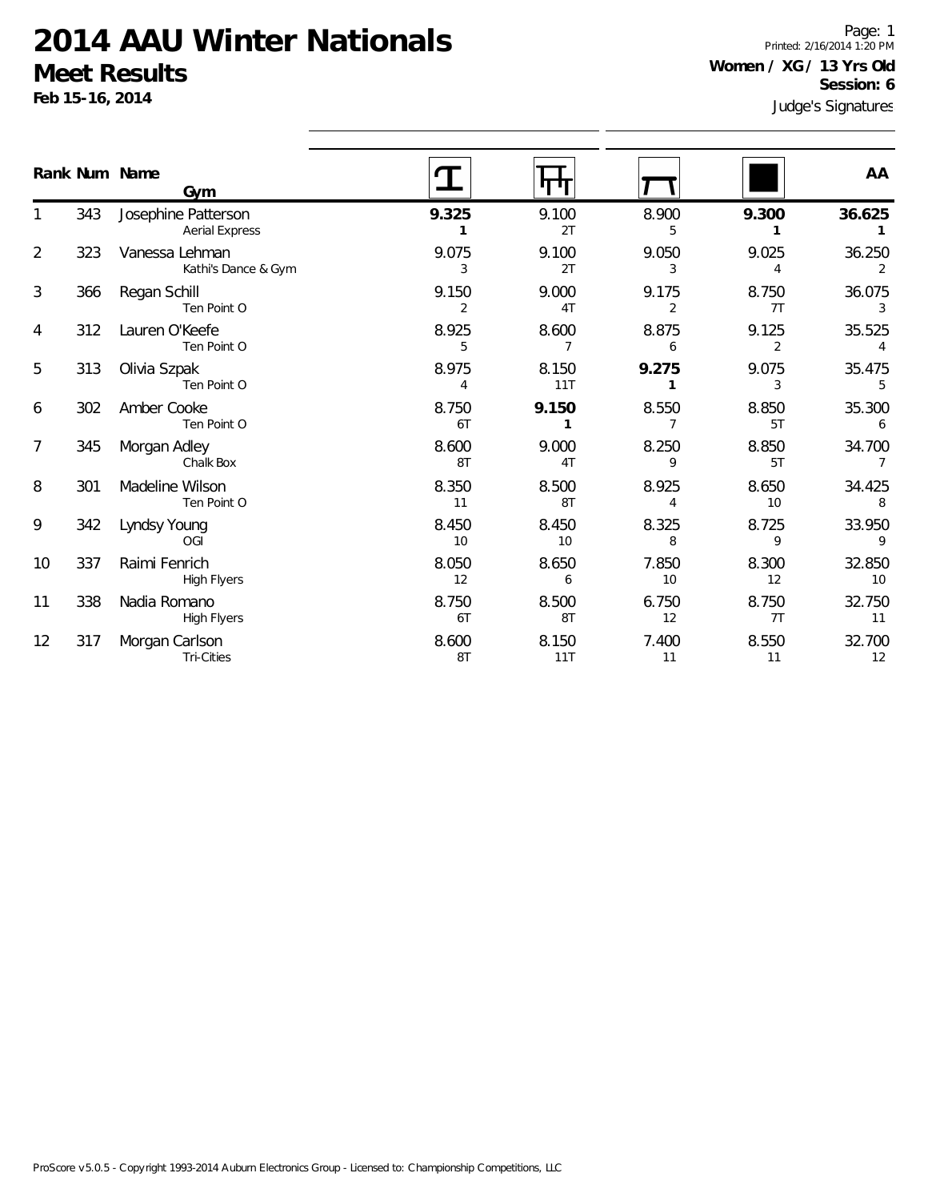# 2014 AAU Winter Nationals

## Meet Results

**Feb 15-16, 2014**

Printed: 2/16/2014 1:20 PM

**Women / XG / 13 Yrs Old**

**Session: 6**

Judge's Signatures

| Rank | Num | Name / Gym | Vault | Bars | Beam | Floor | AA |
|---|---|---|---|---|---|---|---|
| 1 | 343 | Josephine Patterson<br>Aerial Express | **9.325**<br>**1** | 9.100<br>2T | 8.900<br>5 | **9.300**<br>**1** | **36.625**<br>**1** |
| 2 | 323 | Vanessa Lehman<br>Kathi's Dance & Gym | 9.075<br>3 | 9.100<br>2T | 9.050<br>3 | 9.025<br>4 | 36.250<br>2 |
| 3 | 366 | Regan Schill<br>Ten Point O | 9.150<br>2 | 9.000<br>4T | 9.175<br>2 | 8.750<br>7T | 36.075<br>3 |
| 4 | 312 | Lauren O'Keefe<br>Ten Point O | 8.925<br>5 | 8.600<br>7 | 8.875<br>6 | 9.125<br>2 | 35.525<br>4 |
| 5 | 313 | Olivia Szpak<br>Ten Point O | 8.975<br>4 | 8.150<br>11T | **9.275**<br>**1** | 9.075<br>3 | 35.475<br>5 |
| 6 | 302 | Amber Cooke<br>Ten Point O | 8.750<br>6T | **9.150**<br>**1** | 8.550<br>7 | 8.850<br>5T | 35.300<br>6 |
| 7 | 345 | Morgan Adley<br>Chalk Box | 8.600<br>8T | 9.000<br>4T | 8.250<br>9 | 8.850<br>5T | 34.700<br>7 |
| 8 | 301 | Madeline Wilson<br>Ten Point O | 8.350<br>11 | 8.500<br>8T | 8.925<br>4 | 8.650<br>10 | 34.425<br>8 |
| 9 | 342 | Lyndsy Young<br>OGI | 8.450<br>10 | 8.450<br>10 | 8.325<br>8 | 8.725<br>9 | 33.950<br>9 |
| 10 | 337 | Raimi Fenrich<br>High Flyers | 8.050<br>12 | 8.650<br>6 | 7.850<br>10 | 8.300<br>12 | 32.850<br>10 |
| 11 | 338 | Nadia Romano<br>High Flyers | 8.750<br>6T | 8.500<br>8T | 6.750<br>12 | 8.750<br>7T | 32.750<br>11 |
| 12 | 317 | Morgan Carlson<br>Tri-Cities | 8.600<br>8T | 8.150<br>11T | 7.400<br>11 | 8.550<br>11 | 32.700<br>12 |

ProScore v5.0.5 - Copyright 1993-2014 Auburn Electronics Group - Licensed to: Championship Competitions, LLC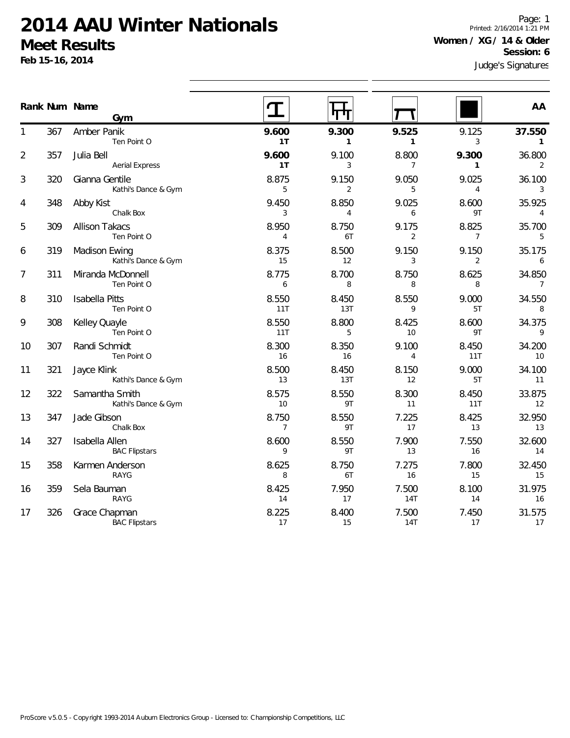# 2014 AAU Winter Nationals

## Meet Results

**Feb 15-16, 2014**

**Women / XG / 14 & Older**
**Session: 6**

Judge's Signatures

| Rank | Num | Name / Gym | Vault | Bars | Beam | Floor | AA |
|---|---|---|---|---|---|---|---|
| 1 | 367 | Amber Panik<br>Ten Point O | **9.600**<br>**1T** | **9.300**<br>**1** | **9.525**<br>**1** | 9.125<br>3 | **37.550**<br>**1** |
| 2 | 357 | Julia Bell<br>Aerial Express | **9.600**<br>**1T** | 9.100<br>3 | 8.800<br>7 | **9.300**<br>**1** | 36.800<br>2 |
| 3 | 320 | Gianna Gentile<br>Kathi's Dance & Gym | 8.875<br>5 | 9.150<br>2 | 9.050<br>5 | 9.025<br>4 | 36.100<br>3 |
| 4 | 348 | Abby Kist<br>Chalk Box | 9.450<br>3 | 8.850<br>4 | 9.025<br>6 | 8.600<br>9T | 35.925<br>4 |
| 5 | 309 | Allison Takacs<br>Ten Point O | 8.950<br>4 | 8.750<br>6T | 9.175<br>2 | 8.825<br>7 | 35.700<br>5 |
| 6 | 319 | Madison Ewing<br>Kathi's Dance & Gym | 8.375<br>15 | 8.500<br>12 | 9.150<br>3 | 9.150<br>2 | 35.175<br>6 |
| 7 | 311 | Miranda McDonnell<br>Ten Point O | 8.775<br>6 | 8.700<br>8 | 8.750<br>8 | 8.625<br>8 | 34.850<br>7 |
| 8 | 310 | Isabella Pitts<br>Ten Point O | 8.550<br>11T | 8.450<br>13T | 8.550<br>9 | 9.000<br>5T | 34.550<br>8 |
| 9 | 308 | Kelley Quayle<br>Ten Point O | 8.550<br>11T | 8.800<br>5 | 8.425<br>10 | 8.600<br>9T | 34.375<br>9 |
| 10 | 307 | Randi Schmidt<br>Ten Point O | 8.300<br>16 | 8.350<br>16 | 9.100<br>4 | 8.450<br>11T | 34.200<br>10 |
| 11 | 321 | Jayce Klink<br>Kathi's Dance & Gym | 8.500<br>13 | 8.450<br>13T | 8.150<br>12 | 9.000<br>5T | 34.100<br>11 |
| 12 | 322 | Samantha Smith<br>Kathi's Dance & Gym | 8.575<br>10 | 8.550<br>9T | 8.300<br>11 | 8.450<br>11T | 33.875<br>12 |
| 13 | 347 | Jade Gibson<br>Chalk Box | 8.750<br>7 | 8.550<br>9T | 7.225<br>17 | 8.425<br>13 | 32.950<br>13 |
| 14 | 327 | Isabella Allen<br>BAC Flipstars | 8.600<br>9 | 8.550<br>9T | 7.900<br>13 | 7.550<br>16 | 32.600<br>14 |
| 15 | 358 | Karmen Anderson<br>RAYG | 8.625<br>8 | 8.750<br>6T | 7.275<br>16 | 7.800<br>15 | 32.450<br>15 |
| 16 | 359 | Sela Bauman<br>RAYG | 8.425<br>14 | 7.950<br>17 | 7.500<br>14T | 8.100<br>14 | 31.975<br>16 |
| 17 | 326 | Grace Chapman<br>BAC Flipstars | 8.225<br>17 | 8.400<br>15 | 7.500<br>14T | 7.450<br>17 | 31.575<br>17 |

ProScore v5.0.5 - Copyright 1993-2014 Auburn Electronics Group - Licensed to: Championship Competitions, LLC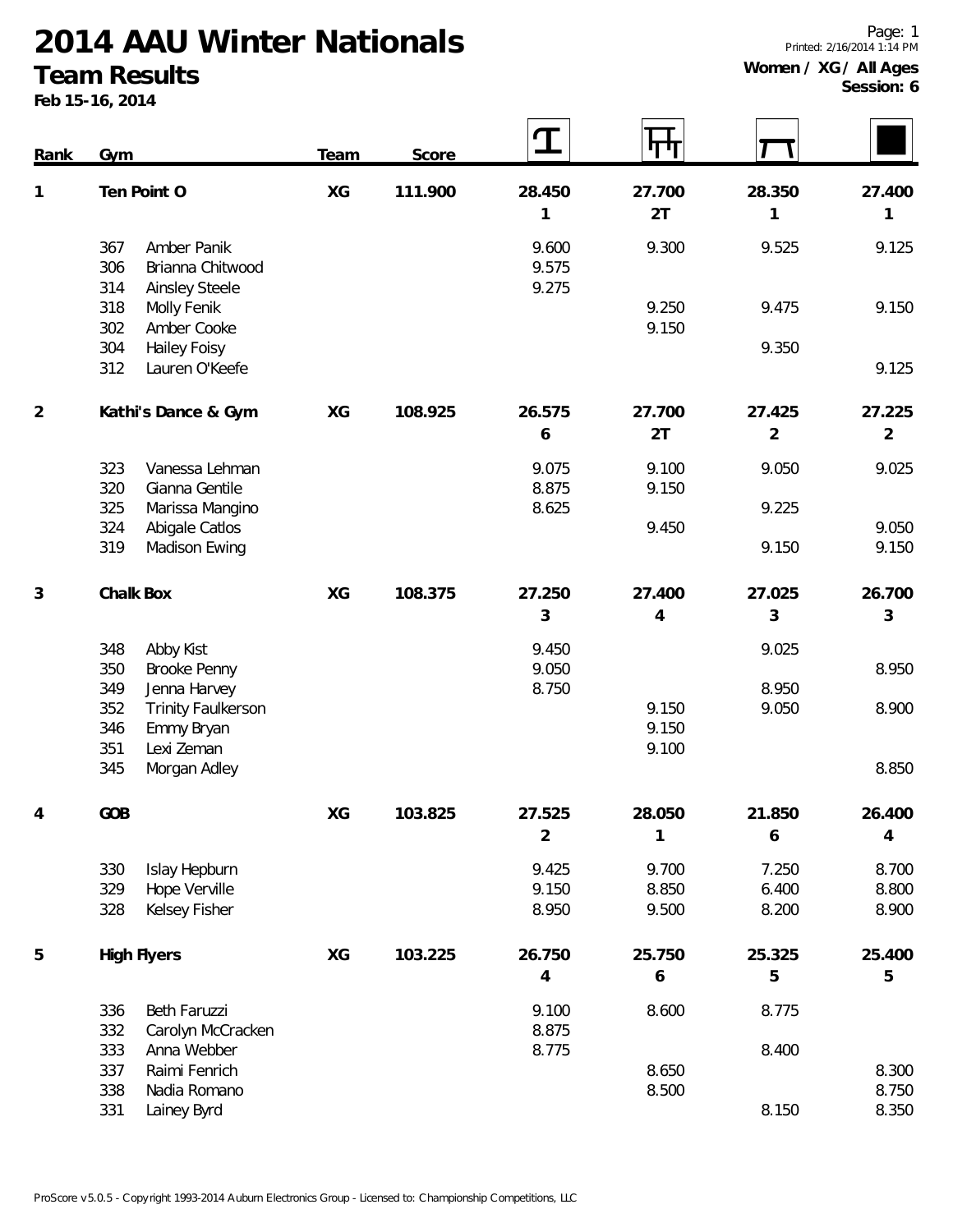# 2014 AAU Winter Nationals

## Team Results

**Feb 15-16, 2014**

Printed: 2/16/2014 1:14 PM

**Women / XG / All Ages**
**Session: 6**

| Rank | # | Gym | Team | Score | Vault | Bars | Beam | Floor |
|---|---|---|---|---|---|---|---|---|
| 1 | | **Ten Point O** | XG | 111.900 | 28.450 (1) | 27.700 (2T) | 28.350 (1) | 27.400 (1) |
| | 367 | Amber Panik | | | 9.600 | 9.300 | 9.525 | 9.125 |
| | 306 | Brianna Chitwood | | | 9.575 | | | |
| | 314 | Ainsley Steele | | | 9.275 | | | |
| | 318 | Molly Fenik | | | | 9.250 | 9.475 | 9.150 |
| | 302 | Amber Cooke | | | | 9.150 | | |
| | 304 | Hailey Foisy | | | | | 9.350 | |
| | 312 | Lauren O'Keefe | | | | | | 9.125 |
| 2 | | **Kathi's Dance & Gym** | XG | 108.925 | 26.575 (6) | 27.700 (2T) | 27.425 (2) | 27.225 (2) |
| | 323 | Vanessa Lehman | | | 9.075 | 9.100 | 9.050 | 9.025 |
| | 320 | Gianna Gentile | | | 8.875 | 9.150 | | |
| | 325 | Marissa Mangino | | | 8.625 | | 9.225 | |
| | 324 | Abigale Catlos | | | | 9.450 | | 9.050 |
| | 319 | Madison Ewing | | | | | 9.150 | 9.150 |
| 3 | | **Chalk Box** | XG | 108.375 | 27.250 (3) | 27.400 (4) | 27.025 (3) | 26.700 (3) |
| | 348 | Abby Kist | | | 9.450 | | 9.025 | |
| | 350 | Brooke Penny | | | 9.050 | | | 8.950 |
| | 349 | Jenna Harvey | | | 8.750 | | 8.950 | |
| | 352 | Trinity Faulkerson | | | | 9.150 | 9.050 | 8.900 |
| | 346 | Emmy Bryan | | | | 9.150 | | |
| | 351 | Lexi Zeman | | | | 9.100 | | |
| | 345 | Morgan Adley | | | | | | 8.850 |
| 4 | | **GOB** | XG | 103.825 | 27.525 (2) | 28.050 (1) | 21.850 (6) | 26.400 (4) |
| | 330 | Islay Hepburn | | | 9.425 | 9.700 | 7.250 | 8.700 |
| | 329 | Hope Verville | | | 9.150 | 8.850 | 6.400 | 8.800 |
| | 328 | Kelsey Fisher | | | 8.950 | 9.500 | 8.200 | 8.900 |
| 5 | | **High Flyers** | XG | 103.225 | 26.750 (4) | 25.750 (6) | 25.325 (5) | 25.400 (5) |
| | 336 | Beth Faruzzi | | | 9.100 | 8.600 | 8.775 | |
| | 332 | Carolyn McCracken | | | 8.875 | | | |
| | 333 | Anna Webber | | | 8.775 | | 8.400 | |
| | 337 | Raimi Fenrich | | | | 8.650 | | 8.300 |
| | 338 | Nadia Romano | | | | 8.500 | | 8.750 |
| | 331 | Lainey Byrd | | | | | 8.150 | 8.350 |

ProScore v5.0.5 - Copyright 1993-2014 Auburn Electronics Group - Licensed to: Championship Competitions, LLC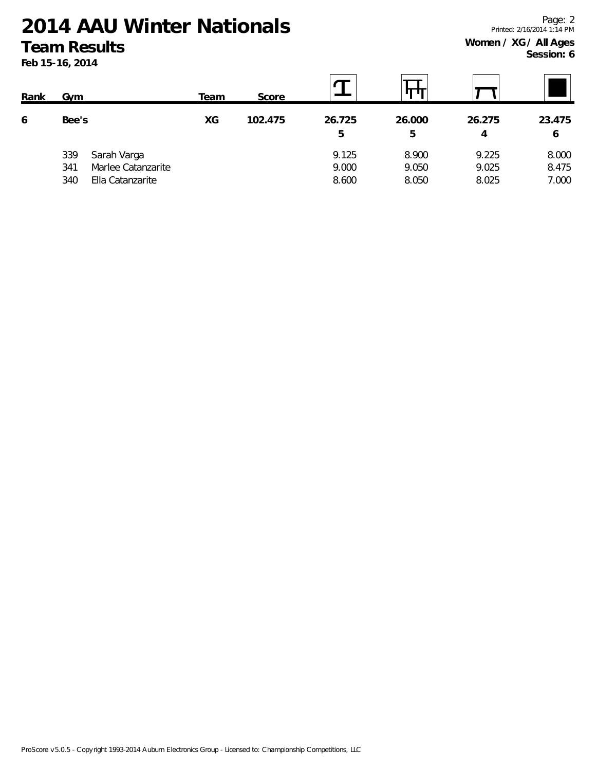# 2014 AAU Winter Nationals

## Team Results

**Feb 15-16, 2014**

Printed: 2/16/2014 1:14 PM

**Women / XG / All Ages**
**Session: 6**

| Rank | Gym | | Team | Score | Vault | Bars | Beam | Floor |
|---|---|---|---|---|---|---|---|---|
| **6** | **Bee's** | | **XG** | **102.475** | **26.725** | **26.000** | **26.275** | **23.475** |
| | | | | | **5** | **5** | **4** | **6** |
| | 339 | Sarah Varga | | | 9.125 | 8.900 | 9.225 | 8.000 |
| | 341 | Marlee Catanzarite | | | 9.000 | 9.050 | 9.025 | 8.475 |
| | 340 | Ella Catanzarite | | | 8.600 | 8.050 | 8.025 | 7.000 |

ProScore v5.0.5 - Copyright 1993-2014 Auburn Electronics Group - Licensed to: Championship Competitions, LLC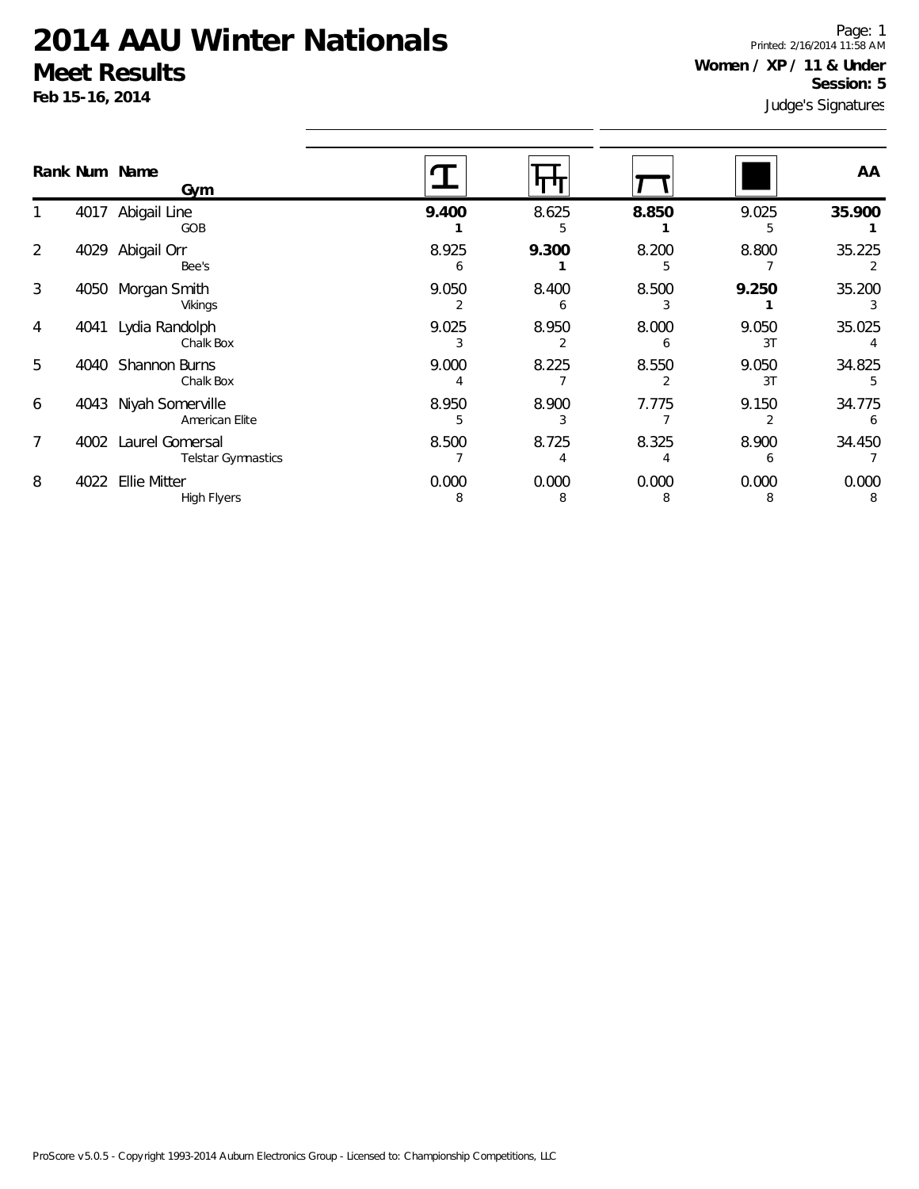# 2014 AAU Winter Nationals

## Meet Results

**Feb 15-16, 2014**

Printed: 2/16/2014 11:58 AM

**Women / XP / 11 & Under**

**Session: 5**

Judge's Signatures

| Rank | Num | Name / Gym | Vault | Bars | Beam | Floor | AA |
|---|---|---|---|---|---|---|---|
| 1 | 4017 | Abigail Line<br>GOB | **9.400**<br>**1** | 8.625<br>5 | **8.850**<br>**1** | 9.025<br>5 | **35.900**<br>**1** |
| 2 | 4029 | Abigail Orr<br>Bee's | 8.925<br>6 | **9.300**<br>**1** | 8.200<br>5 | 8.800<br>7 | 35.225<br>2 |
| 3 | 4050 | Morgan Smith<br>Vikings | 9.050<br>2 | 8.400<br>6 | 8.500<br>3 | **9.250**<br>**1** | 35.200<br>3 |
| 4 | 4041 | Lydia Randolph<br>Chalk Box | 9.025<br>3 | 8.950<br>2 | 8.000<br>6 | 9.050<br>3T | 35.025<br>4 |
| 5 | 4040 | Shannon Burns<br>Chalk Box | 9.000<br>4 | 8.225<br>7 | 8.550<br>2 | 9.050<br>3T | 34.825<br>5 |
| 6 | 4043 | Niyah Somerville<br>American Elite | 8.950<br>5 | 8.900<br>3 | 7.775<br>7 | 9.150<br>2 | 34.775<br>6 |
| 7 | 4002 | Laurel Gomersal<br>Telstar Gymnastics | 8.500<br>7 | 8.725<br>4 | 8.325<br>4 | 8.900<br>6 | 34.450<br>7 |
| 8 | 4022 | Ellie Mitter<br>High Flyers | 0.000<br>8 | 0.000<br>8 | 0.000<br>8 | 0.000<br>8 | 0.000<br>8 |

ProScore v5.0.5 - Copyright 1993-2014 Auburn Electronics Group - Licensed to: Championship Competitions, LLC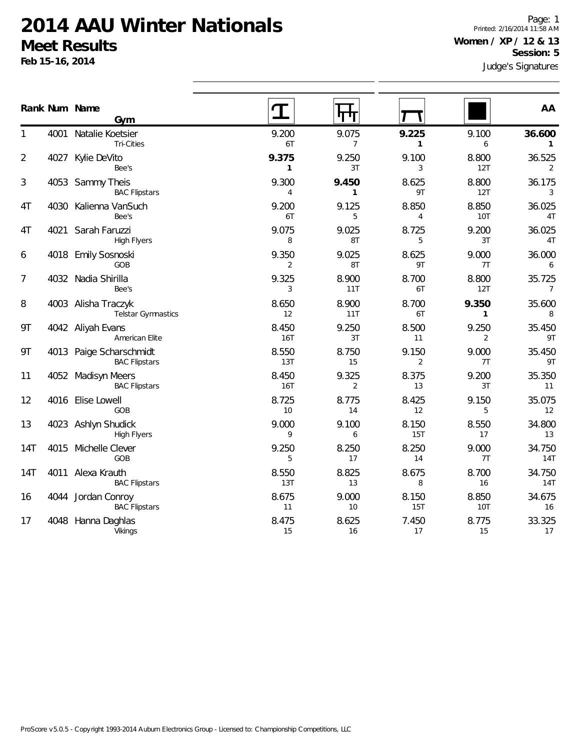# 2014 AAU Winter Nationals

## Meet Results

**Feb 15-16, 2014**

Printed: 2/16/2014 11:58 AM

**Women / XP / 12 & 13**

**Session: 5**

Judge's Signatures

| Rank | Num | Name / Gym | Vault | Bars | Beam | Floor | AA |
|---|---|---|---|---|---|---|---|
| 1 | 4001 | Natalie Koetsier<br>Tri-Cities | 9.200<br>6T | 9.075<br>7 | **9.225**<br>**1** | 9.100<br>6 | **36.600**<br>**1** |
| 2 | 4027 | Kylie DeVito<br>Bee's | **9.375**<br>**1** | 9.250<br>3T | 9.100<br>3 | 8.800<br>12T | 36.525<br>2 |
| 3 | 4053 | Sammy Theis<br>BAC Flipstars | 9.300<br>4 | **9.450**<br>**1** | 8.625<br>9T | 8.800<br>12T | 36.175<br>3 |
| 4T | 4030 | Kalienna VanSuch<br>Bee's | 9.200<br>6T | 9.125<br>5 | 8.850<br>4 | 8.850<br>10T | 36.025<br>4T |
| 4T | 4021 | Sarah Faruzzi<br>High Flyers | 9.075<br>8 | 9.025<br>8T | 8.725<br>5 | 9.200<br>3T | 36.025<br>4T |
| 6 | 4018 | Emily Sosnoski<br>GOB | 9.350<br>2 | 9.025<br>8T | 8.625<br>9T | 9.000<br>7T | 36.000<br>6 |
| 7 | 4032 | Nadia Shirilla<br>Bee's | 9.325<br>3 | 8.900<br>11T | 8.700<br>6T | 8.800<br>12T | 35.725<br>7 |
| 8 | 4003 | Alisha Traczyk<br>Telstar Gymnastics | 8.650<br>12 | 8.900<br>11T | 8.700<br>6T | **9.350**<br>**1** | 35.600<br>8 |
| 9T | 4042 | Aliyah Evans<br>American Elite | 8.450<br>16T | 9.250<br>3T | 8.500<br>11 | 9.250<br>2 | 35.450<br>9T |
| 9T | 4013 | Paige Scharschmidt<br>BAC Flipstars | 8.550<br>13T | 8.750<br>15 | 9.150<br>2 | 9.000<br>7T | 35.450<br>9T |
| 11 | 4052 | Madisyn Meers<br>BAC Flipstars | 8.450<br>16T | 9.325<br>2 | 8.375<br>13 | 9.200<br>3T | 35.350<br>11 |
| 12 | 4016 | Elise Lowell<br>GOB | 8.725<br>10 | 8.775<br>14 | 8.425<br>12 | 9.150<br>5 | 35.075<br>12 |
| 13 | 4023 | Ashlyn Shudick<br>High Flyers | 9.000<br>9 | 9.100<br>6 | 8.150<br>15T | 8.550<br>17 | 34.800<br>13 |
| 14T | 4015 | Michelle Clever<br>GOB | 9.250<br>5 | 8.250<br>17 | 8.250<br>14 | 9.000<br>7T | 34.750<br>14T |
| 14T | 4011 | Alexa Krauth<br>BAC Flipstars | 8.550<br>13T | 8.825<br>13 | 8.675<br>8 | 8.700<br>16 | 34.750<br>14T |
| 16 | 4044 | Jordan Conroy<br>BAC Flipstars | 8.675<br>11 | 9.000<br>10 | 8.150<br>15T | 8.850<br>10T | 34.675<br>16 |
| 17 | 4048 | Hanna Daghlas<br>Vikings | 8.475<br>15 | 8.625<br>16 | 7.450<br>17 | 8.775<br>15 | 33.325<br>17 |

ProScore v5.0.5 - Copyright 1993-2014 Auburn Electronics Group - Licensed to: Championship Competitions, LLC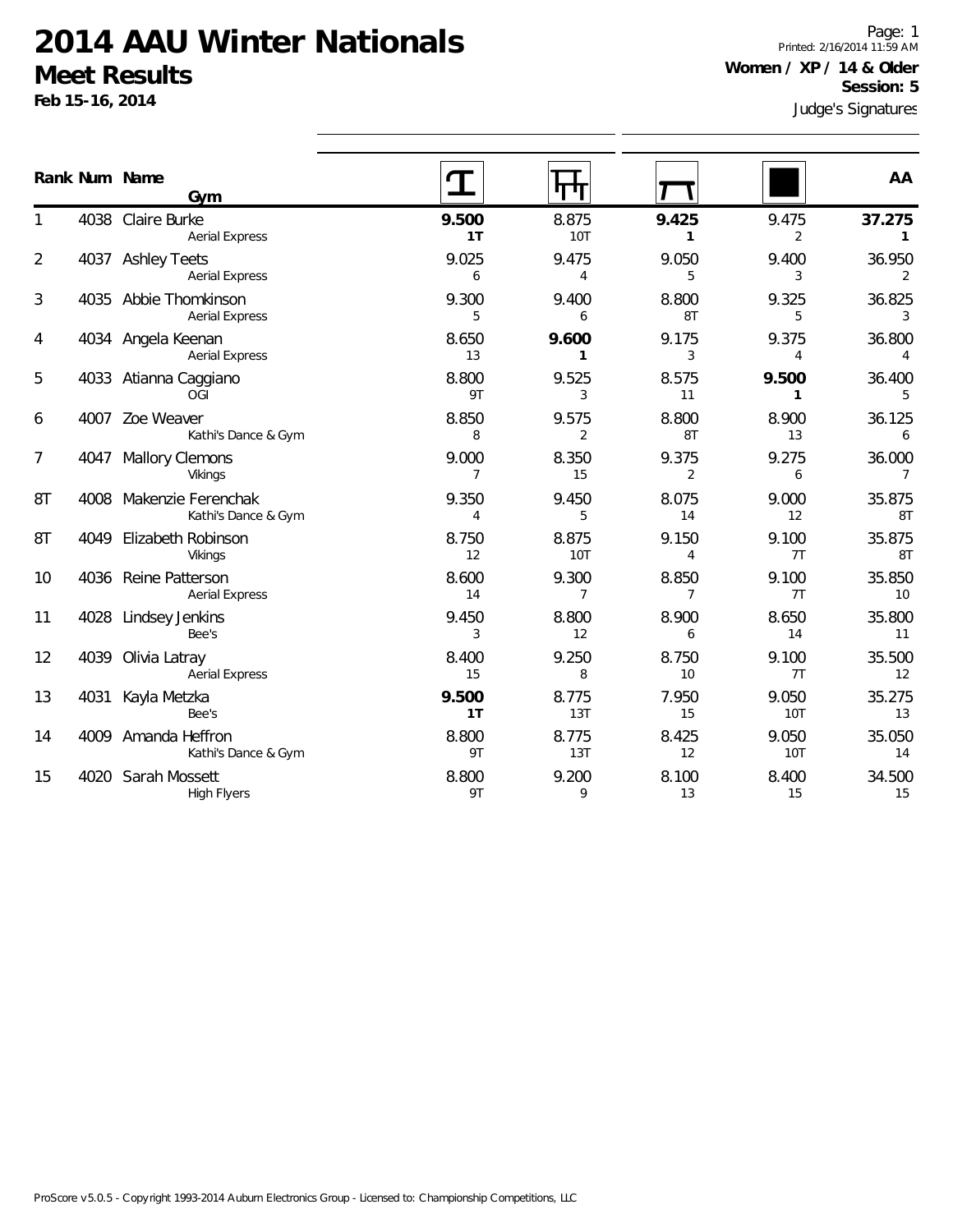# 2014 AAU Winter Nationals

## Meet Results

**Feb 15-16, 2014**

Page: 1
Printed: 2/16/2014 11:59 AM

**Women / XP / 14 & Older**
**Session: 5**

Judge's Signatures

| Rank | Num | Name / Gym | Vault | Bars | Beam | Floor | AA |
|---|---|---|---|---|---|---|---|
| 1 | 4038 | Claire Burke<br>Aerial Express | **9.500**<br>**1T** | 8.875<br>10T | **9.425**<br>**1** | 9.475<br>2 | **37.275**<br>**1** |
| 2 | 4037 | Ashley Teets<br>Aerial Express | 9.025<br>6 | 9.475<br>4 | 9.050<br>5 | 9.400<br>3 | 36.950<br>2 |
| 3 | 4035 | Abbie Thomkinson<br>Aerial Express | 9.300<br>5 | 9.400<br>6 | 8.800<br>8T | 9.325<br>5 | 36.825<br>3 |
| 4 | 4034 | Angela Keenan<br>Aerial Express | 8.650<br>13 | **9.600**<br>**1** | 9.175<br>3 | 9.375<br>4 | 36.800<br>4 |
| 5 | 4033 | Atianna Caggiano<br>OGI | 8.800<br>9T | 9.525<br>3 | 8.575<br>11 | **9.500**<br>**1** | 36.400<br>5 |
| 6 | 4007 | Zoe Weaver<br>Kathi's Dance & Gym | 8.850<br>8 | 9.575<br>2 | 8.800<br>8T | 8.900<br>13 | 36.125<br>6 |
| 7 | 4047 | Mallory Clemons<br>Vikings | 9.000<br>7 | 8.350<br>15 | 9.375<br>2 | 9.275<br>6 | 36.000<br>7 |
| 8T | 4008 | Makenzie Ferenchak<br>Kathi's Dance & Gym | 9.350<br>4 | 9.450<br>5 | 8.075<br>14 | 9.000<br>12 | 35.875<br>8T |
| 8T | 4049 | Elizabeth Robinson<br>Vikings | 8.750<br>12 | 8.875<br>10T | 9.150<br>4 | 9.100<br>7T | 35.875<br>8T |
| 10 | 4036 | Reine Patterson<br>Aerial Express | 8.600<br>14 | 9.300<br>7 | 8.850<br>7 | 9.100<br>7T | 35.850<br>10 |
| 11 | 4028 | Lindsey Jenkins<br>Bee's | 9.450<br>3 | 8.800<br>12 | 8.900<br>6 | 8.650<br>14 | 35.800<br>11 |
| 12 | 4039 | Olivia Latray<br>Aerial Express | 8.400<br>15 | 9.250<br>8 | 8.750<br>10 | 9.100<br>7T | 35.500<br>12 |
| 13 | 4031 | Kayla Metzka<br>Bee's | **9.500**<br>**1T** | 8.775<br>13T | 7.950<br>15 | 9.050<br>10T | 35.275<br>13 |
| 14 | 4009 | Amanda Heffron<br>Kathi's Dance & Gym | 8.800<br>9T | 8.775<br>13T | 8.425<br>12 | 9.050<br>10T | 35.050<br>14 |
| 15 | 4020 | Sarah Mossett<br>High Flyers | 8.800<br>9T | 9.200<br>9 | 8.100<br>13 | 8.400<br>15 | 34.500<br>15 |

ProScore v5.0.5 - Copyright 1993-2014 Auburn Electronics Group - Licensed to: Championship Competitions, LLC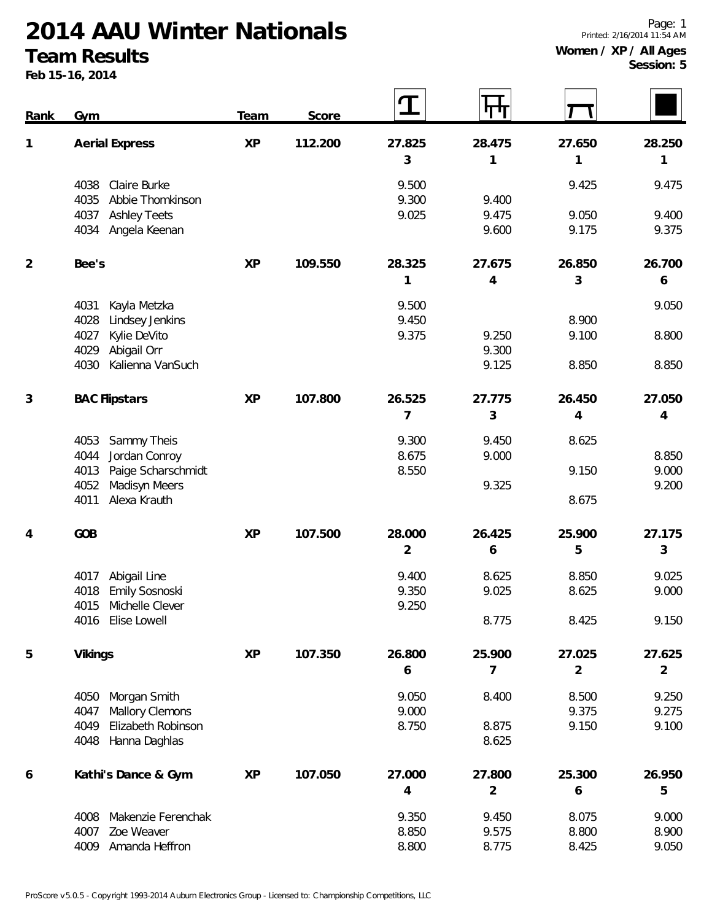# 2014 AAU Winter Nationals

## Team Results

**Feb 15-16, 2014**

Page: 1
Printed: 2/16/2014 11:54 AM
**Women / XP / All Ages**
**Session: 5**

| Rank | Gym | Team | Score | Vault | Bars | Beam | Floor |
|---|---|---|---|---|---|---|---|
| 1 | **Aerial Express** | **XP** | **112.200** | **27.825** / **3** | **28.475** / **1** | **27.650** / **1** | **28.250** / **1** |
| | 4038 Claire Burke | | | 9.500 | | 9.425 | 9.475 |
| | 4035 Abbie Thomkinson | | | 9.300 | 9.400 | | |
| | 4037 Ashley Teets | | | 9.025 | 9.475 | 9.050 | 9.400 |
| | 4034 Angela Keenan | | | | 9.600 | 9.175 | 9.375 |
| 2 | **Bee's** | **XP** | **109.550** | **28.325** / **1** | **27.675** / **4** | **26.850** / **3** | **26.700** / **6** |
| | 4031 Kayla Metzka | | | 9.500 | | | 9.050 |
| | 4028 Lindsey Jenkins | | | 9.450 | | 8.900 | |
| | 4027 Kylie DeVito | | | 9.375 | 9.250 | 9.100 | 8.800 |
| | 4029 Abigail Orr | | | | 9.300 | | |
| | 4030 Kalienna VanSuch | | | | 9.125 | 8.850 | 8.850 |
| 3 | **BAC Flipstars** | **XP** | **107.800** | **26.525** / **7** | **27.775** / **3** | **26.450** / **4** | **27.050** / **4** |
| | 4053 Sammy Theis | | | 9.300 | 9.450 | 8.625 | |
| | 4044 Jordan Conroy | | | 8.675 | 9.000 | | 8.850 |
| | 4013 Paige Scharschmidt | | | 8.550 | | 9.150 | 9.000 |
| | 4052 Madisyn Meers | | | | 9.325 | | 9.200 |
| | 4011 Alexa Krauth | | | | | 8.675 | |
| 4 | **GOB** | **XP** | **107.500** | **28.000** / **2** | **26.425** / **6** | **25.900** / **5** | **27.175** / **3** |
| | 4017 Abigail Line | | | 9.400 | 8.625 | 8.850 | 9.025 |
| | 4018 Emily Sosnoski | | | 9.350 | 9.025 | 8.625 | 9.000 |
| | 4015 Michelle Clever | | | 9.250 | | | |
| | 4016 Elise Lowell | | | | 8.775 | 8.425 | 9.150 |
| 5 | **Vikings** | **XP** | **107.350** | **26.800** / **6** | **25.900** / **7** | **27.025** / **2** | **27.625** / **2** |
| | 4050 Morgan Smith | | | 9.050 | 8.400 | 8.500 | 9.250 |
| | 4047 Mallory Clemons | | | 9.000 | | 9.375 | 9.275 |
| | 4049 Elizabeth Robinson | | | 8.750 | 8.875 | 9.150 | 9.100 |
| | 4048 Hanna Daghlas | | | | 8.625 | | |
| 6 | **Kathi's Dance & Gym** | **XP** | **107.050** | **27.000** / **4** | **27.800** / **2** | **25.300** / **6** | **26.950** / **5** |
| | 4008 Makenzie Ferenchak | | | 9.350 | 9.450 | 8.075 | 9.000 |
| | 4007 Zoe Weaver | | | 8.850 | 9.575 | 8.800 | 8.900 |
| | 4009 Amanda Heffron | | | 8.800 | 8.775 | 8.425 | 9.050 |

ProScore v5.0.5 - Copyright 1993-2014 Auburn Electronics Group - Licensed to: Championship Competitions, LLC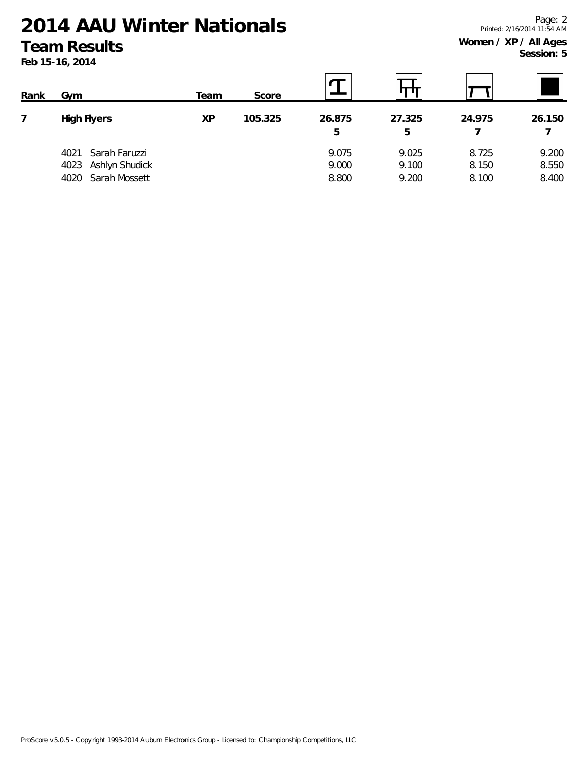# 2014 AAU Winter Nationals

## Team Results

**Feb 15-16, 2014**

**Women / XP / All Ages**
**Session: 5**

| Rank | Gym | Team | Score | Vault | Bars | Beam | Floor |
|---|---|---|---|---|---|---|---|
| **7** | **High Flyers** | **XP** | **105.325** | **26.875** 5 | **27.325** 5 | **24.975** 7 | **26.150** 7 |
| | 4021 Sarah Faruzzi | | | 9.075 | 9.025 | 8.725 | 9.200 |
| | 4023 Ashlyn Shudick | | | 9.000 | 9.100 | 8.150 | 8.550 |
| | 4020 Sarah Mossett | | | 8.800 | 9.200 | 8.100 | 8.400 |

ProScore v5.0.5 - Copyright 1993-2014 Auburn Electronics Group - Licensed to: Championship Competitions, LLC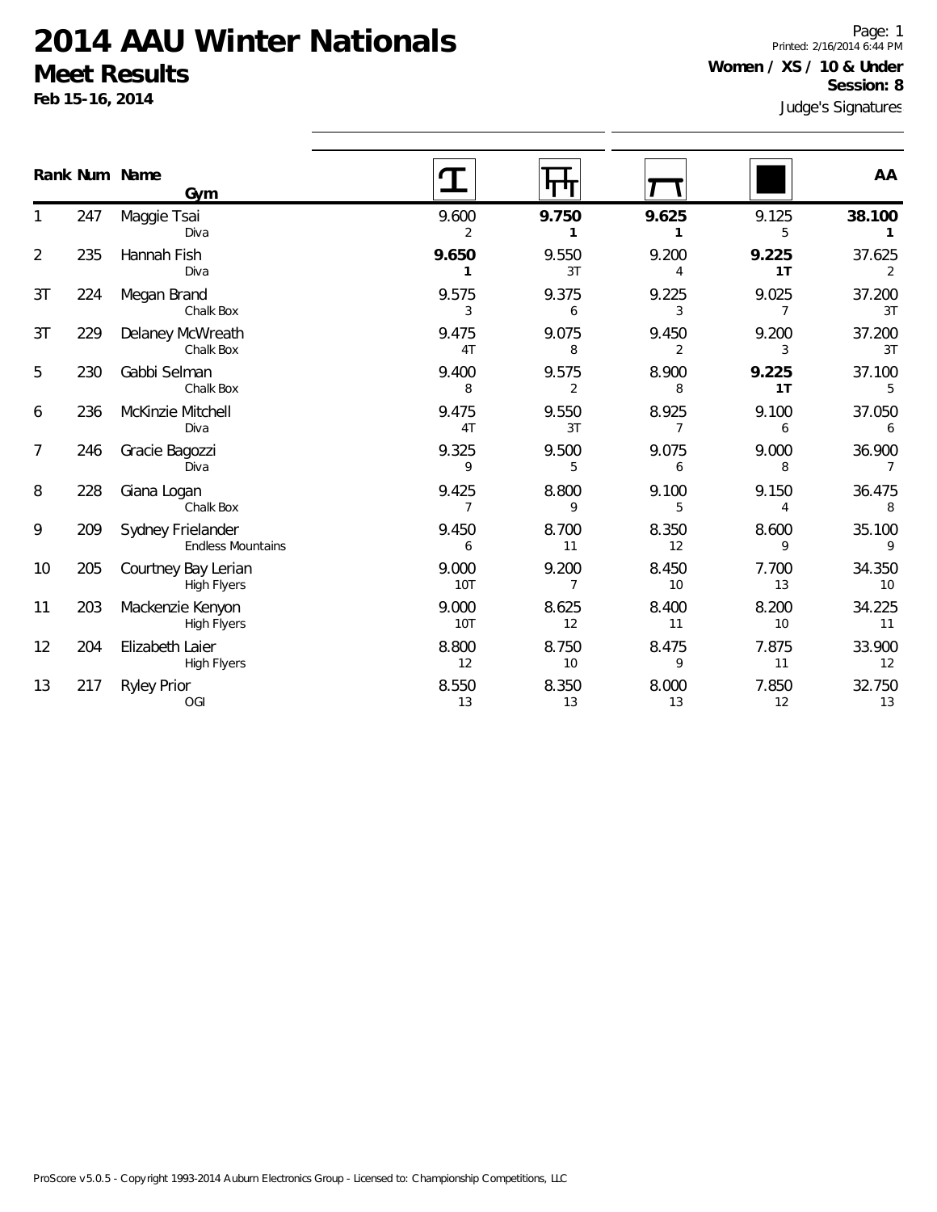# 2014 AAU Winter Nationals

## Meet Results

**Feb 15-16, 2014**

Printed: 2/16/2014 6:44 PM

**Women / XS / 10 & Under**

**Session: 8**

Judge's Signatures

| Rank | Num | Name / Gym | Vault | Bars | Beam | Floor | AA |
|---|---|---|---|---|---|---|---|
| 1 | 247 | Maggie Tsai<br>Diva | 9.600<br>2 | **9.750**<br>**1** | **9.625**<br>**1** | 9.125<br>5 | **38.100**<br>**1** |
| 2 | 235 | Hannah Fish<br>Diva | **9.650**<br>**1** | 9.550<br>3T | 9.200<br>4 | **9.225**<br>**1T** | 37.625<br>2 |
| 3T | 224 | Megan Brand<br>Chalk Box | 9.575<br>3 | 9.375<br>6 | 9.225<br>3 | 9.025<br>7 | 37.200<br>3T |
| 3T | 229 | Delaney McWreath<br>Chalk Box | 9.475<br>4T | 9.075<br>8 | 9.450<br>2 | 9.200<br>3 | 37.200<br>3T |
| 5 | 230 | Gabbi Selman<br>Chalk Box | 9.400<br>8 | 9.575<br>2 | 8.900<br>8 | **9.225**<br>**1T** | 37.100<br>5 |
| 6 | 236 | McKinzie Mitchell<br>Diva | 9.475<br>4T | 9.550<br>3T | 8.925<br>7 | 9.100<br>6 | 37.050<br>6 |
| 7 | 246 | Gracie Bagozzi<br>Diva | 9.325<br>9 | 9.500<br>5 | 9.075<br>6 | 9.000<br>8 | 36.900<br>7 |
| 8 | 228 | Giana Logan<br>Chalk Box | 9.425<br>7 | 8.800<br>9 | 9.100<br>5 | 9.150<br>4 | 36.475<br>8 |
| 9 | 209 | Sydney Frielander<br>Endless Mountains | 9.450<br>6 | 8.700<br>11 | 8.350<br>12 | 8.600<br>9 | 35.100<br>9 |
| 10 | 205 | Courtney Bay Lerian<br>High Flyers | 9.000<br>10T | 9.200<br>7 | 8.450<br>10 | 7.700<br>13 | 34.350<br>10 |
| 11 | 203 | Mackenzie Kenyon<br>High Flyers | 9.000<br>10T | 8.625<br>12 | 8.400<br>11 | 8.200<br>10 | 34.225<br>11 |
| 12 | 204 | Elizabeth Laier<br>High Flyers | 8.800<br>12 | 8.750<br>10 | 8.475<br>9 | 7.875<br>11 | 33.900<br>12 |
| 13 | 217 | Ryley Prior<br>OGI | 8.550<br>13 | 8.350<br>13 | 8.000<br>13 | 7.850<br>12 | 32.750<br>13 |

ProScore v5.0.5 - Copyright 1993-2014 Auburn Electronics Group - Licensed to: Championship Competitions, LLC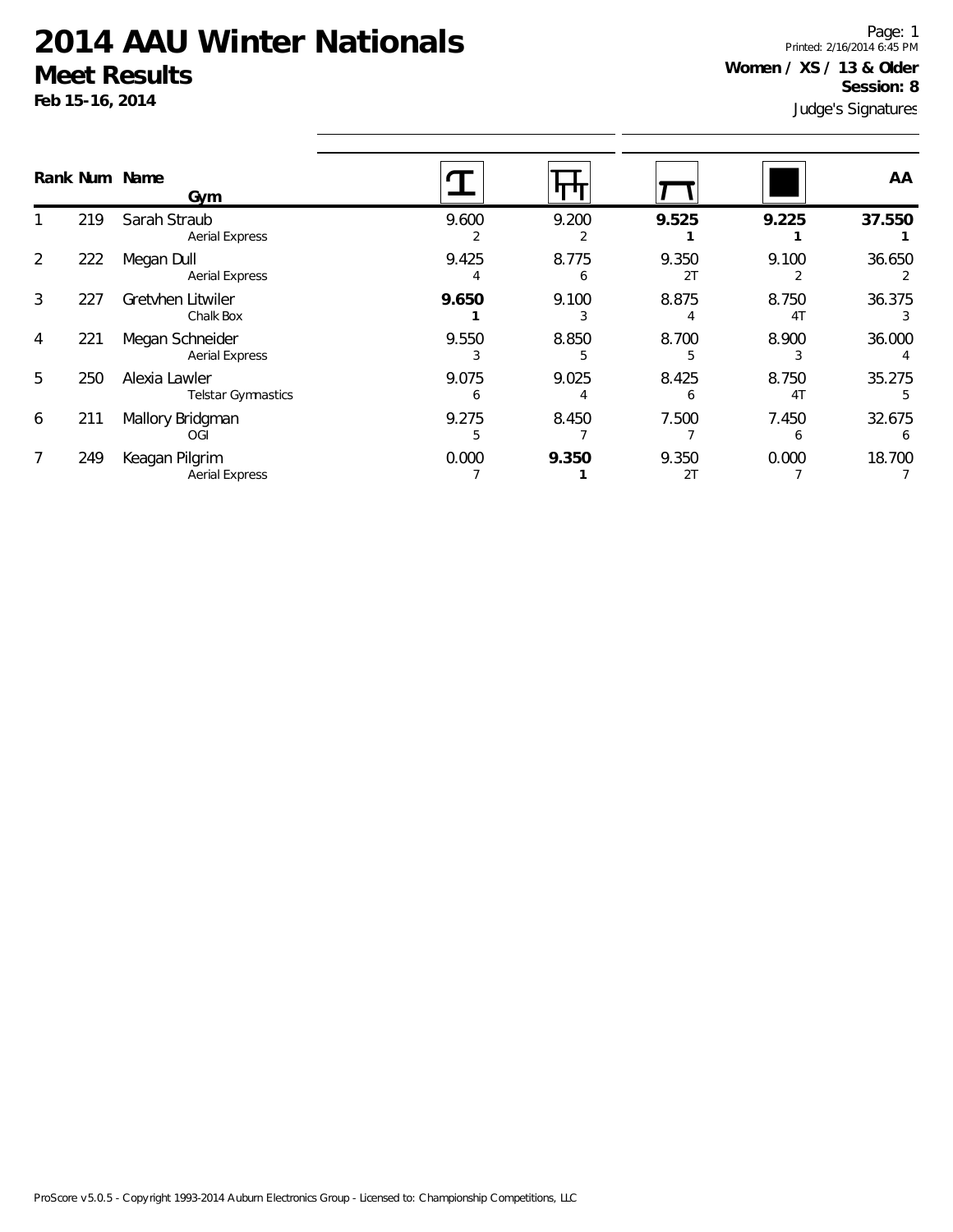# 2014 AAU Winter Nationals

## Meet Results

**Feb 15-16, 2014**

Printed: 2/16/2014 6:45 PM

**Women / XS / 13 & Older**

**Session: 8**

Judge's Signatures

| Rank | Num | Name / Gym | Vault | Bars | Beam | Floor | AA |
|---|---|---|---|---|---|---|---|
| 1 | 219 | Sarah Straub<br>Aerial Express | 9.600<br>2 | 9.200<br>2 | **9.525**<br>**1** | **9.225**<br>**1** | **37.550**<br>**1** |
| 2 | 222 | Megan Dull<br>Aerial Express | 9.425<br>4 | 8.775<br>6 | 9.350<br>2T | 9.100<br>2 | 36.650<br>2 |
| 3 | 227 | Gretvhen Litwiler<br>Chalk Box | **9.650**<br>**1** | 9.100<br>3 | 8.875<br>4 | 8.750<br>4T | 36.375<br>3 |
| 4 | 221 | Megan Schneider<br>Aerial Express | 9.550<br>3 | 8.850<br>5 | 8.700<br>5 | 8.900<br>3 | 36.000<br>4 |
| 5 | 250 | Alexia Lawler<br>Telstar Gymnastics | 9.075<br>6 | 9.025<br>4 | 8.425<br>6 | 8.750<br>4T | 35.275<br>5 |
| 6 | 211 | Mallory Bridgman<br>OGI | 9.275<br>5 | 8.450<br>7 | 7.500<br>7 | 7.450<br>6 | 32.675<br>6 |
| 7 | 249 | Keagan Pilgrim<br>Aerial Express | 0.000<br>7 | **9.350**<br>**1** | 9.350<br>2T | 0.000<br>7 | 18.700<br>7 |

ProScore v5.0.5 - Copyright 1993-2014 Auburn Electronics Group - Licensed to: Championship Competitions, LLC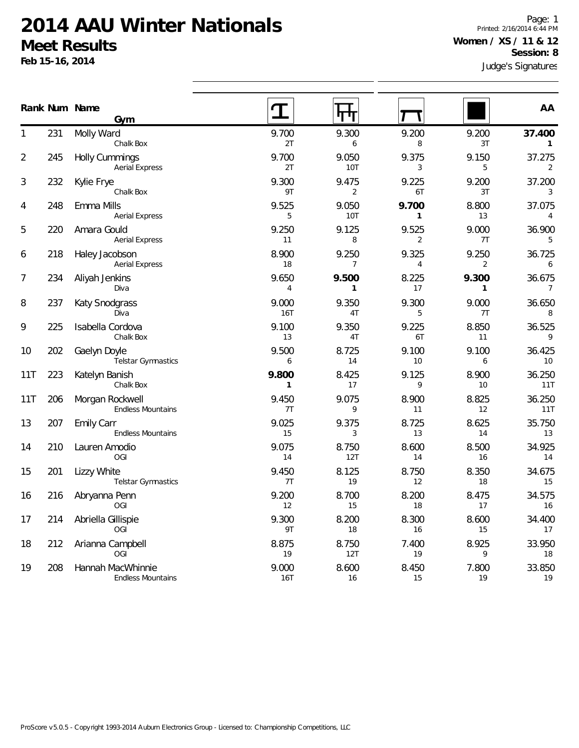# 2014 AAU Winter Nationals

## Meet Results

**Feb 15-16, 2014**

Printed: 2/16/2014 6:44 PM

**Women / XS / 11 & 12**

**Session: 8**

Judge's Signatures

| Rank | Num | Name / Gym | Vault | Bars | Beam | Floor | AA |
|---|---|---|---|---|---|---|---|
| 1 | 231 | Molly Ward<br>Chalk Box | 9.700<br>2T | 9.300<br>6 | 9.200<br>8 | 9.200<br>3T | **37.400**<br>**1** |
| 2 | 245 | Holly Cummings<br>Aerial Express | 9.700<br>2T | 9.050<br>10T | 9.375<br>3 | 9.150<br>5 | 37.275<br>2 |
| 3 | 232 | Kylie Frye<br>Chalk Box | 9.300<br>9T | 9.475<br>2 | 9.225<br>6T | 9.200<br>3T | 37.200<br>3 |
| 4 | 248 | Emma Mills<br>Aerial Express | 9.525<br>5 | 9.050<br>10T | **9.700**<br>**1** | 8.800<br>13 | 37.075<br>4 |
| 5 | 220 | Amara Gould<br>Aerial Express | 9.250<br>11 | 9.125<br>8 | 9.525<br>2 | 9.000<br>7T | 36.900<br>5 |
| 6 | 218 | Haley Jacobson<br>Aerial Express | 8.900<br>18 | 9.250<br>7 | 9.325<br>4 | 9.250<br>2 | 36.725<br>6 |
| 7 | 234 | Aliyah Jenkins<br>Diva | 9.650<br>4 | **9.500**<br>**1** | 8.225<br>17 | **9.300**<br>**1** | 36.675<br>7 |
| 8 | 237 | Katy Snodgrass<br>Diva | 9.000<br>16T | 9.350<br>4T | 9.300<br>5 | 9.000<br>7T | 36.650<br>8 |
| 9 | 225 | Isabella Cordova<br>Chalk Box | 9.100<br>13 | 9.350<br>4T | 9.225<br>6T | 8.850<br>11 | 36.525<br>9 |
| 10 | 202 | Gaelyn Doyle<br>Telstar Gymnastics | 9.500<br>6 | 8.725<br>14 | 9.100<br>10 | 9.100<br>6 | 36.425<br>10 |
| 11T | 223 | Katelyn Banish<br>Chalk Box | **9.800**<br>**1** | 8.425<br>17 | 9.125<br>9 | 8.900<br>10 | 36.250<br>11T |
| 11T | 206 | Morgan Rockwell<br>Endless Mountains | 9.450<br>7T | 9.075<br>9 | 8.900<br>11 | 8.825<br>12 | 36.250<br>11T |
| 13 | 207 | Emily Carr<br>Endless Mountains | 9.025<br>15 | 9.375<br>3 | 8.725<br>13 | 8.625<br>14 | 35.750<br>13 |
| 14 | 210 | Lauren Amodio<br>OGI | 9.075<br>14 | 8.750<br>12T | 8.600<br>14 | 8.500<br>16 | 34.925<br>14 |
| 15 | 201 | Lizzy White<br>Telstar Gymnastics | 9.450<br>7T | 8.125<br>19 | 8.750<br>12 | 8.350<br>18 | 34.675<br>15 |
| 16 | 216 | Abryanna Penn<br>OGI | 9.200<br>12 | 8.700<br>15 | 8.200<br>18 | 8.475<br>17 | 34.575<br>16 |
| 17 | 214 | Abriella Gillispie<br>OGI | 9.300<br>9T | 8.200<br>18 | 8.300<br>16 | 8.600<br>15 | 34.400<br>17 |
| 18 | 212 | Arianna Campbell<br>OGI | 8.875<br>19 | 8.750<br>12T | 7.400<br>19 | 8.925<br>9 | 33.950<br>18 |
| 19 | 208 | Hannah MacWhinnie<br>Endless Mountains | 9.000<br>16T | 8.600<br>16 | 8.450<br>15 | 7.800<br>19 | 33.850<br>19 |

ProScore v5.0.5 - Copyright 1993-2014 Auburn Electronics Group - Licensed to: Championship Competitions, LLC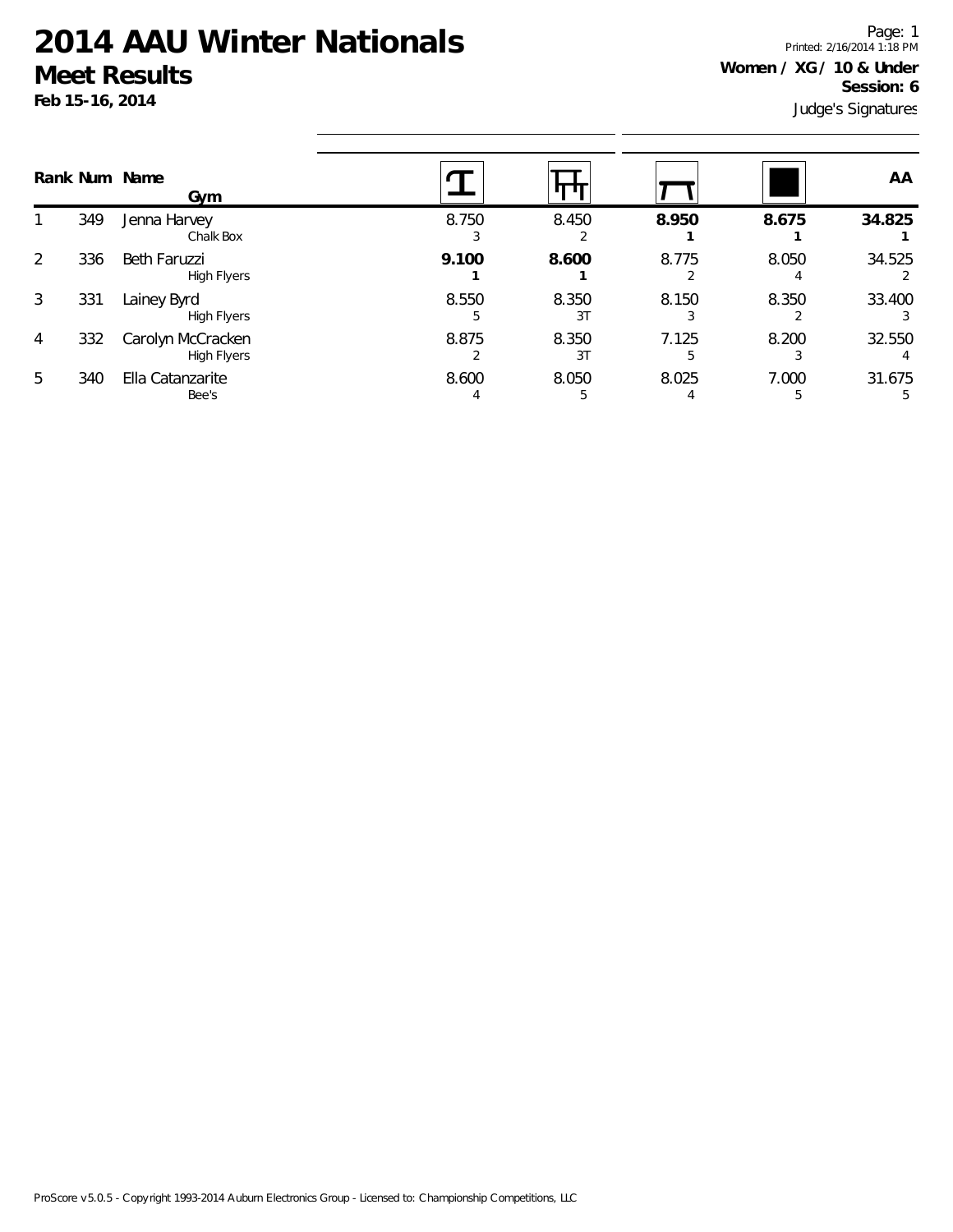# 2014 AAU Winter Nationals

## Meet Results

**Feb 15-16, 2014**

Printed: 2/16/2014 1:18 PM

**Women / XG / 10 & Under**

**Session: 6**

Judge's Signatures

| Rank | Num | Name / Gym | Vault | Bars | Beam | Floor | AA |
|---|---|---|---|---|---|---|---|
| 1 | 349 | Jenna Harvey<br>Chalk Box | 8.750<br>3 | 8.450<br>2 | **8.950**<br>**1** | **8.675**<br>**1** | **34.825**<br>**1** |
| 2 | 336 | Beth Faruzzi<br>High Flyers | **9.100**<br>**1** | **8.600**<br>**1** | 8.775<br>2 | 8.050<br>4 | 34.525<br>2 |
| 3 | 331 | Lainey Byrd<br>High Flyers | 8.550<br>5 | 8.350<br>3T | 8.150<br>3 | 8.350<br>2 | 33.400<br>3 |
| 4 | 332 | Carolyn McCracken<br>High Flyers | 8.875<br>2 | 8.350<br>3T | 7.125<br>5 | 8.200<br>3 | 32.550<br>4 |
| 5 | 340 | Ella Catanzarite<br>Bee's | 8.600<br>4 | 8.050<br>5 | 8.025<br>4 | 7.000<br>5 | 31.675<br>5 |

ProScore v5.0.5 - Copyright 1993-2014 Auburn Electronics Group - Licensed to: Championship Competitions, LLC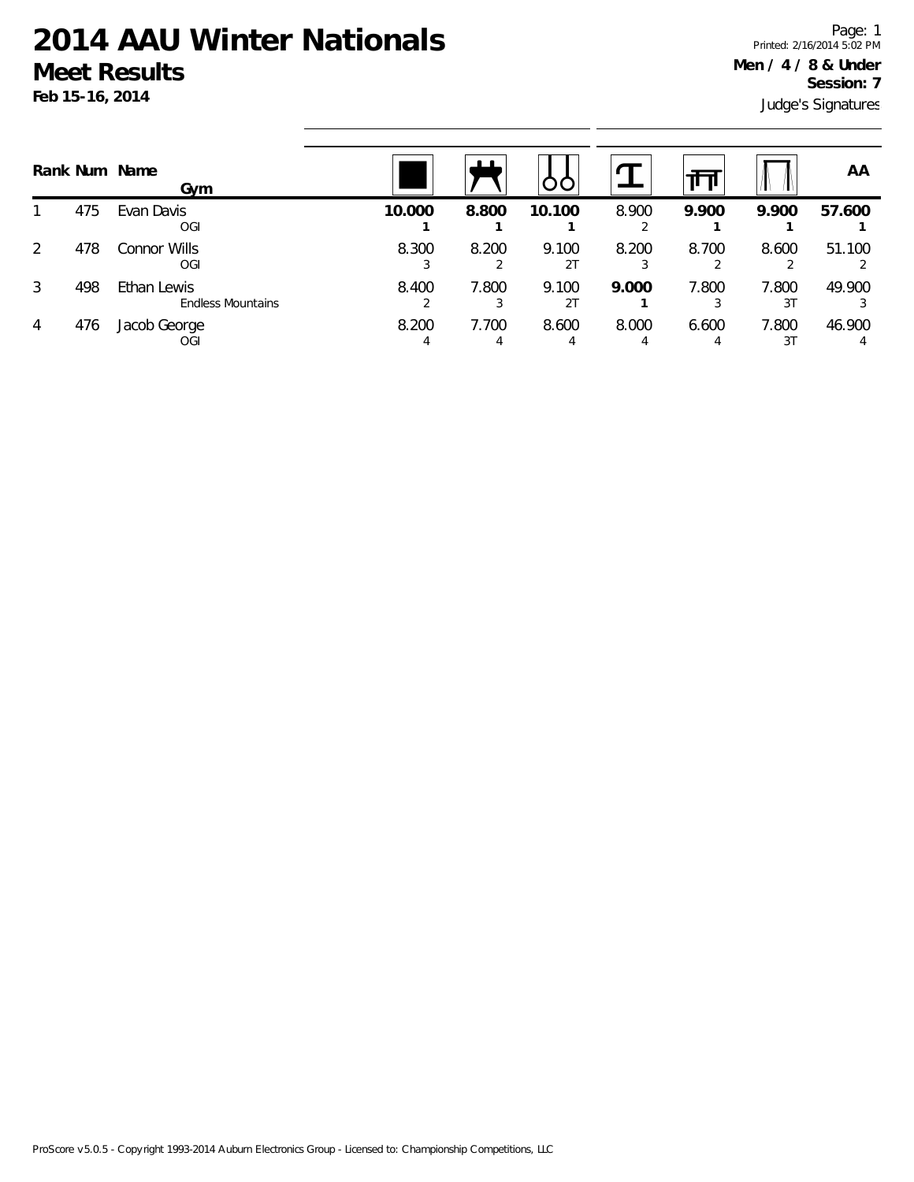# 2014 AAU Winter Nationals

## Meet Results

**Feb 15-16, 2014**

Printed: 2/16/2014 5:02 PM

**Men / 4 / 8 & Under**

**Session: 7**

Judge's Signatures

| Rank | Num | Name / Gym | Floor | Pommel Horse | Rings | Vault | Parallel Bars | High Bar | AA |
|---|---|---|---|---|---|---|---|---|---|
| 1 | 475 | Evan Davis<br>OGI | **10.000**<br>**1** | **8.800**<br>**1** | **10.100**<br>**1** | 8.900<br>2 | **9.900**<br>**1** | **9.900**<br>**1** | **57.600**<br>**1** |
| 2 | 478 | Connor Wills<br>OGI | 8.300<br>3 | 8.200<br>2 | 9.100<br>2T | 8.200<br>3 | 8.700<br>2 | 8.600<br>2 | 51.100<br>2 |
| 3 | 498 | Ethan Lewis<br>Endless Mountains | 8.400<br>2 | 7.800<br>3 | 9.100<br>2T | **9.000**<br>**1** | 7.800<br>3 | 7.800<br>3T | 49.900<br>3 |
| 4 | 476 | Jacob George<br>OGI | 8.200<br>4 | 7.700<br>4 | 8.600<br>4 | 8.000<br>4 | 6.600<br>4 | 7.800<br>3T | 46.900<br>4 |

ProScore v5.0.5 - Copyright 1993-2014 Auburn Electronics Group - Licensed to: Championship Competitions, LLC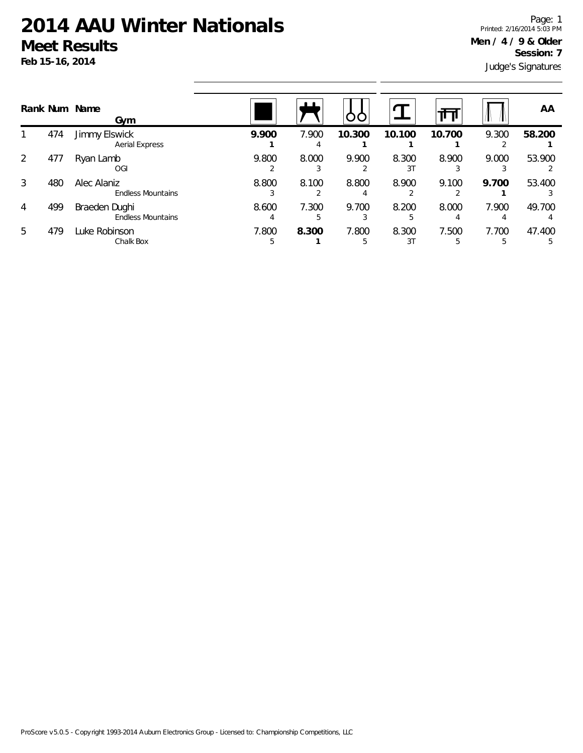# 2014 AAU Winter Nationals

## Meet Results

**Feb 15-16, 2014**

Printed: 2/16/2014 5:03 PM

**Men / 4 / 9 & Older**

**Session: 7**

Judge's Signatures

| Rank | Num | Name / Gym | Floor | Pommel Horse | Rings | Vault | Parallel Bars | High Bar | AA |
|---|---|---|---|---|---|---|---|---|---|
| 1 | 474 | Jimmy Elswick<br>Aerial Express | **9.900**<br>**1** | 7.900<br>4 | **10.300**<br>**1** | **10.100**<br>**1** | **10.700**<br>**1** | 9.300<br>2 | **58.200**<br>**1** |
| 2 | 477 | Ryan Lamb<br>OGI | 9.800<br>2 | 8.000<br>3 | 9.900<br>2 | 8.300<br>3T | 8.900<br>3 | 9.000<br>3 | 53.900<br>2 |
| 3 | 480 | Alec Alaniz<br>Endless Mountains | 8.800<br>3 | 8.100<br>2 | 8.800<br>4 | 8.900<br>2 | 9.100<br>2 | **9.700**<br>**1** | 53.400<br>3 |
| 4 | 499 | Braeden Dughi<br>Endless Mountains | 8.600<br>4 | 7.300<br>5 | 9.700<br>3 | 8.200<br>5 | 8.000<br>4 | 7.900<br>4 | 49.700<br>4 |
| 5 | 479 | Luke Robinson<br>Chalk Box | 7.800<br>5 | **8.300**<br>**1** | 7.800<br>5 | 8.300<br>3T | 7.500<br>5 | 7.700<br>5 | 47.400<br>5 |

ProScore v5.0.5 - Copyright 1993-2014 Auburn Electronics Group - Licensed to: Championship Competitions, LLC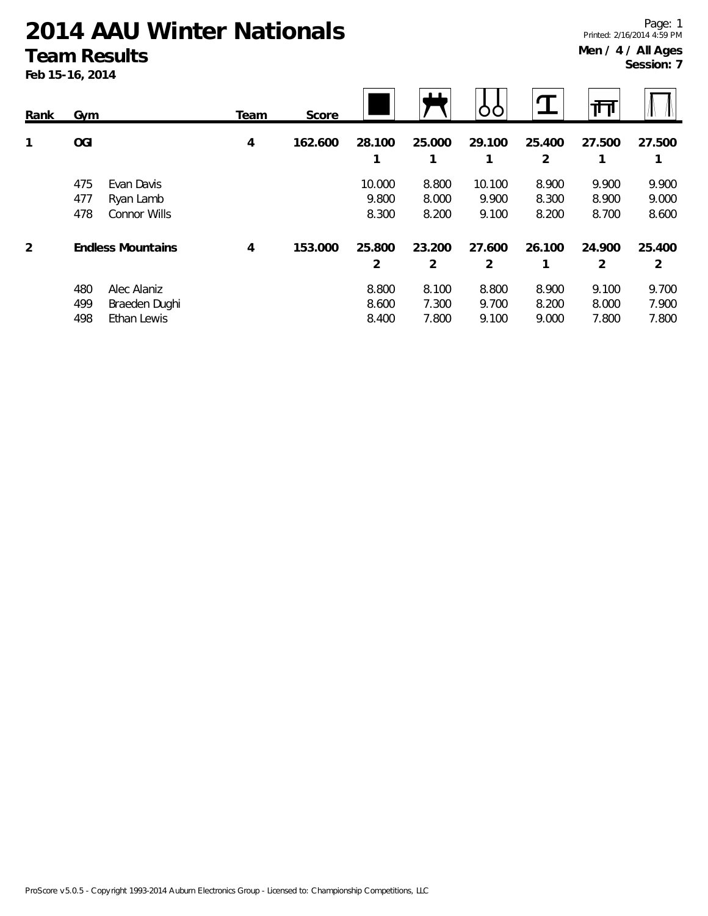# 2014 AAU Winter Nationals

## Team Results

**Feb 15-16, 2014**

Printed: 2/16/2014 4:59 PM

**Men / 4 / All Ages**

**Session: 7**

| Rank | Gym | | Team | Score | Floor | Pommel Horse | Rings | Vault | Parallel Bars | High Bar |
|---|---|---|---|---|---|---|---|---|---|---|
| **1** | **OGI** | | **4** | **162.600** | **28.100** 1 | **25.000** 1 | **29.100** 1 | **25.400** 2 | **27.500** 1 | **27.500** 1 |
| | 475 | Evan Davis | | | 10.000 | 8.800 | 10.100 | 8.900 | 9.900 | 9.900 |
| | 477 | Ryan Lamb | | | 9.800 | 8.000 | 9.900 | 8.300 | 8.900 | 9.000 |
| | 478 | Connor Wills | | | 8.300 | 8.200 | 9.100 | 8.200 | 8.700 | 8.600 |
| **2** | **Endless Mountains** | | **4** | **153.000** | **25.800** 2 | **23.200** 2 | **27.600** 2 | **26.100** 1 | **24.900** 2 | **25.400** 2 |
| | 480 | Alec Alaniz | | | 8.800 | 8.100 | 8.800 | 8.900 | 9.100 | 9.700 |
| | 499 | Braeden Dughi | | | 8.600 | 7.300 | 9.700 | 8.200 | 8.000 | 7.900 |
| | 498 | Ethan Lewis | | | 8.400 | 7.800 | 9.100 | 9.000 | 7.800 | 7.800 |

ProScore v5.0.5 - Copyright 1993-2014 Auburn Electronics Group - Licensed to: Championship Competitions, LLC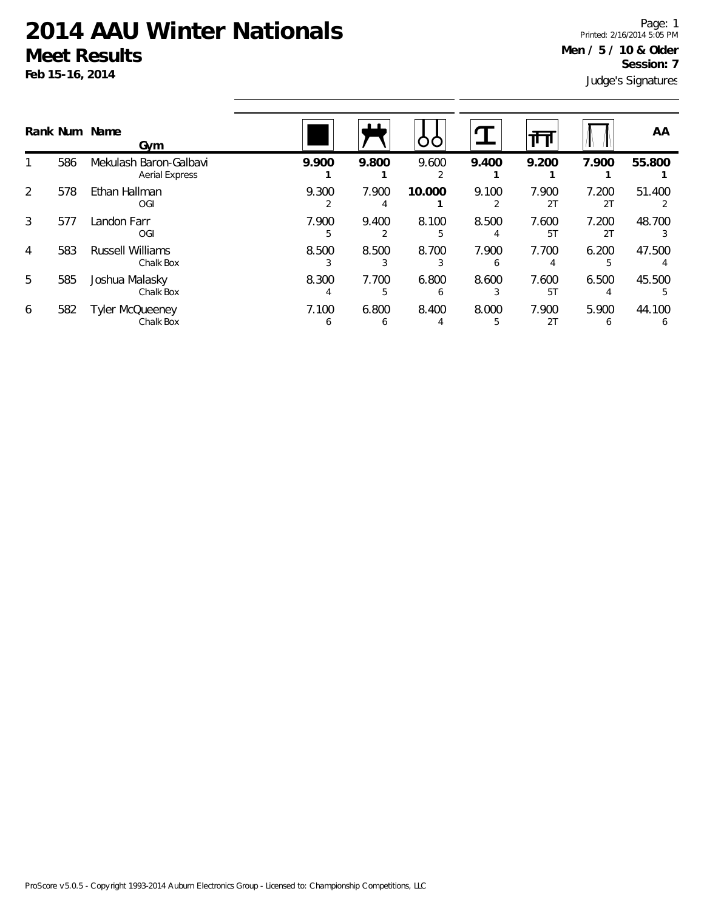# 2014 AAU Winter Nationals

## Meet Results

**Feb 15-16, 2014**

Printed: 2/16/2014 5:05 PM

**Men / 5 / 10 & Older**

**Session: 7**

Judge's Signatures

| Rank | Num | Name / Gym | Floor | Pommel Horse | Rings | Vault | Parallel Bars | High Bar | AA |
|---|---|---|---|---|---|---|---|---|---|
| 1 | 586 | Mekulash Baron-Galbavi<br>Aerial Express | **9.900**<br>**1** | **9.800**<br>**1** | 9.600<br>2 | **9.400**<br>**1** | **9.200**<br>**1** | **7.900**<br>**1** | **55.800**<br>**1** |
| 2 | 578 | Ethan Hallman<br>OGI | 9.300<br>2 | 7.900<br>4 | **10.000**<br>**1** | 9.100<br>2 | 7.900<br>2T | 7.200<br>2T | 51.400<br>2 |
| 3 | 577 | Landon Farr<br>OGI | 7.900<br>5 | 9.400<br>2 | 8.100<br>5 | 8.500<br>4 | 7.600<br>5T | 7.200<br>2T | 48.700<br>3 |
| 4 | 583 | Russell Williams<br>Chalk Box | 8.500<br>3 | 8.500<br>3 | 8.700<br>3 | 7.900<br>6 | 7.700<br>4 | 6.200<br>5 | 47.500<br>4 |
| 5 | 585 | Joshua Malasky<br>Chalk Box | 8.300<br>4 | 7.700<br>5 | 6.800<br>6 | 8.600<br>3 | 7.600<br>5T | 6.500<br>4 | 45.500<br>5 |
| 6 | 582 | Tyler McQueeney<br>Chalk Box | 7.100<br>6 | 6.800<br>6 | 8.400<br>4 | 8.000<br>5 | 7.900<br>2T | 5.900<br>6 | 44.100<br>6 |

ProScore v5.0.5 - Copyright 1993-2014 Auburn Electronics Group - Licensed to: Championship Competitions, LLC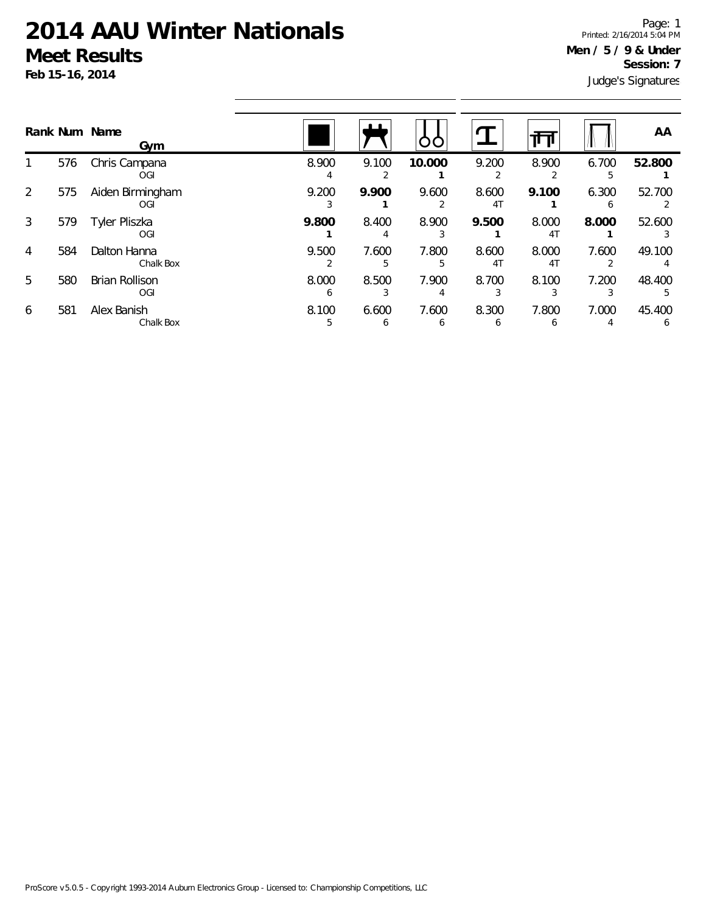# 2014 AAU Winter Nationals

## Meet Results

**Feb 15-16, 2014**

**Men / 5 / 9 & Under**
**Session: 7**

Judge's Signatures

| Rank | Num | Name / Gym | Floor | Pommel Horse | Rings | Vault | Parallel Bars | High Bar | AA |
|---|---|---|---|---|---|---|---|---|---|
| 1 | 576 | Chris Campana<br>OGI | 8.900<br>4 | 9.100<br>2 | **10.000**<br>**1** | 9.200<br>2 | 8.900<br>2 | 6.700<br>5 | **52.800**<br>**1** |
| 2 | 575 | Aiden Birmingham<br>OGI | 9.200<br>3 | **9.900**<br>**1** | 9.600<br>2 | 8.600<br>4T | **9.100**<br>**1** | 6.300<br>6 | 52.700<br>2 |
| 3 | 579 | Tyler Pliszka<br>OGI | **9.800**<br>**1** | 8.400<br>4 | 8.900<br>3 | **9.500**<br>**1** | 8.000<br>4T | **8.000**<br>**1** | 52.600<br>3 |
| 4 | 584 | Dalton Hanna<br>Chalk Box | 9.500<br>2 | 7.600<br>5 | 7.800<br>5 | 8.600<br>4T | 8.000<br>4T | 7.600<br>2 | 49.100<br>4 |
| 5 | 580 | Brian Rollison<br>OGI | 8.000<br>6 | 8.500<br>3 | 7.900<br>4 | 8.700<br>3 | 8.100<br>3 | 7.200<br>3 | 48.400<br>5 |
| 6 | 581 | Alex Banish<br>Chalk Box | 8.100<br>5 | 6.600<br>6 | 7.600<br>6 | 8.300<br>6 | 7.800<br>6 | 7.000<br>4 | 45.400<br>6 |

ProScore v5.0.5 - Copyright 1993-2014 Auburn Electronics Group - Licensed to: Championship Competitions, LLC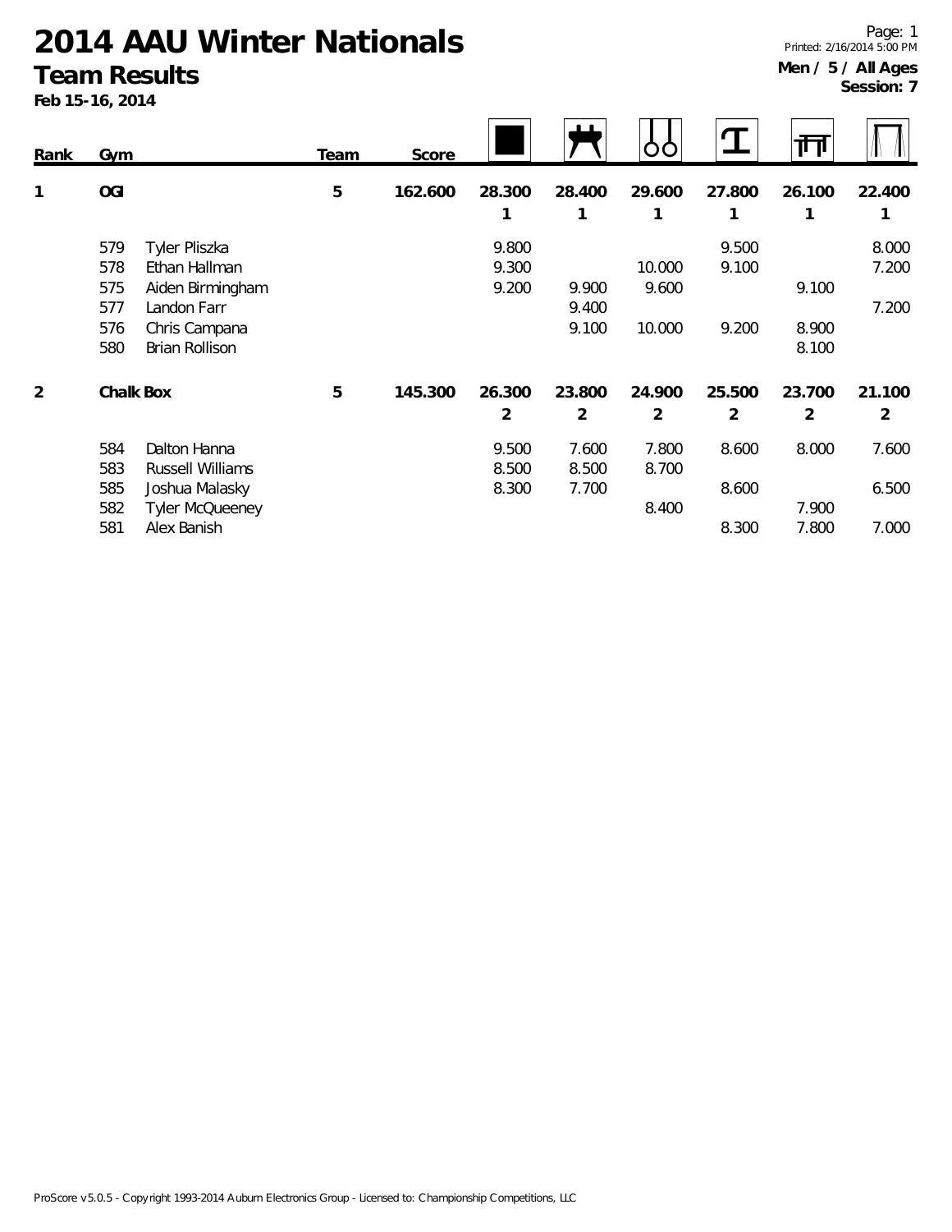# 2014 AAU Winter Nationals

## Team Results

**Feb 15-16, 2014**

Printed: 2/16/2014 5:00 PM

**Men / 5 / All Ages**
**Session: 7**

| Rank | Gym | | Team | Score | Floor | Pommel Horse | Rings | Vault | Parallel Bars | High Bar |
|---|---|---|---|---|---|---|---|---|---|---|
| 1 | OGI | | 5 | 162.600 | 28.300 (1) | 28.400 (1) | 29.600 (1) | 27.800 (1) | 26.100 (1) | 22.400 (1) |
| | 579 | Tyler Pliszka | | | 9.800 | | | 9.500 | | 8.000 |
| | 578 | Ethan Hallman | | | 9.300 | | 10.000 | 9.100 | | 7.200 |
| | 575 | Aiden Birmingham | | | 9.200 | 9.900 | 9.600 | | 9.100 | |
| | 577 | Landon Farr | | | | 9.400 | | | | 7.200 |
| | 576 | Chris Campana | | | | 9.100 | 10.000 | 9.200 | 8.900 | |
| | 580 | Brian Rollison | | | | | | | 8.100 | |
| 2 | Chalk Box | | 5 | 145.300 | 26.300 (2) | 23.800 (2) | 24.900 (2) | 25.500 (2) | 23.700 (2) | 21.100 (2) |
| | 584 | Dalton Hanna | | | 9.500 | 7.600 | 7.800 | 8.600 | 8.000 | 7.600 |
| | 583 | Russell Williams | | | 8.500 | 8.500 | 8.700 | | | |
| | 585 | Joshua Malasky | | | 8.300 | 7.700 | | 8.600 | | 6.500 |
| | 582 | Tyler McQueeney | | | | | 8.400 | | 7.900 | |
| | 581 | Alex Banish | | | | | | 8.300 | 7.800 | 7.000 |

ProScore v5.0.5 - Copyright 1993-2014 Auburn Electronics Group - Licensed to: Championship Competitions, LLC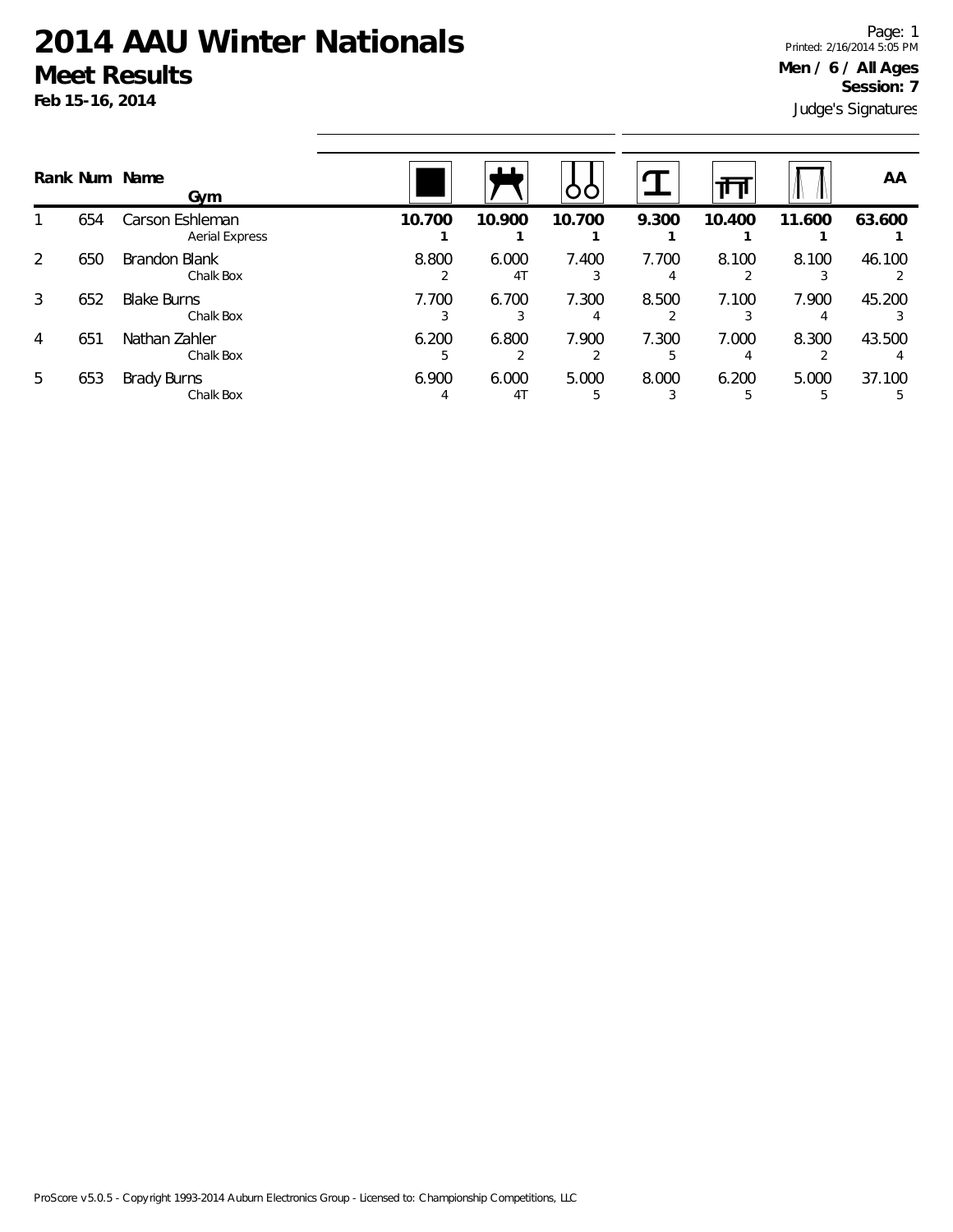# 2014 AAU Winter Nationals

## Meet Results

**Feb 15-16, 2014**

Printed: 2/16/2014 5:05 PM

**Men / 6 / All Ages**

**Session: 7**

Judge's Signatures

| Rank | Num | Name / Gym | Floor | Pommel Horse | Rings | Vault | Parallel Bars | High Bar | AA |
|---|---|---|---|---|---|---|---|---|---|
| 1 | 654 | Carson Eshleman<br>Aerial Express | **10.700**<br>**1** | **10.900**<br>**1** | **10.700**<br>**1** | **9.300**<br>**1** | **10.400**<br>**1** | **11.600**<br>**1** | **63.600**<br>**1** |
| 2 | 650 | Brandon Blank<br>Chalk Box | 8.800<br>2 | 6.000<br>4T | 7.400<br>3 | 7.700<br>4 | 8.100<br>2 | 8.100<br>3 | 46.100<br>2 |
| 3 | 652 | Blake Burns<br>Chalk Box | 7.700<br>3 | 6.700<br>3 | 7.300<br>4 | 8.500<br>2 | 7.100<br>3 | 7.900<br>4 | 45.200<br>3 |
| 4 | 651 | Nathan Zahler<br>Chalk Box | 6.200<br>5 | 6.800<br>2 | 7.900<br>2 | 7.300<br>5 | 7.000<br>4 | 8.300<br>2 | 43.500<br>4 |
| 5 | 653 | Brady Burns<br>Chalk Box | 6.900<br>4 | 6.000<br>4T | 5.000<br>5 | 8.000<br>3 | 6.200<br>5 | 5.000<br>5 | 37.100<br>5 |

ProScore v5.0.5 - Copyright 1993-2014 Auburn Electronics Group - Licensed to: Championship Competitions, LLC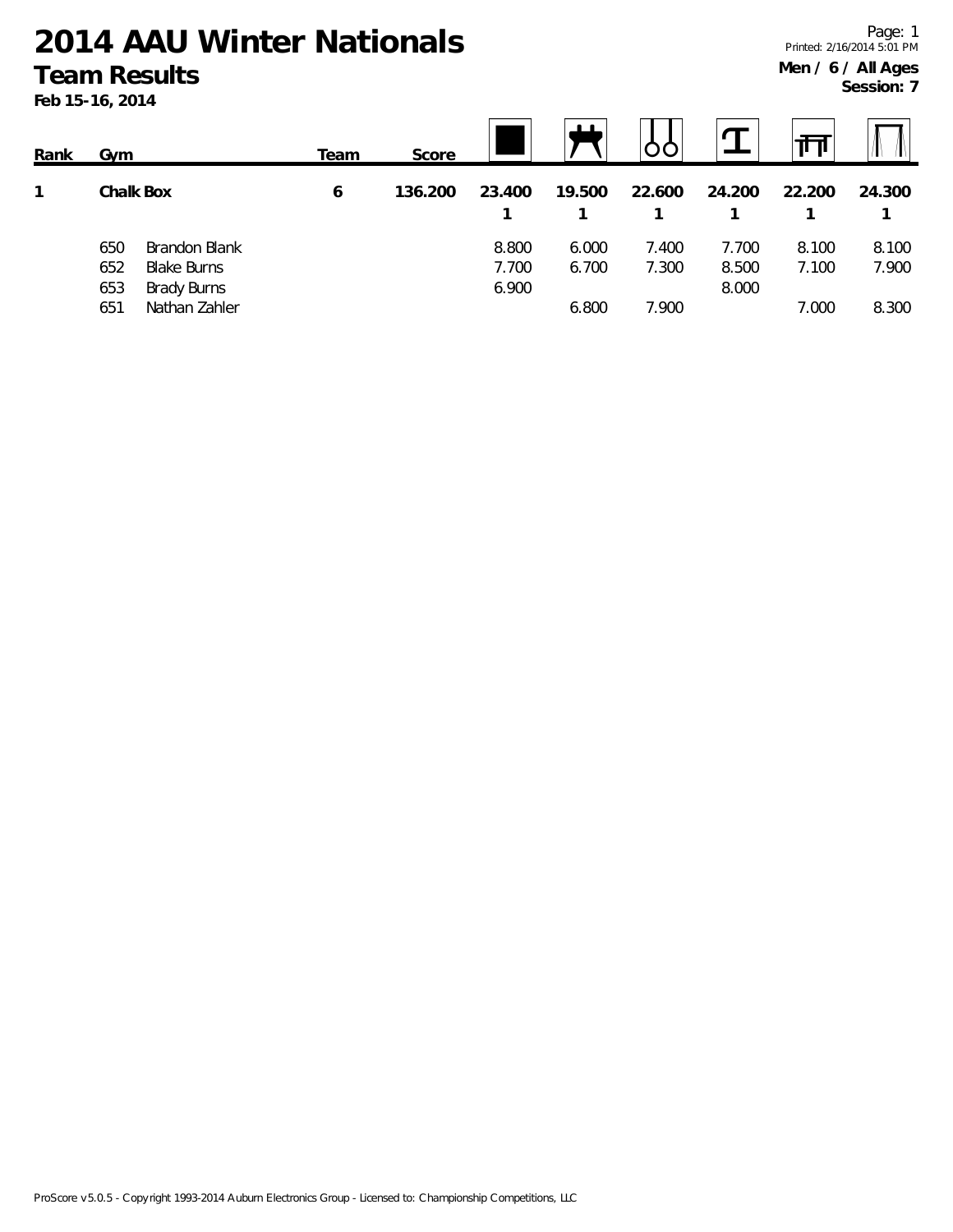# 2014 AAU Winter Nationals

## Team Results

**Feb 15-16, 2014**

Printed: 2/16/2014 5:01 PM

**Men / 6 / All Ages**
**Session: 7**

| Rank | Gym | | Team | Score | Floor | Pommel Horse | Rings | Vault | Parallel Bars | High Bar |
|---|---|---|---|---|---|---|---|---|---|---|
| 1 | Chalk Box | | 6 | 136.200 | 23.400 | 19.500 | 22.600 | 24.200 | 22.200 | 24.300 |
| | | | | | 1 | 1 | 1 | 1 | 1 | 1 |
| | 650 | Brandon Blank | | | 8.800 | 6.000 | 7.400 | 7.700 | 8.100 | 8.100 |
| | 652 | Blake Burns | | | 7.700 | 6.700 | 7.300 | 8.500 | 7.100 | 7.900 |
| | 653 | Brady Burns | | | 6.900 | | | 8.000 | | |
| | 651 | Nathan Zahler | | | | 6.800 | 7.900 | | 7.000 | 8.300 |

ProScore v5.0.5 - Copyright 1993-2014 Auburn Electronics Group - Licensed to: Championship Competitions, LLC